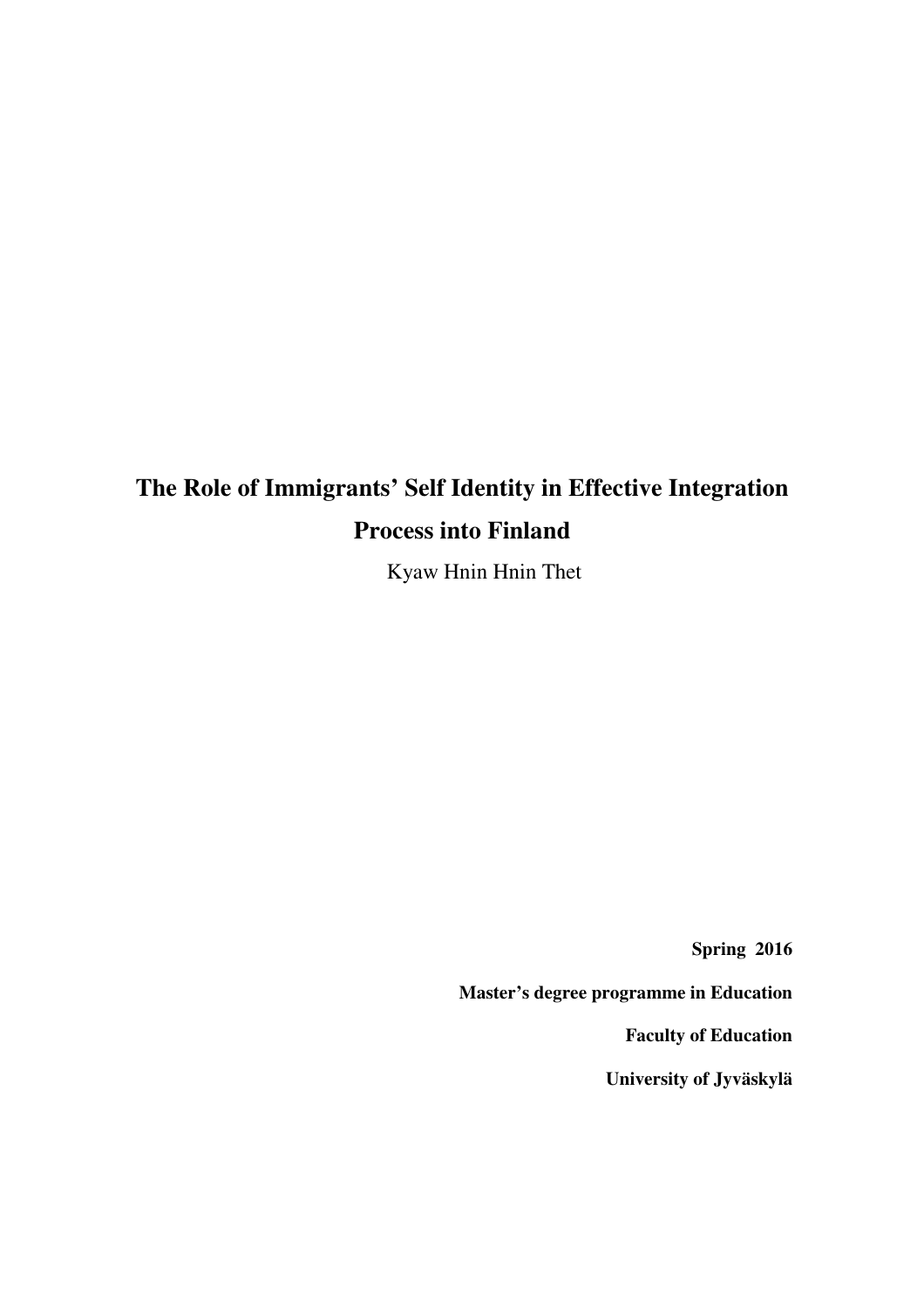# The Role of Immigrants' Self Identity in Effective Integration Process into Finland

Kyaw Hnin Hnin Thet

**Spring 2016**

**Master's degree programme in Education**

**Faculty of Education**

**University of Jyväskylä**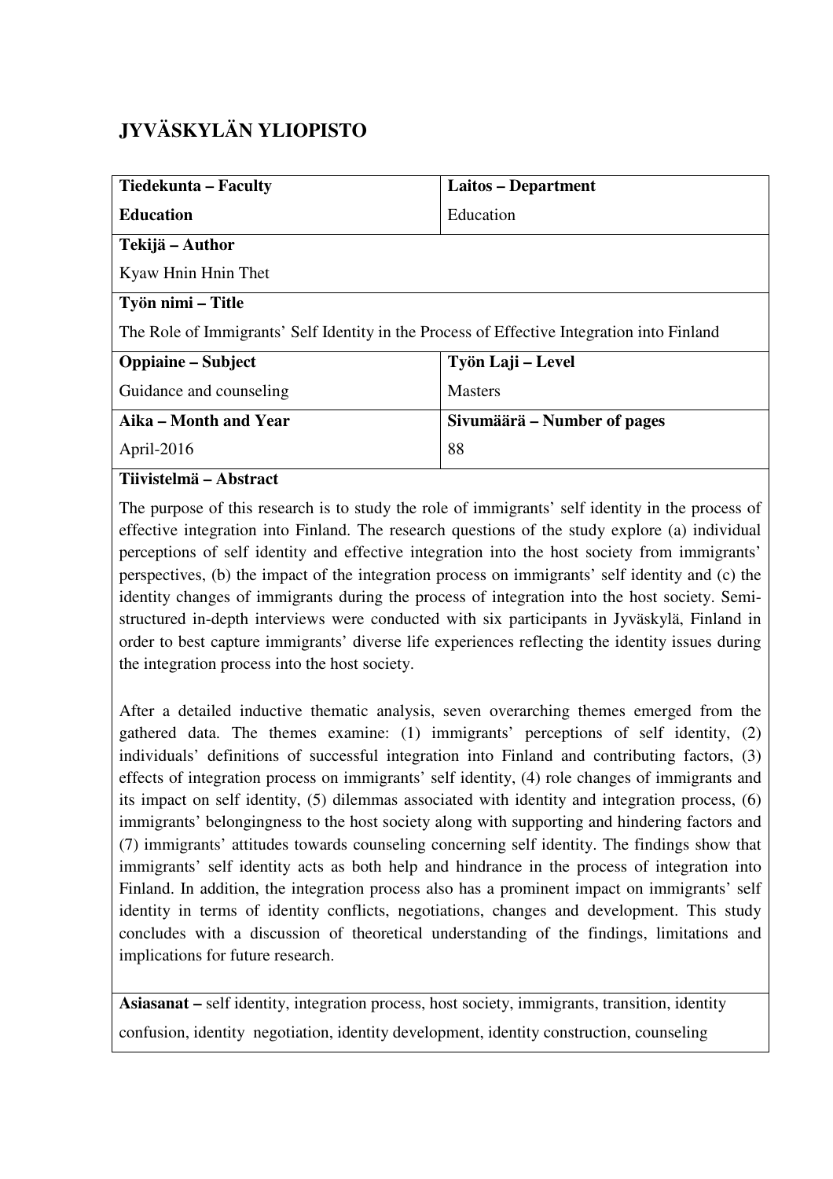# JYVÄSKYLÄN YLIOPISTO

| Tiedekunta – Faculty | Laitos – Department |
|---|---|
| **Education** | Education |
| **Tekijä – Author** | |
| Kyaw Hnin Hnin Thet | |
| **Työn nimi – Title** | |
| The Role of Immigrants' Self Identity in the Process of Effective Integration into Finland | |
| **Oppiaine – Subject** | **Työn Laji – Level** |
| Guidance and counseling | Masters |
| **Aika – Month and Year** | **Sivumäärä – Number of pages** |
| April-2016 | 88 |

**Tiivistelmä – Abstract**

The purpose of this research is to study the role of immigrants' self identity in the process of effective integration into Finland. The research questions of the study explore (a) individual perceptions of self identity and effective integration into the host society from immigrants' perspectives, (b) the impact of the integration process on immigrants' self identity and (c) the identity changes of immigrants during the process of integration into the host society. Semi-structured in-depth interviews were conducted with six participants in Jyväskylä, Finland in order to best capture immigrants' diverse life experiences reflecting the identity issues during the integration process into the host society.

After a detailed inductive thematic analysis, seven overarching themes emerged from the gathered data. The themes examine: (1) immigrants' perceptions of self identity, (2) individuals' definitions of successful integration into Finland and contributing factors, (3) effects of integration process on immigrants' self identity, (4) role changes of immigrants and its impact on self identity, (5) dilemmas associated with identity and integration process, (6) immigrants' belongingness to the host society along with supporting and hindering factors and (7) immigrants' attitudes towards counseling concerning self identity. The findings show that immigrants' self identity acts as both help and hindrance in the process of integration into Finland. In addition, the integration process also has a prominent impact on immigrants' self identity in terms of identity conflicts, negotiations, changes and development. This study concludes with a discussion of theoretical understanding of the findings, limitations and implications for future research.

**Asiasanat –** self identity, integration process, host society, immigrants, transition, identity confusion, identity negotiation, identity development, identity construction, counseling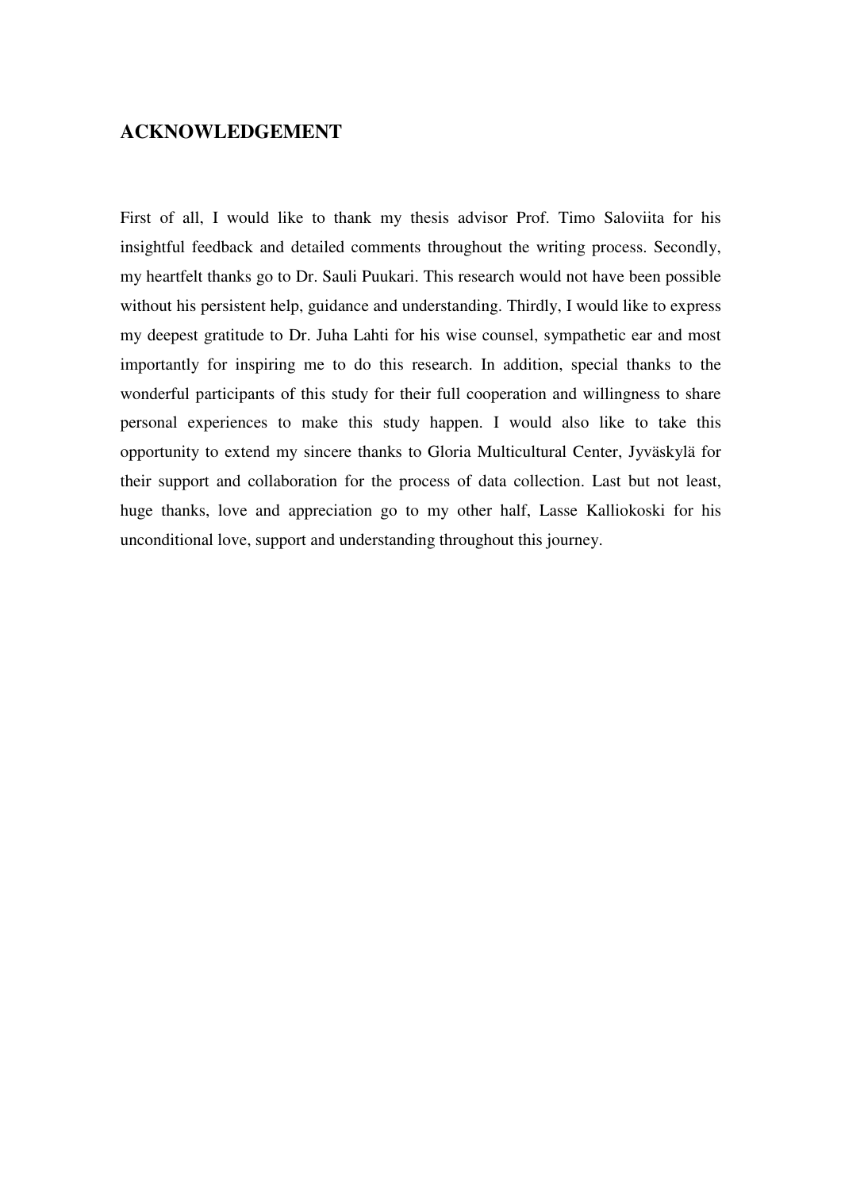## ACKNOWLEDGEMENT

First of all, I would like to thank my thesis advisor Prof. Timo Saloviita for his insightful feedback and detailed comments throughout the writing process. Secondly, my heartfelt thanks go to Dr. Sauli Puukari. This research would not have been possible without his persistent help, guidance and understanding. Thirdly, I would like to express my deepest gratitude to Dr. Juha Lahti for his wise counsel, sympathetic ear and most importantly for inspiring me to do this research. In addition, special thanks to the wonderful participants of this study for their full cooperation and willingness to share personal experiences to make this study happen. I would also like to take this opportunity to extend my sincere thanks to Gloria Multicultural Center, Jyväskylä for their support and collaboration for the process of data collection. Last but not least, huge thanks, love and appreciation go to my other half, Lasse Kalliokoski for his unconditional love, support and understanding throughout this journey.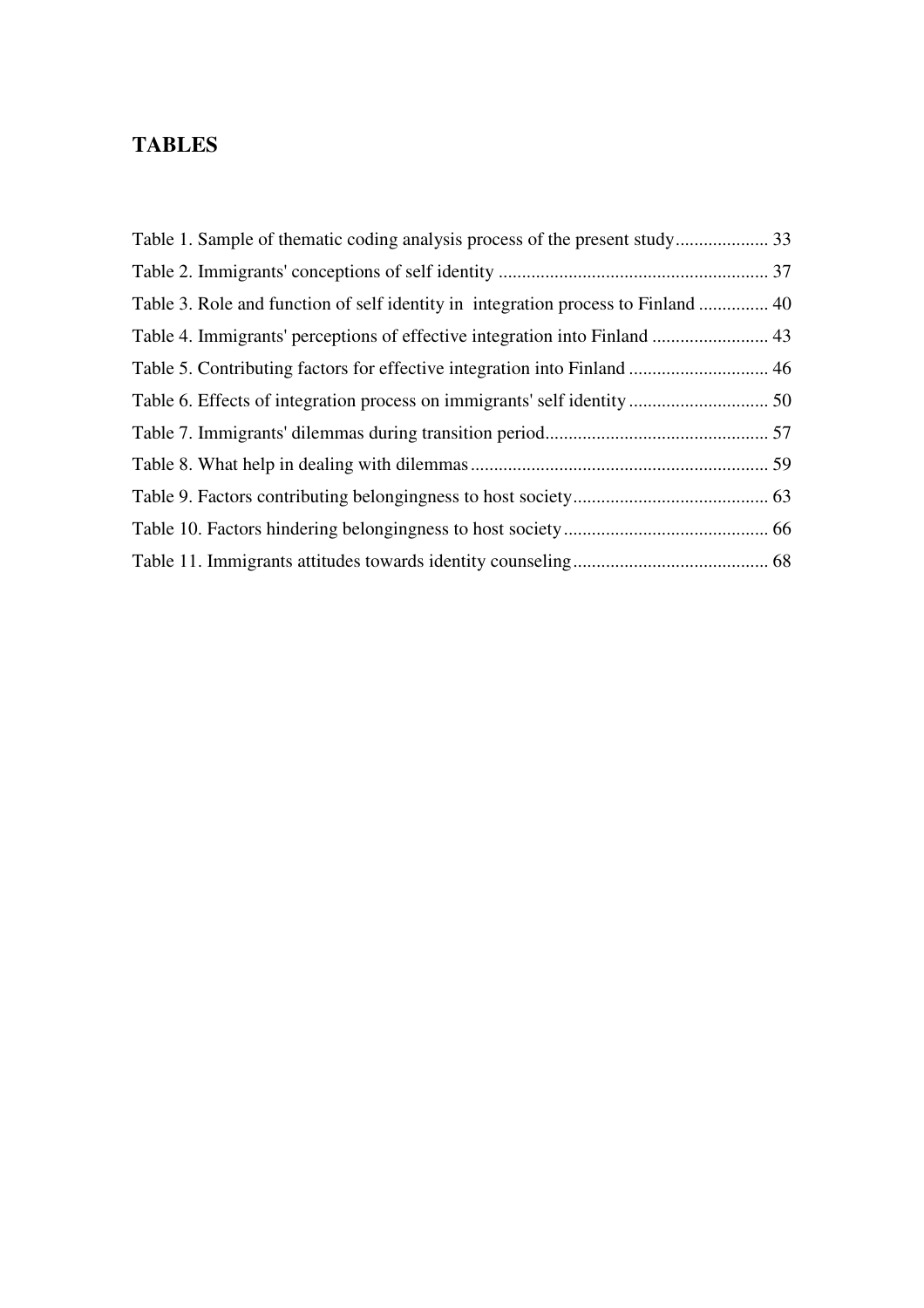# TABLES

Table 1. Sample of thematic coding analysis process of the present study .................... 33
Table 2. Immigrants' conceptions of self identity .......................................................... 37
Table 3. Role and function of self identity in integration process to Finland ............... 40
Table 4. Immigrants' perceptions of effective integration into Finland ......................... 43
Table 5. Contributing factors for effective integration into Finland .............................. 46
Table 6. Effects of integration process on immigrants' self identity .............................. 50
Table 7. Immigrants' dilemmas during transition period................................................ 57
Table 8. What help in dealing with dilemmas ................................................................ 59
Table 9. Factors contributing belongingness to host society.......................................... 63
Table 10. Factors hindering belongingness to host society ............................................ 66
Table 11. Immigrants attitudes towards identity counseling.......................................... 68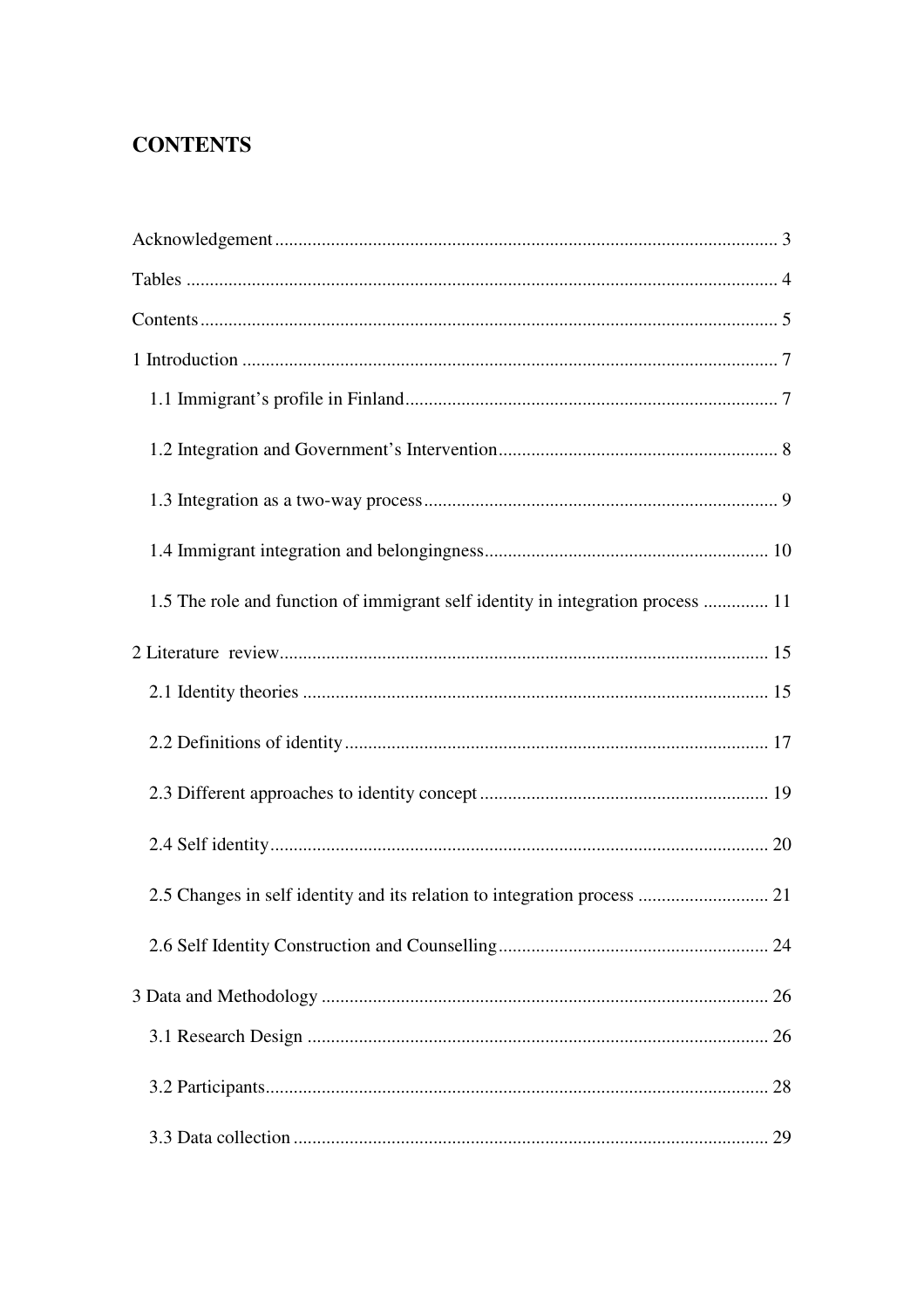# CONTENTS

Acknowledgement ........ 3

Tables ........ 4

Contents ........ 5

1 Introduction ........ 7

- 1.1 Immigrant's profile in Finland ........ 7
- 1.2 Integration and Government's Intervention ........ 8
- 1.3 Integration as a two-way process ........ 9
- 1.4 Immigrant integration and belongingness ........ 10
- 1.5 The role and function of immigrant self identity in integration process ........ 11

2 Literature review ........ 15

- 2.1 Identity theories ........ 15
- 2.2 Definitions of identity ........ 17
- 2.3 Different approaches to identity concept ........ 19
- 2.4 Self identity ........ 20
- 2.5 Changes in self identity and its relation to integration process ........ 21
- 2.6 Self Identity Construction and Counselling ........ 24

3 Data and Methodology ........ 26

- 3.1 Research Design ........ 26
- 3.2 Participants ........ 28
- 3.3 Data collection ........ 29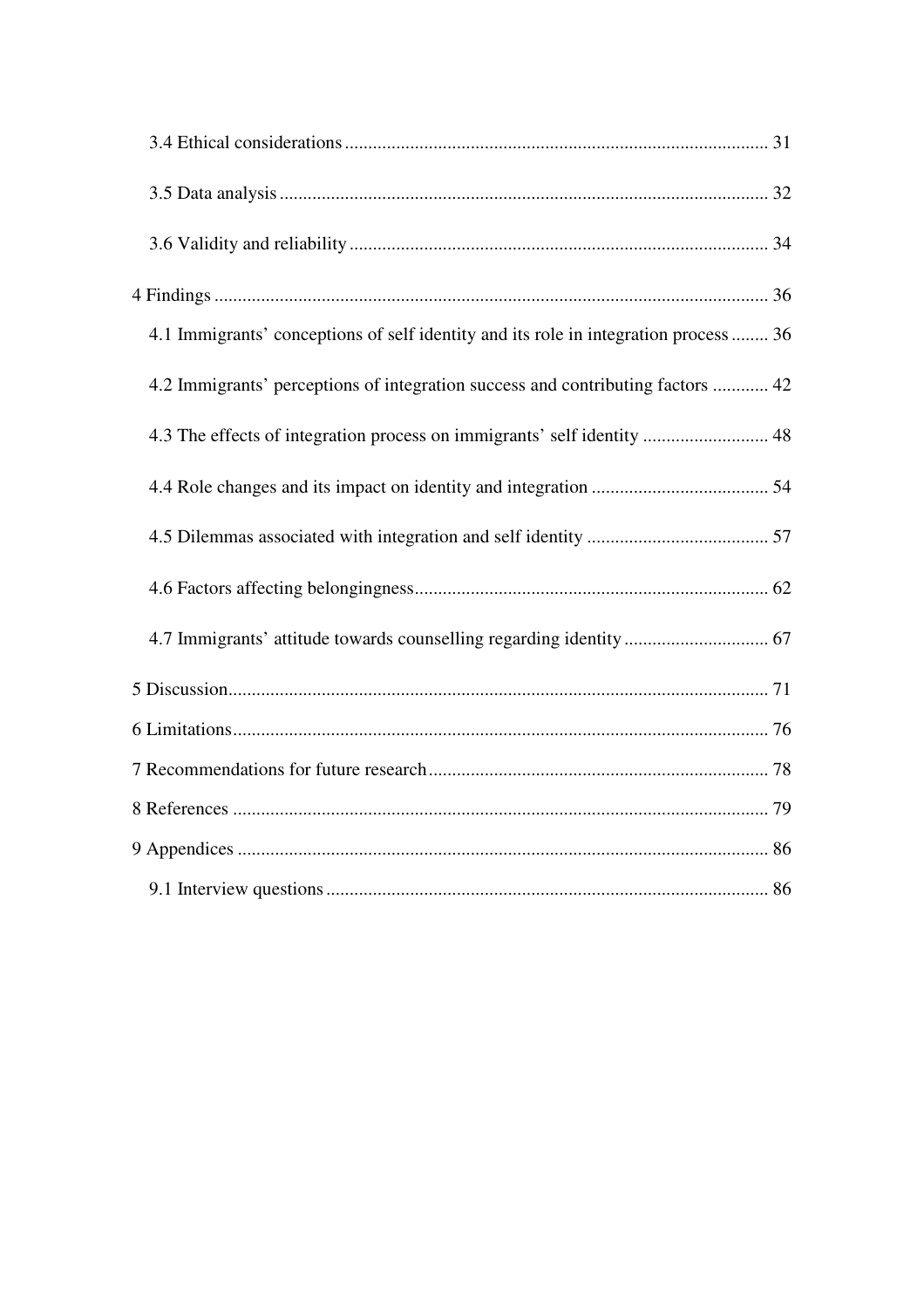3.4 Ethical considerations .......................................................................................... 31

3.5 Data analysis ........................................................................................................ 32

3.6 Validity and reliability ......................................................................................... 34

4 Findings ..................................................................................................................... 36

4.1 Immigrants' conceptions of self identity and its role in integration process ........ 36

4.2 Immigrants' perceptions of integration success and contributing factors ............ 42

4.3 The effects of integration process on immigrants' self identity ........................... 48

4.4 Role changes and its impact on identity and integration ...................................... 54

4.5 Dilemmas associated with integration and self identity ....................................... 57

4.6 Factors affecting belongingness ........................................................................... 62

4.7 Immigrants' attitude towards counselling regarding identity ............................... 67

5 Discussion .................................................................................................................. 71

6 Limitations ................................................................................................................. 76

7 Recommendations for future research ........................................................................ 78

8 References .................................................................................................................. 79

9 Appendices ................................................................................................................. 86

9.1 Interview questions .............................................................................................. 86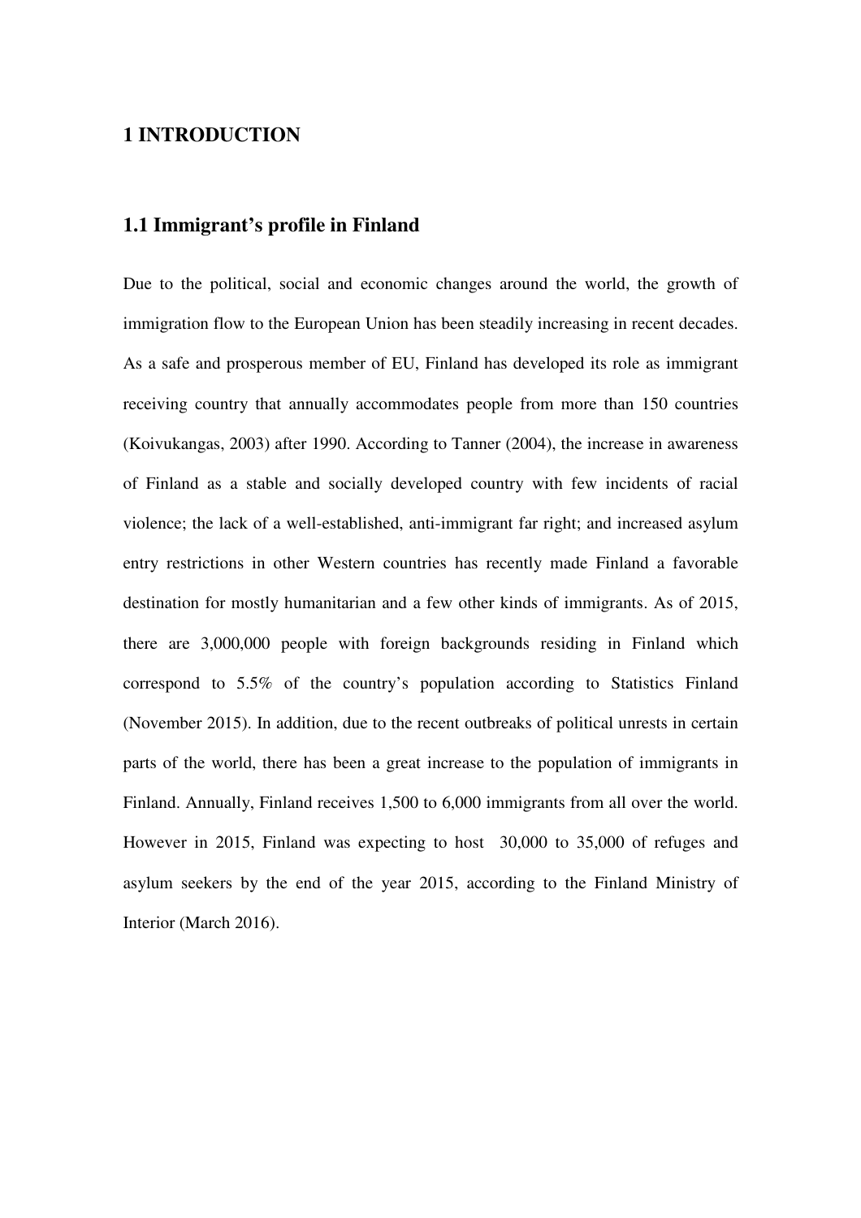# 1 INTRODUCTION

## 1.1 Immigrant's profile in Finland

Due to the political, social and economic changes around the world, the growth of immigration flow to the European Union has been steadily increasing in recent decades. As a safe and prosperous member of EU, Finland has developed its role as immigrant receiving country that annually accommodates people from more than 150 countries (Koivukangas, 2003) after 1990. According to Tanner (2004), the increase in awareness of Finland as a stable and socially developed country with few incidents of racial violence; the lack of a well-established, anti-immigrant far right; and increased asylum entry restrictions in other Western countries has recently made Finland a favorable destination for mostly humanitarian and a few other kinds of immigrants. As of 2015, there are 3,000,000 people with foreign backgrounds residing in Finland which correspond to 5.5% of the country's population according to Statistics Finland (November 2015). In addition, due to the recent outbreaks of political unrests in certain parts of the world, there has been a great increase to the population of immigrants in Finland. Annually, Finland receives 1,500 to 6,000 immigrants from all over the world. However in 2015, Finland was expecting to host 30,000 to 35,000 of refuges and asylum seekers by the end of the year 2015, according to the Finland Ministry of Interior (March 2016).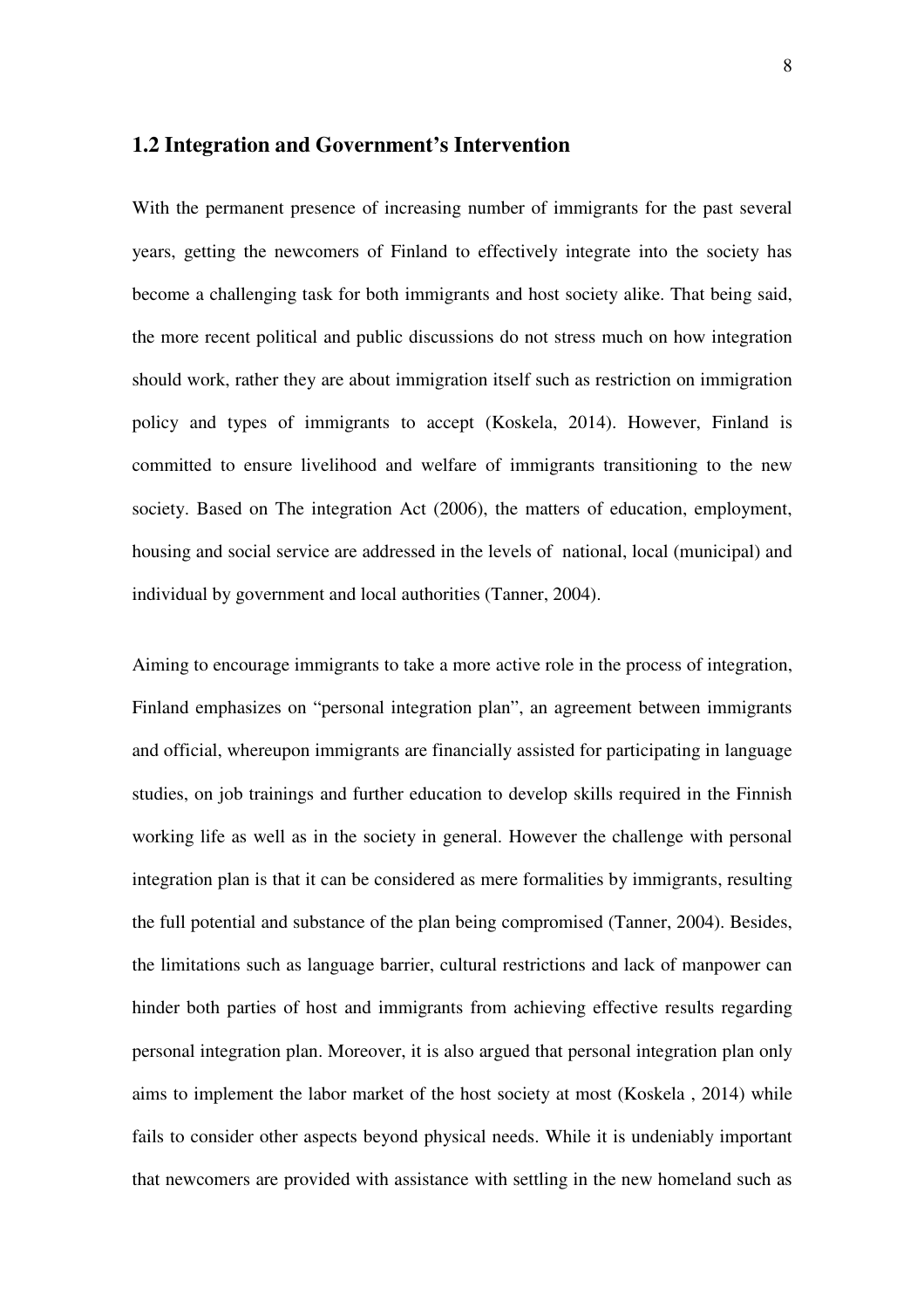## 1.2 Integration and Government's Intervention

With the permanent presence of increasing number of immigrants for the past several years, getting the newcomers of Finland to effectively integrate into the society has become a challenging task for both immigrants and host society alike. That being said, the more recent political and public discussions do not stress much on how integration should work, rather they are about immigration itself such as restriction on immigration policy and types of immigrants to accept (Koskela, 2014). However, Finland is committed to ensure livelihood and welfare of immigrants transitioning to the new society. Based on The integration Act (2006), the matters of education, employment, housing and social service are addressed in the levels of national, local (municipal) and individual by government and local authorities (Tanner, 2004).

Aiming to encourage immigrants to take a more active role in the process of integration, Finland emphasizes on "personal integration plan", an agreement between immigrants and official, whereupon immigrants are financially assisted for participating in language studies, on job trainings and further education to develop skills required in the Finnish working life as well as in the society in general. However the challenge with personal integration plan is that it can be considered as mere formalities by immigrants, resulting the full potential and substance of the plan being compromised (Tanner, 2004). Besides, the limitations such as language barrier, cultural restrictions and lack of manpower can hinder both parties of host and immigrants from achieving effective results regarding personal integration plan. Moreover, it is also argued that personal integration plan only aims to implement the labor market of the host society at most (Koskela , 2014) while fails to consider other aspects beyond physical needs. While it is undeniably important that newcomers are provided with assistance with settling in the new homeland such as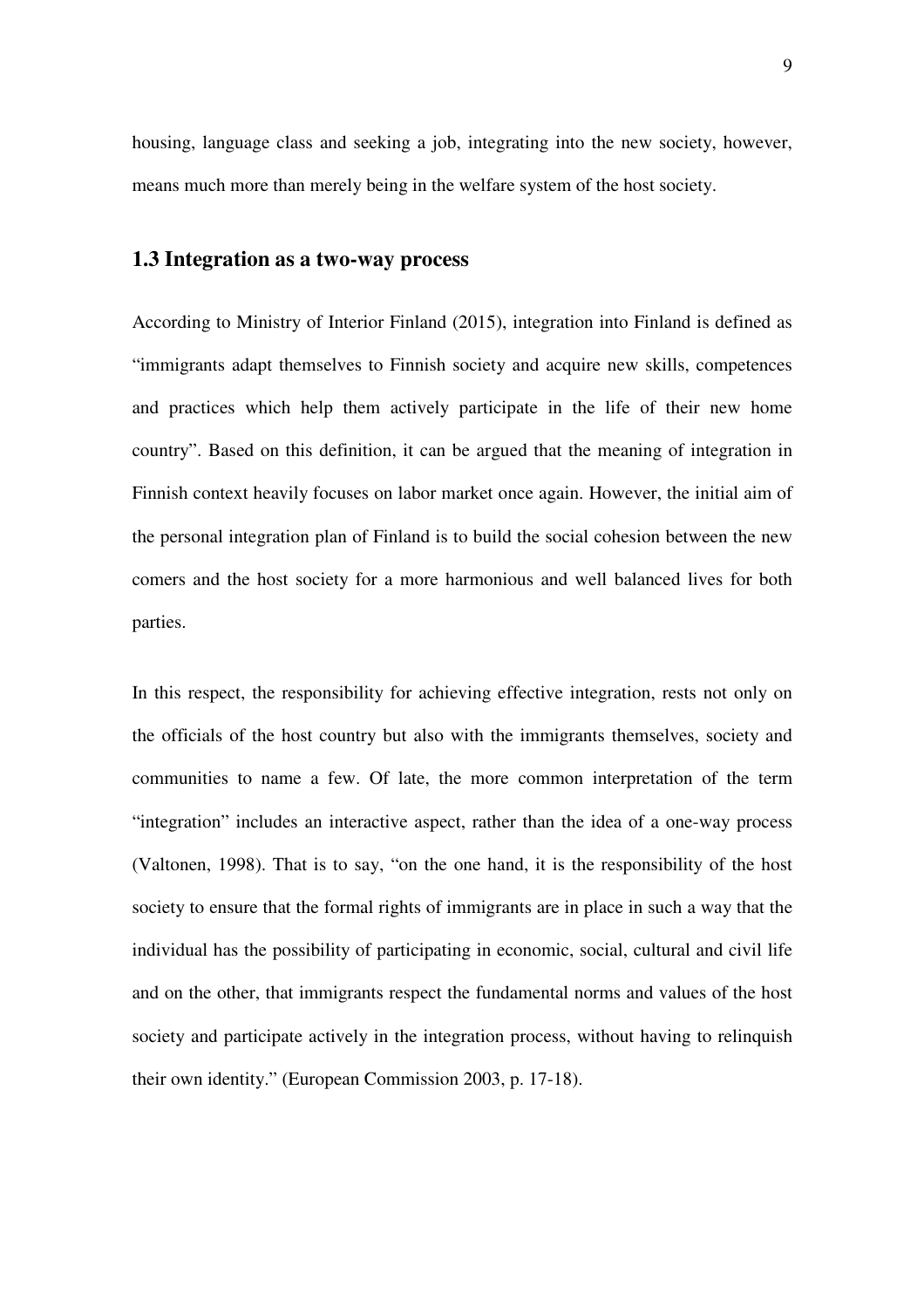housing, language class and seeking a job, integrating into the new society, however, means much more than merely being in the welfare system of the host society.

## 1.3 Integration as a two-way process

According to Ministry of Interior Finland (2015), integration into Finland is defined as "immigrants adapt themselves to Finnish society and acquire new skills, competences and practices which help them actively participate in the life of their new home country". Based on this definition, it can be argued that the meaning of integration in Finnish context heavily focuses on labor market once again. However, the initial aim of the personal integration plan of Finland is to build the social cohesion between the new comers and the host society for a more harmonious and well balanced lives for both parties.

In this respect, the responsibility for achieving effective integration, rests not only on the officials of the host country but also with the immigrants themselves, society and communities to name a few. Of late, the more common interpretation of the term "integration" includes an interactive aspect, rather than the idea of a one-way process (Valtonen, 1998). That is to say, "on the one hand, it is the responsibility of the host society to ensure that the formal rights of immigrants are in place in such a way that the individual has the possibility of participating in economic, social, cultural and civil life and on the other, that immigrants respect the fundamental norms and values of the host society and participate actively in the integration process, without having to relinquish their own identity." (European Commission 2003, p. 17-18).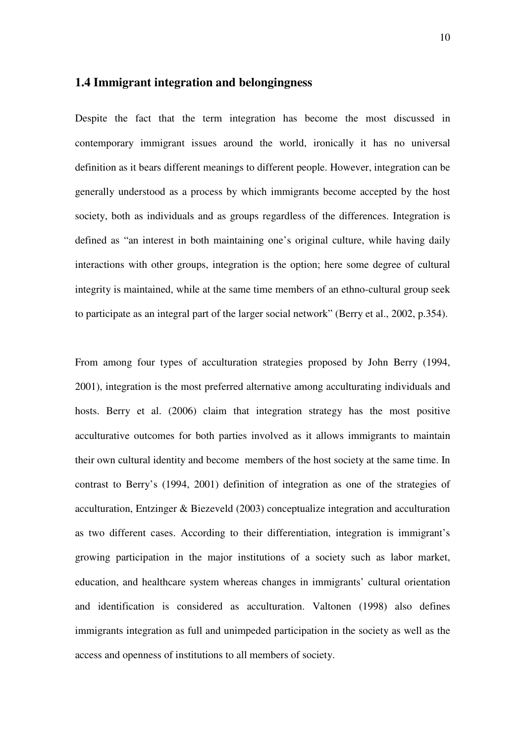## 1.4 Immigrant integration and belongingness

Despite the fact that the term integration has become the most discussed in contemporary immigrant issues around the world, ironically it has no universal definition as it bears different meanings to different people. However, integration can be generally understood as a process by which immigrants become accepted by the host society, both as individuals and as groups regardless of the differences. Integration is defined as "an interest in both maintaining one's original culture, while having daily interactions with other groups, integration is the option; here some degree of cultural integrity is maintained, while at the same time members of an ethno-cultural group seek to participate as an integral part of the larger social network" (Berry et al., 2002, p.354).

From among four types of acculturation strategies proposed by John Berry (1994, 2001), integration is the most preferred alternative among acculturating individuals and hosts. Berry et al. (2006) claim that integration strategy has the most positive acculturative outcomes for both parties involved as it allows immigrants to maintain their own cultural identity and become members of the host society at the same time. In contrast to Berry's (1994, 2001) definition of integration as one of the strategies of acculturation, Entzinger & Biezeveld (2003) conceptualize integration and acculturation as two different cases. According to their differentiation, integration is immigrant's growing participation in the major institutions of a society such as labor market, education, and healthcare system whereas changes in immigrants' cultural orientation and identification is considered as acculturation. Valtonen (1998) also defines immigrants integration as full and unimpeded participation in the society as well as the access and openness of institutions to all members of society.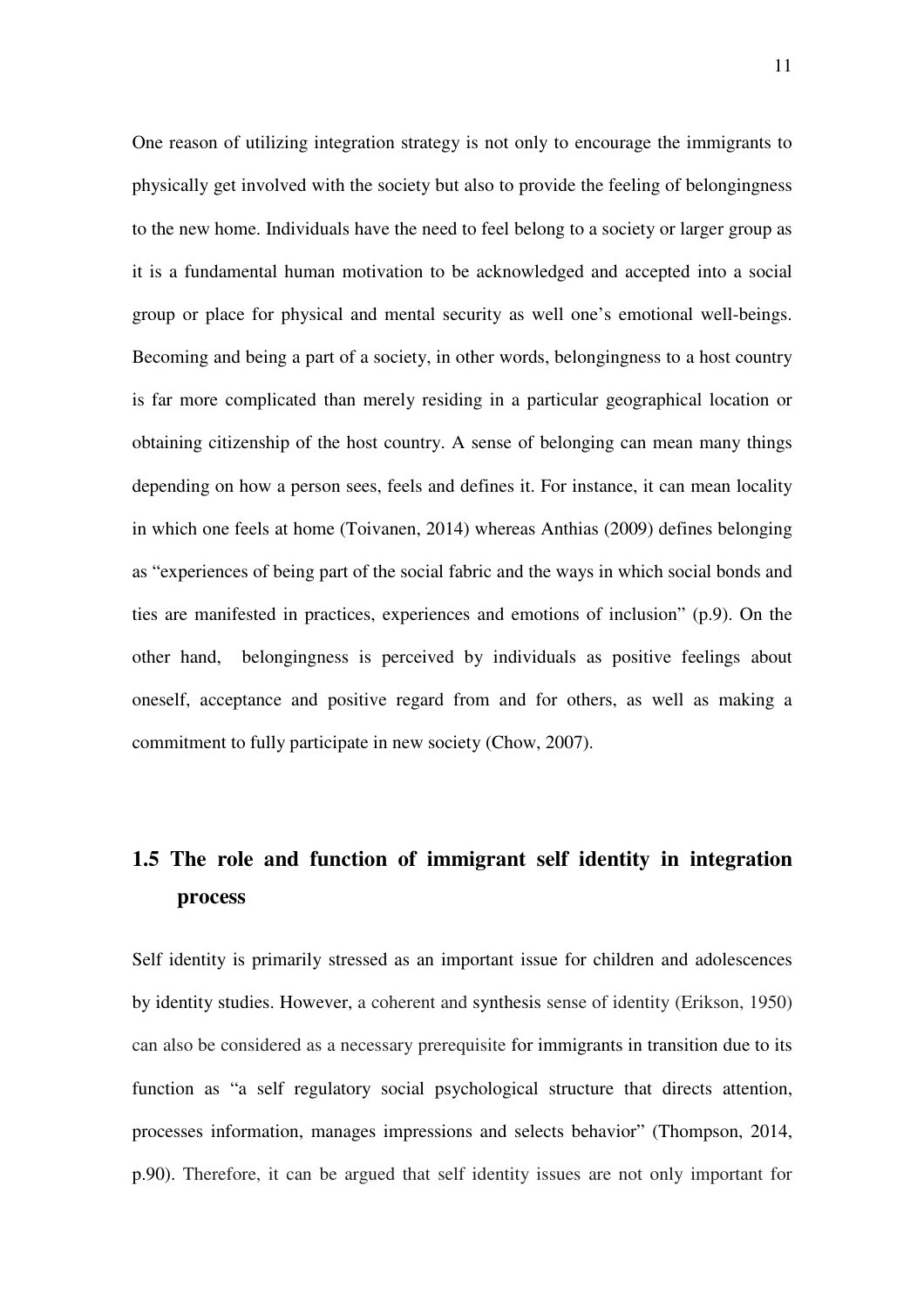One reason of utilizing integration strategy is not only to encourage the immigrants to physically get involved with the society but also to provide the feeling of belongingness to the new home. Individuals have the need to feel belong to a society or larger group as it is a fundamental human motivation to be acknowledged and accepted into a social group or place for physical and mental security as well one's emotional well-beings. Becoming and being a part of a society, in other words, belongingness to a host country is far more complicated than merely residing in a particular geographical location or obtaining citizenship of the host country. A sense of belonging can mean many things depending on how a person sees, feels and defines it. For instance, it can mean locality in which one feels at home (Toivanen, 2014) whereas Anthias (2009) defines belonging as "experiences of being part of the social fabric and the ways in which social bonds and ties are manifested in practices, experiences and emotions of inclusion" (p.9). On the other hand, belongingness is perceived by individuals as positive feelings about oneself, acceptance and positive regard from and for others, as well as making a commitment to fully participate in new society (Chow, 2007).

## 1.5 The role and function of immigrant self identity in integration process

Self identity is primarily stressed as an important issue for children and adolescences by identity studies. However, a coherent and synthesis sense of identity (Erikson, 1950) can also be considered as a necessary prerequisite for immigrants in transition due to its function as "a self regulatory social psychological structure that directs attention, processes information, manages impressions and selects behavior" (Thompson, 2014, p.90). Therefore, it can be argued that self identity issues are not only important for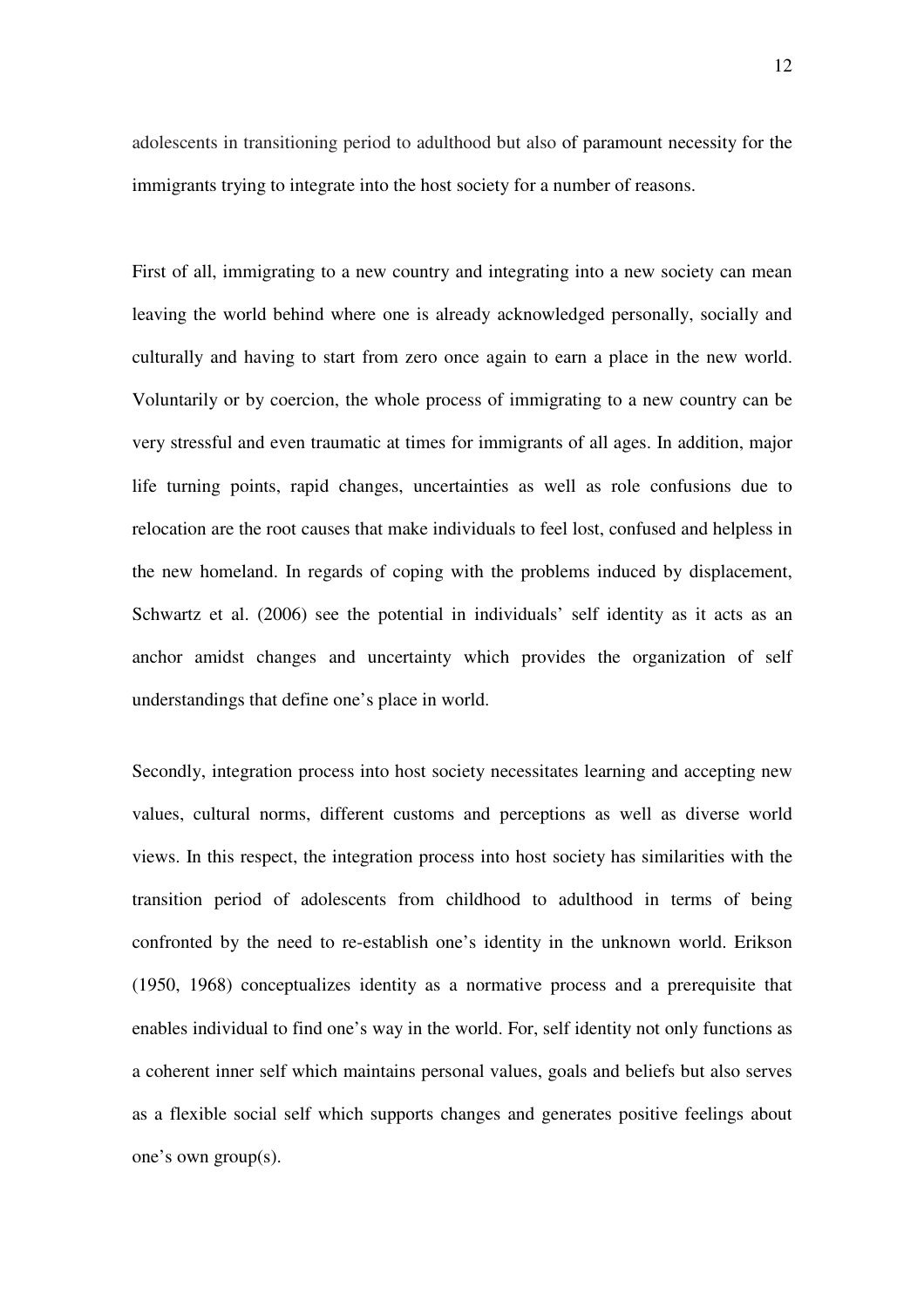adolescents in transitioning period to adulthood but also of paramount necessity for the immigrants trying to integrate into the host society for a number of reasons.

First of all, immigrating to a new country and integrating into a new society can mean leaving the world behind where one is already acknowledged personally, socially and culturally and having to start from zero once again to earn a place in the new world. Voluntarily or by coercion, the whole process of immigrating to a new country can be very stressful and even traumatic at times for immigrants of all ages. In addition, major life turning points, rapid changes, uncertainties as well as role confusions due to relocation are the root causes that make individuals to feel lost, confused and helpless in the new homeland. In regards of coping with the problems induced by displacement, Schwartz et al. (2006) see the potential in individuals' self identity as it acts as an anchor amidst changes and uncertainty which provides the organization of self understandings that define one's place in world.

Secondly, integration process into host society necessitates learning and accepting new values, cultural norms, different customs and perceptions as well as diverse world views. In this respect, the integration process into host society has similarities with the transition period of adolescents from childhood to adulthood in terms of being confronted by the need to re-establish one's identity in the unknown world. Erikson (1950, 1968) conceptualizes identity as a normative process and a prerequisite that enables individual to find one's way in the world. For, self identity not only functions as a coherent inner self which maintains personal values, goals and beliefs but also serves as a flexible social self which supports changes and generates positive feelings about one's own group(s).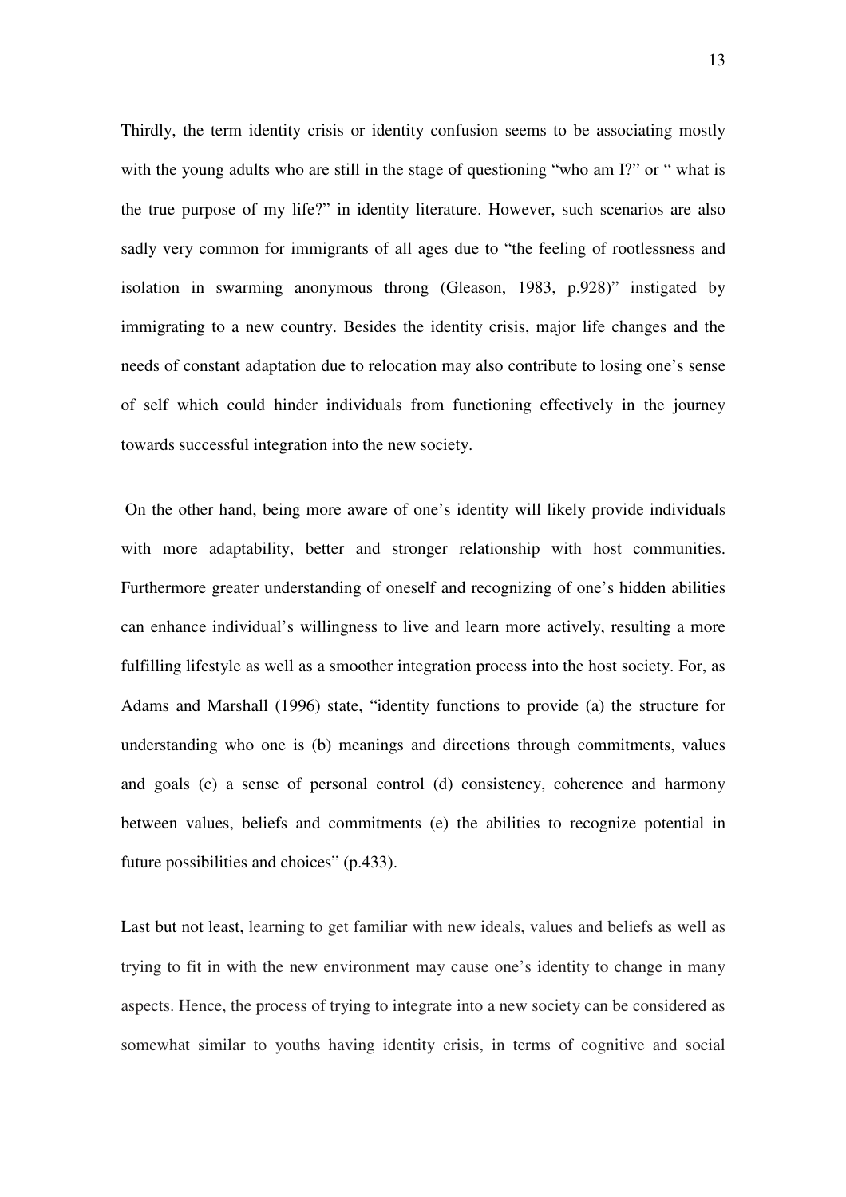Thirdly, the term identity crisis or identity confusion seems to be associating mostly with the young adults who are still in the stage of questioning “who am I?” or “ what is the true purpose of my life?” in identity literature. However, such scenarios are also sadly very common for immigrants of all ages due to “the feeling of rootlessness and isolation in swarming anonymous throng (Gleason, 1983, p.928)” instigated by immigrating to a new country. Besides the identity crisis, major life changes and the needs of constant adaptation due to relocation may also contribute to losing one’s sense of self which could hinder individuals from functioning effectively in the journey towards successful integration into the new society.

On the other hand, being more aware of one’s identity will likely provide individuals with more adaptability, better and stronger relationship with host communities. Furthermore greater understanding of oneself and recognizing of one’s hidden abilities can enhance individual’s willingness to live and learn more actively, resulting a more fulfilling lifestyle as well as a smoother integration process into the host society. For, as Adams and Marshall (1996) state, “identity functions to provide (a) the structure for understanding who one is (b) meanings and directions through commitments, values and goals (c) a sense of personal control (d) consistency, coherence and harmony between values, beliefs and commitments (e) the abilities to recognize potential in future possibilities and choices” (p.433).

Last but not least, learning to get familiar with new ideals, values and beliefs as well as trying to fit in with the new environment may cause one’s identity to change in many aspects. Hence, the process of trying to integrate into a new society can be considered as somewhat similar to youths having identity crisis, in terms of cognitive and social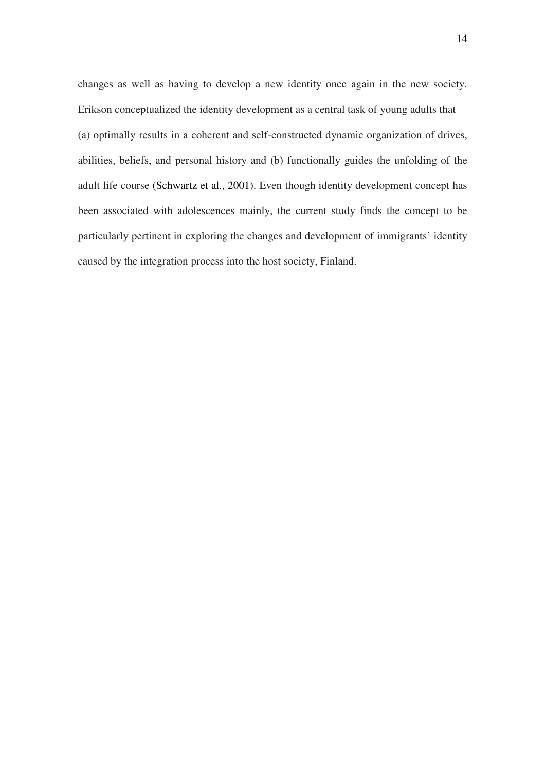changes as well as having to develop a new identity once again in the new society. Erikson conceptualized the identity development as a central task of young adults that (a) optimally results in a coherent and self-constructed dynamic organization of drives, abilities, beliefs, and personal history and (b) functionally guides the unfolding of the adult life course (Schwartz et al., 2001). Even though identity development concept has been associated with adolescences mainly, the current study finds the concept to be particularly pertinent in exploring the changes and development of immigrants' identity caused by the integration process into the host society, Finland.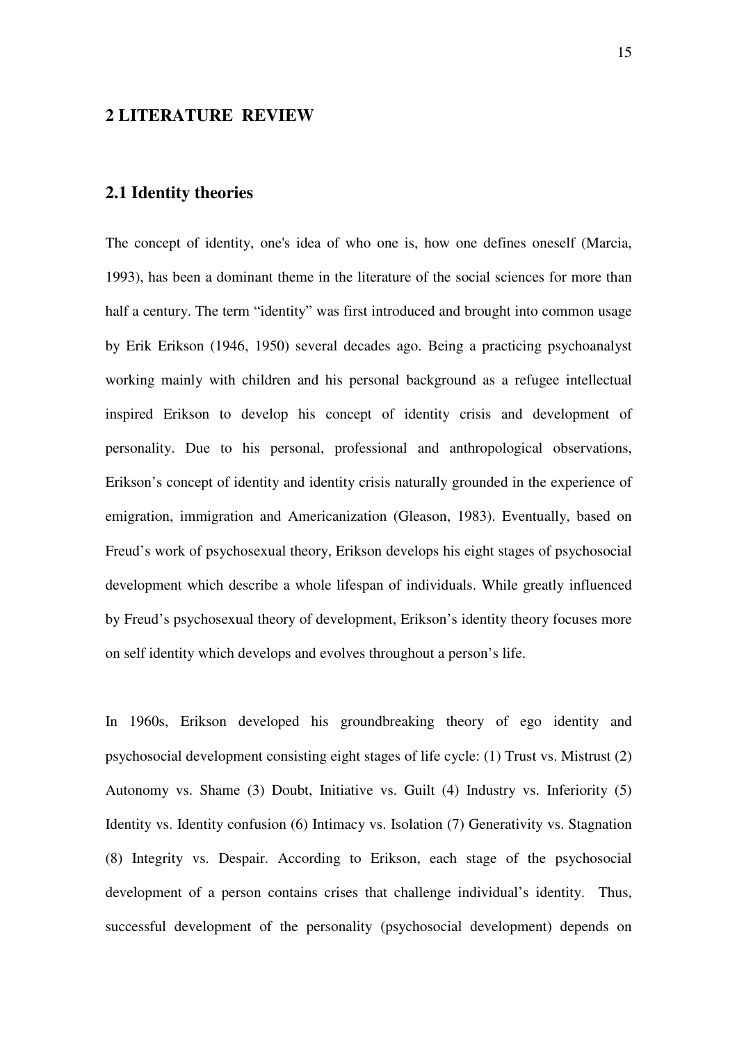# 2 LITERATURE REVIEW

## 2.1 Identity theories

The concept of identity, one's idea of who one is, how one defines oneself (Marcia, 1993), has been a dominant theme in the literature of the social sciences for more than half a century. The term "identity" was first introduced and brought into common usage by Erik Erikson (1946, 1950) several decades ago. Being a practicing psychoanalyst working mainly with children and his personal background as a refugee intellectual inspired Erikson to develop his concept of identity crisis and development of personality. Due to his personal, professional and anthropological observations, Erikson's concept of identity and identity crisis naturally grounded in the experience of emigration, immigration and Americanization (Gleason, 1983). Eventually, based on Freud's work of psychosexual theory, Erikson develops his eight stages of psychosocial development which describe a whole lifespan of individuals. While greatly influenced by Freud's psychosexual theory of development, Erikson's identity theory focuses more on self identity which develops and evolves throughout a person's life.

In 1960s, Erikson developed his groundbreaking theory of ego identity and psychosocial development consisting eight stages of life cycle: (1) Trust vs. Mistrust (2) Autonomy vs. Shame (3) Doubt, Initiative vs. Guilt (4) Industry vs. Inferiority (5) Identity vs. Identity confusion (6) Intimacy vs. Isolation (7) Generativity vs. Stagnation (8) Integrity vs. Despair. According to Erikson, each stage of the psychosocial development of a person contains crises that challenge individual's identity. Thus, successful development of the personality (psychosocial development) depends on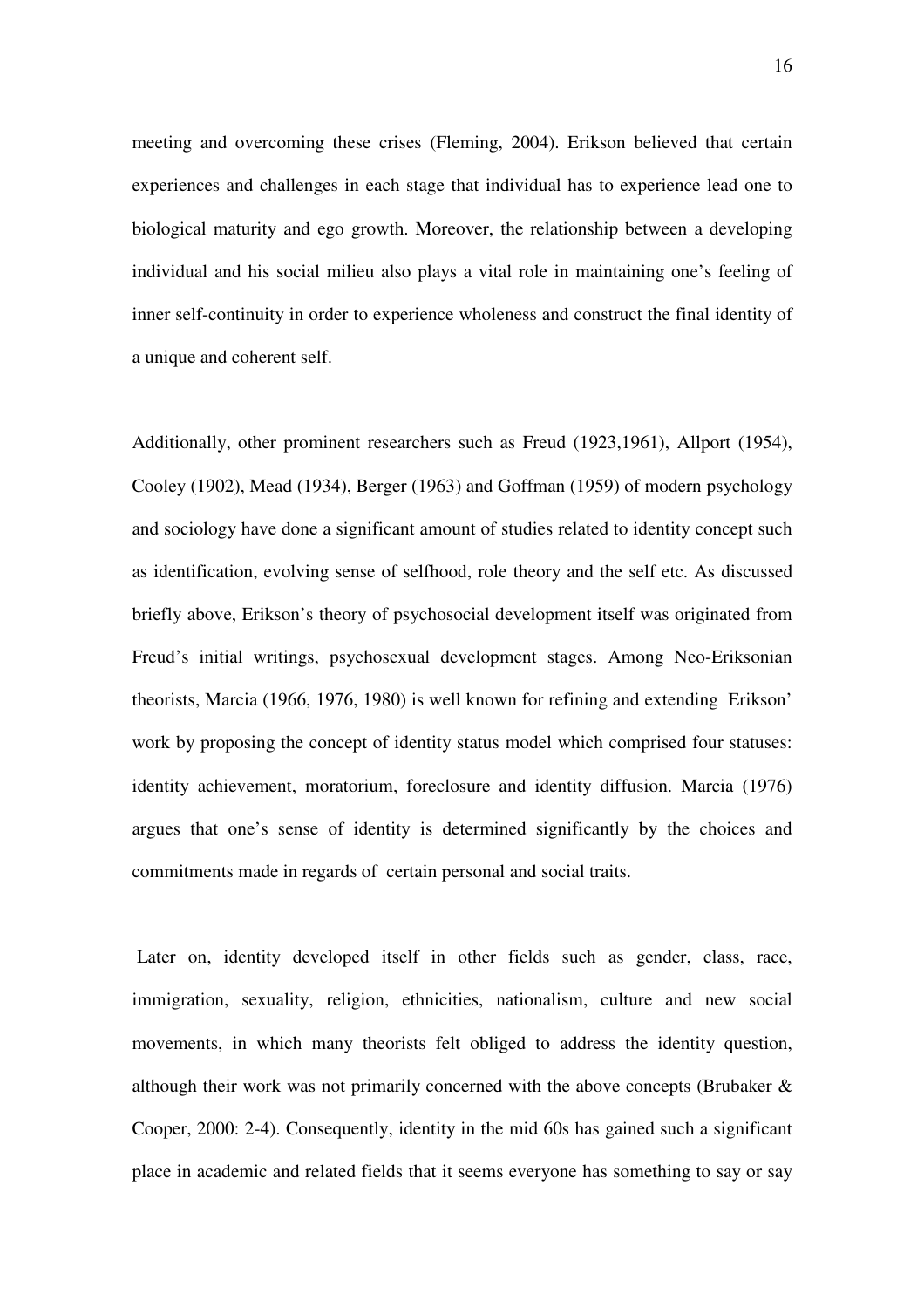meeting and overcoming these crises (Fleming, 2004). Erikson believed that certain experiences and challenges in each stage that individual has to experience lead one to biological maturity and ego growth. Moreover, the relationship between a developing individual and his social milieu also plays a vital role in maintaining one's feeling of inner self-continuity in order to experience wholeness and construct the final identity of a unique and coherent self.

Additionally, other prominent researchers such as Freud (1923,1961), Allport (1954), Cooley (1902), Mead (1934), Berger (1963) and Goffman (1959) of modern psychology and sociology have done a significant amount of studies related to identity concept such as identification, evolving sense of selfhood, role theory and the self etc. As discussed briefly above, Erikson's theory of psychosocial development itself was originated from Freud's initial writings, psychosexual development stages. Among Neo-Eriksonian theorists, Marcia (1966, 1976, 1980) is well known for refining and extending Erikson' work by proposing the concept of identity status model which comprised four statuses: identity achievement, moratorium, foreclosure and identity diffusion. Marcia (1976) argues that one's sense of identity is determined significantly by the choices and commitments made in regards of certain personal and social traits.

Later on, identity developed itself in other fields such as gender, class, race, immigration, sexuality, religion, ethnicities, nationalism, culture and new social movements, in which many theorists felt obliged to address the identity question, although their work was not primarily concerned with the above concepts (Brubaker & Cooper, 2000: 2-4). Consequently, identity in the mid 60s has gained such a significant place in academic and related fields that it seems everyone has something to say or say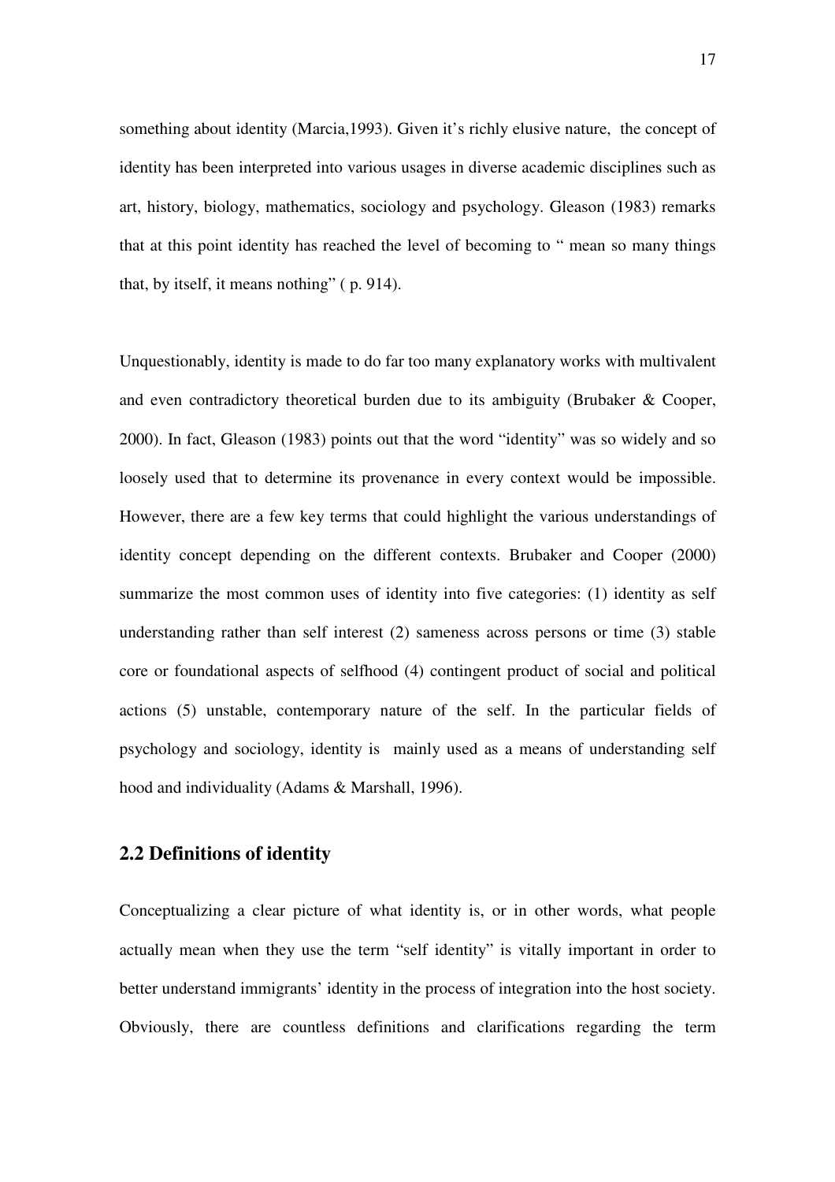something about identity (Marcia,1993). Given it's richly elusive nature, the concept of identity has been interpreted into various usages in diverse academic disciplines such as art, history, biology, mathematics, sociology and psychology. Gleason (1983) remarks that at this point identity has reached the level of becoming to " mean so many things that, by itself, it means nothing" ( p. 914).

Unquestionably, identity is made to do far too many explanatory works with multivalent and even contradictory theoretical burden due to its ambiguity (Brubaker & Cooper, 2000). In fact, Gleason (1983) points out that the word "identity" was so widely and so loosely used that to determine its provenance in every context would be impossible. However, there are a few key terms that could highlight the various understandings of identity concept depending on the different contexts. Brubaker and Cooper (2000) summarize the most common uses of identity into five categories: (1) identity as self understanding rather than self interest (2) sameness across persons or time (3) stable core or foundational aspects of selfhood (4) contingent product of social and political actions (5) unstable, contemporary nature of the self. In the particular fields of psychology and sociology, identity is mainly used as a means of understanding self hood and individuality (Adams & Marshall, 1996).

## 2.2 Definitions of identity

Conceptualizing a clear picture of what identity is, or in other words, what people actually mean when they use the term "self identity" is vitally important in order to better understand immigrants' identity in the process of integration into the host society. Obviously, there are countless definitions and clarifications regarding the term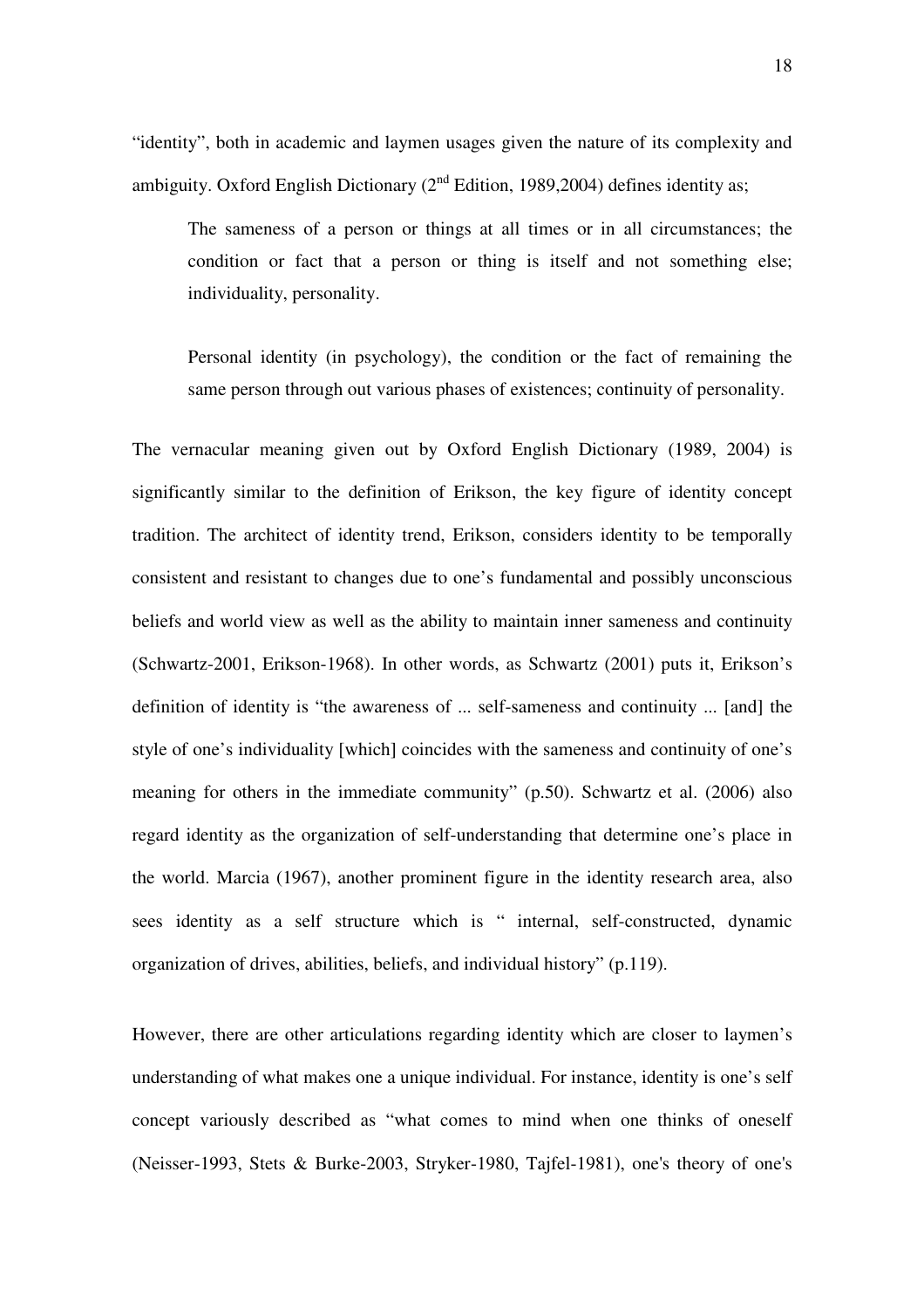"identity", both in academic and laymen usages given the nature of its complexity and ambiguity. Oxford English Dictionary (2nd Edition, 1989,2004) defines identity as;

> The sameness of a person or things at all times or in all circumstances; the condition or fact that a person or thing is itself and not something else; individuality, personality.
>
> Personal identity (in psychology), the condition or the fact of remaining the same person through out various phases of existences; continuity of personality.

The vernacular meaning given out by Oxford English Dictionary (1989, 2004) is significantly similar to the definition of Erikson, the key figure of identity concept tradition. The architect of identity trend, Erikson, considers identity to be temporally consistent and resistant to changes due to one's fundamental and possibly unconscious beliefs and world view as well as the ability to maintain inner sameness and continuity (Schwartz-2001, Erikson-1968). In other words, as Schwartz (2001) puts it, Erikson's definition of identity is "the awareness of ... self-sameness and continuity ... [and] the style of one's individuality [which] coincides with the sameness and continuity of one's meaning for others in the immediate community" (p.50). Schwartz et al. (2006) also regard identity as the organization of self-understanding that determine one's place in the world. Marcia (1967), another prominent figure in the identity research area, also sees identity as a self structure which is " internal, self-constructed, dynamic organization of drives, abilities, beliefs, and individual history" (p.119).

However, there are other articulations regarding identity which are closer to laymen's understanding of what makes one a unique individual. For instance, identity is one's self concept variously described as "what comes to mind when one thinks of oneself (Neisser-1993, Stets & Burke-2003, Stryker-1980, Tajfel-1981), one's theory of one's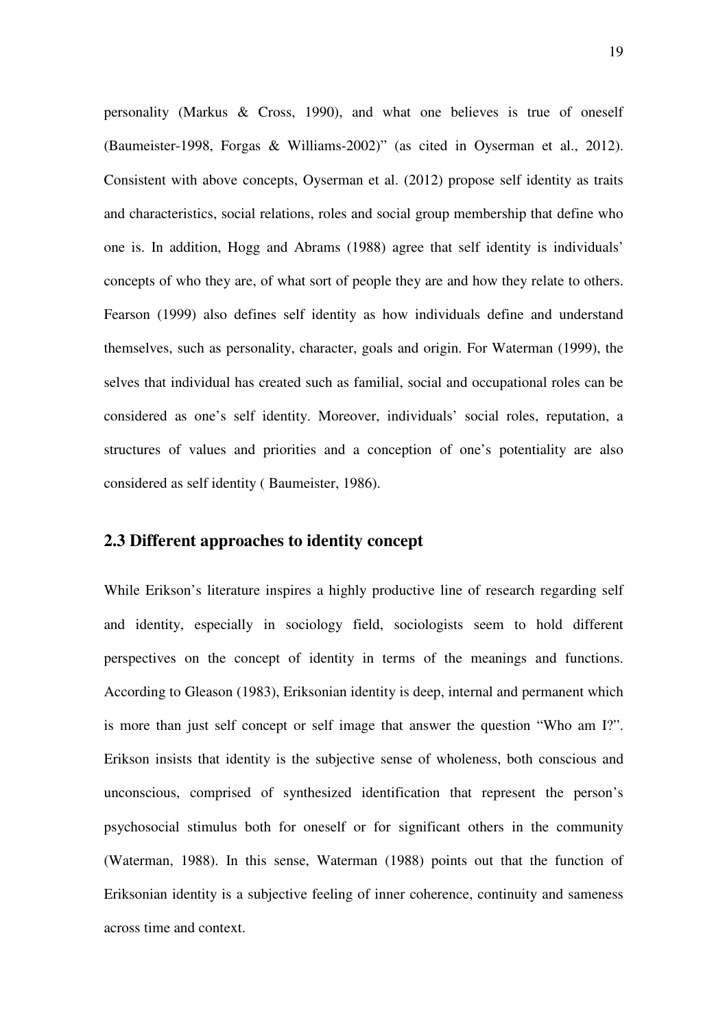personality (Markus & Cross, 1990), and what one believes is true of oneself (Baumeister-1998, Forgas & Williams-2002)" (as cited in Oyserman et al., 2012). Consistent with above concepts, Oyserman et al. (2012) propose self identity as traits and characteristics, social relations, roles and social group membership that define who one is. In addition, Hogg and Abrams (1988) agree that self identity is individuals' concepts of who they are, of what sort of people they are and how they relate to others. Fearson (1999) also defines self identity as how individuals define and understand themselves, such as personality, character, goals and origin. For Waterman (1999), the selves that individual has created such as familial, social and occupational roles can be considered as one's self identity. Moreover, individuals' social roles, reputation, a structures of values and priorities and a conception of one's potentiality are also considered as self identity ( Baumeister, 1986).

## 2.3 Different approaches to identity concept

While Erikson's literature inspires a highly productive line of research regarding self and identity, especially in sociology field, sociologists seem to hold different perspectives on the concept of identity in terms of the meanings and functions. According to Gleason (1983), Eriksonian identity is deep, internal and permanent which is more than just self concept or self image that answer the question "Who am I?". Erikson insists that identity is the subjective sense of wholeness, both conscious and unconscious, comprised of synthesized identification that represent the person's psychosocial stimulus both for oneself or for significant others in the community (Waterman, 1988). In this sense, Waterman (1988) points out that the function of Eriksonian identity is a subjective feeling of inner coherence, continuity and sameness across time and context.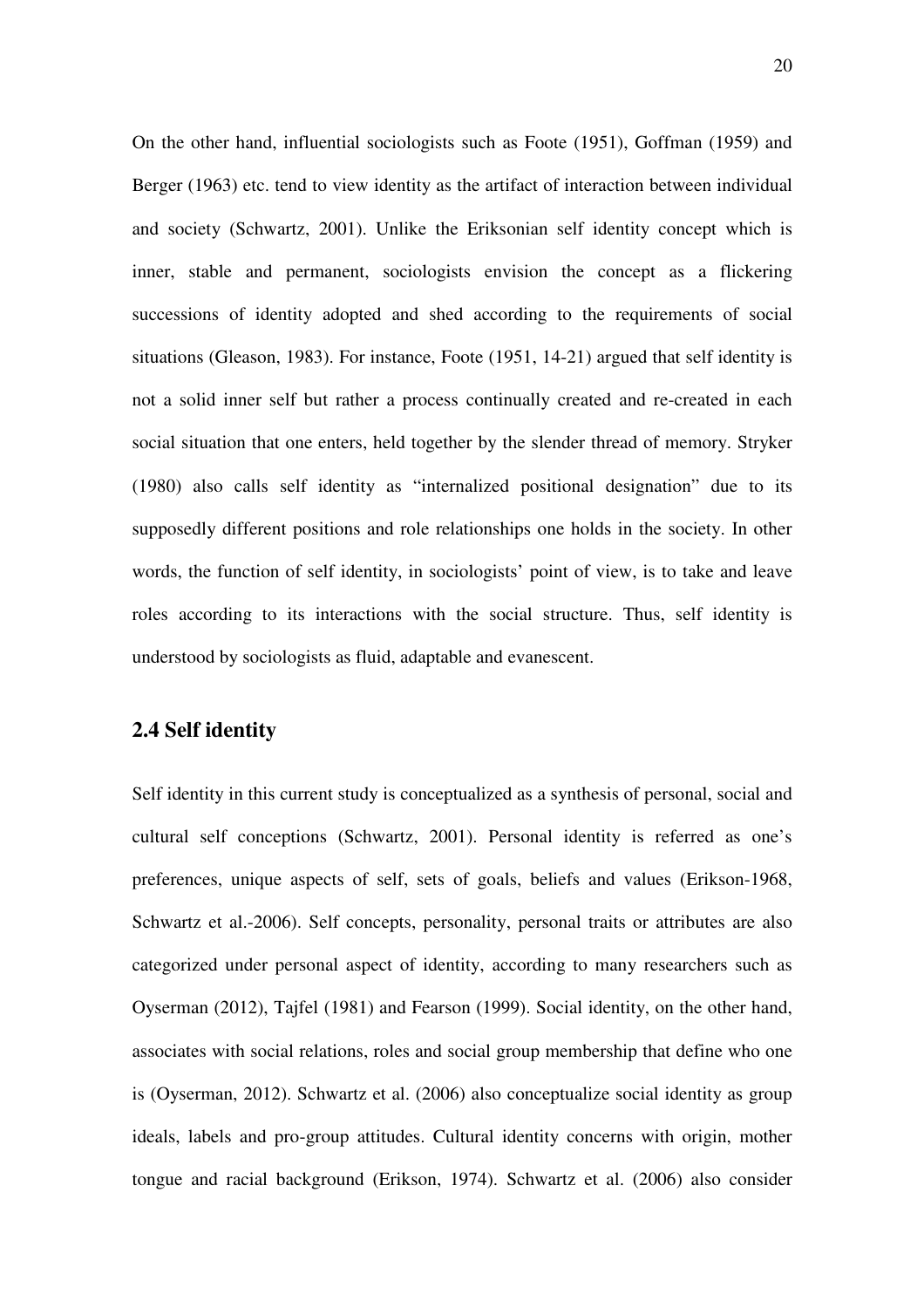On the other hand, influential sociologists such as Foote (1951), Goffman (1959) and Berger (1963) etc. tend to view identity as the artifact of interaction between individual and society (Schwartz, 2001). Unlike the Eriksonian self identity concept which is inner, stable and permanent, sociologists envision the concept as a flickering successions of identity adopted and shed according to the requirements of social situations (Gleason, 1983). For instance, Foote (1951, 14-21) argued that self identity is not a solid inner self but rather a process continually created and re-created in each social situation that one enters, held together by the slender thread of memory. Stryker (1980) also calls self identity as "internalized positional designation" due to its supposedly different positions and role relationships one holds in the society. In other words, the function of self identity, in sociologists' point of view, is to take and leave roles according to its interactions with the social structure. Thus, self identity is understood by sociologists as fluid, adaptable and evanescent.

## 2.4 Self identity

Self identity in this current study is conceptualized as a synthesis of personal, social and cultural self conceptions (Schwartz, 2001). Personal identity is referred as one's preferences, unique aspects of self, sets of goals, beliefs and values (Erikson-1968, Schwartz et al.-2006). Self concepts, personality, personal traits or attributes are also categorized under personal aspect of identity, according to many researchers such as Oyserman (2012), Tajfel (1981) and Fearson (1999). Social identity, on the other hand, associates with social relations, roles and social group membership that define who one is (Oyserman, 2012). Schwartz et al. (2006) also conceptualize social identity as group ideals, labels and pro-group attitudes. Cultural identity concerns with origin, mother tongue and racial background (Erikson, 1974). Schwartz et al. (2006) also consider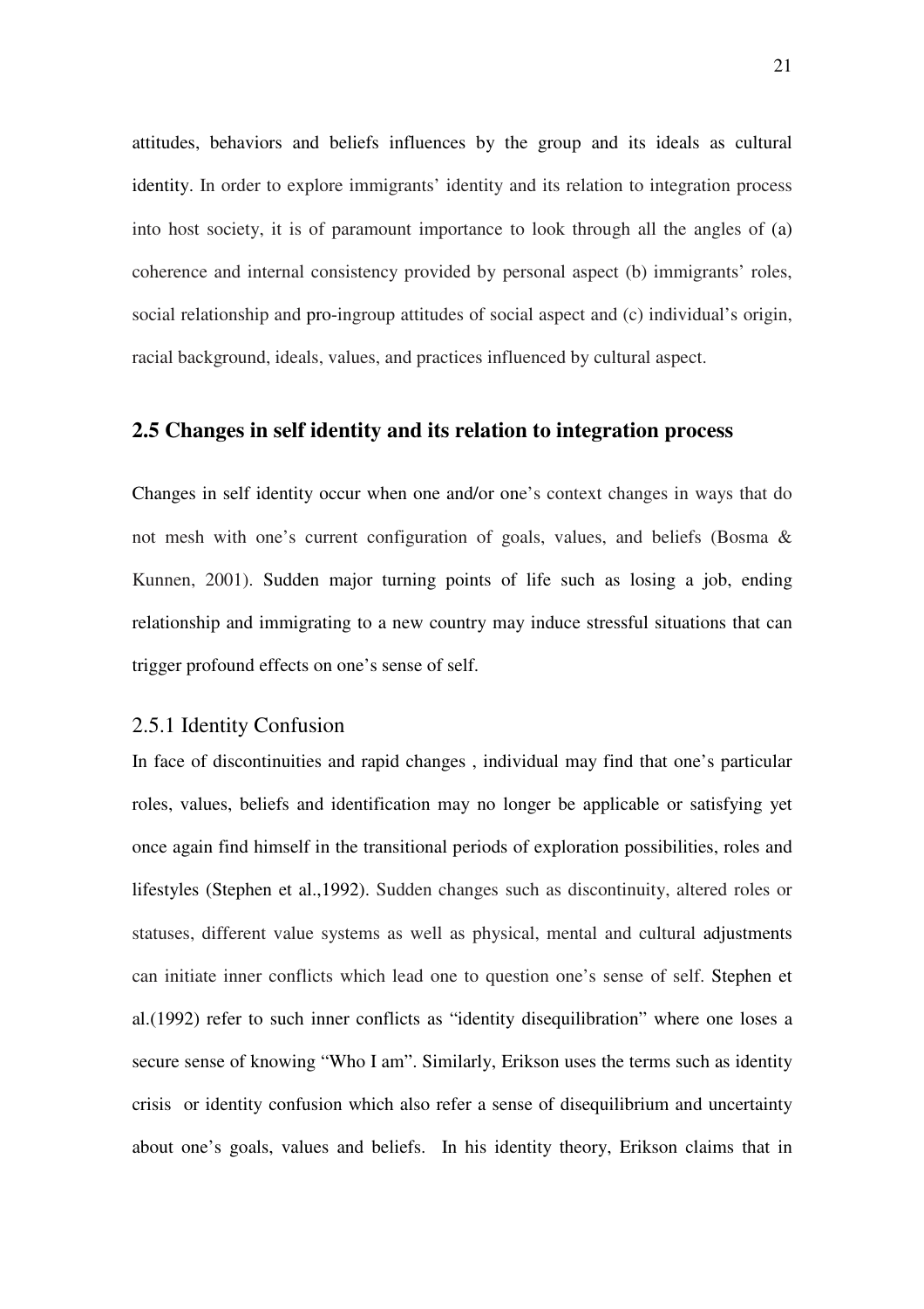attitudes, behaviors and beliefs influences by the group and its ideals as cultural identity. In order to explore immigrants' identity and its relation to integration process into host society, it is of paramount importance to look through all the angles of (a) coherence and internal consistency provided by personal aspect (b) immigrants' roles, social relationship and pro-ingroup attitudes of social aspect and (c) individual's origin, racial background, ideals, values, and practices influenced by cultural aspect.

## 2.5 Changes in self identity and its relation to integration process

Changes in self identity occur when one and/or one's context changes in ways that do not mesh with one's current configuration of goals, values, and beliefs (Bosma & Kunnen, 2001). Sudden major turning points of life such as losing a job, ending relationship and immigrating to a new country may induce stressful situations that can trigger profound effects on one's sense of self.

### 2.5.1 Identity Confusion

In face of discontinuities and rapid changes , individual may find that one's particular roles, values, beliefs and identification may no longer be applicable or satisfying yet once again find himself in the transitional periods of exploration possibilities, roles and lifestyles (Stephen et al.,1992). Sudden changes such as discontinuity, altered roles or statuses, different value systems as well as physical, mental and cultural adjustments can initiate inner conflicts which lead one to question one's sense of self. Stephen et al.(1992) refer to such inner conflicts as "identity disequilibration" where one loses a secure sense of knowing "Who I am". Similarly, Erikson uses the terms such as identity crisis or identity confusion which also refer a sense of disequilibrium and uncertainty about one's goals, values and beliefs. In his identity theory, Erikson claims that in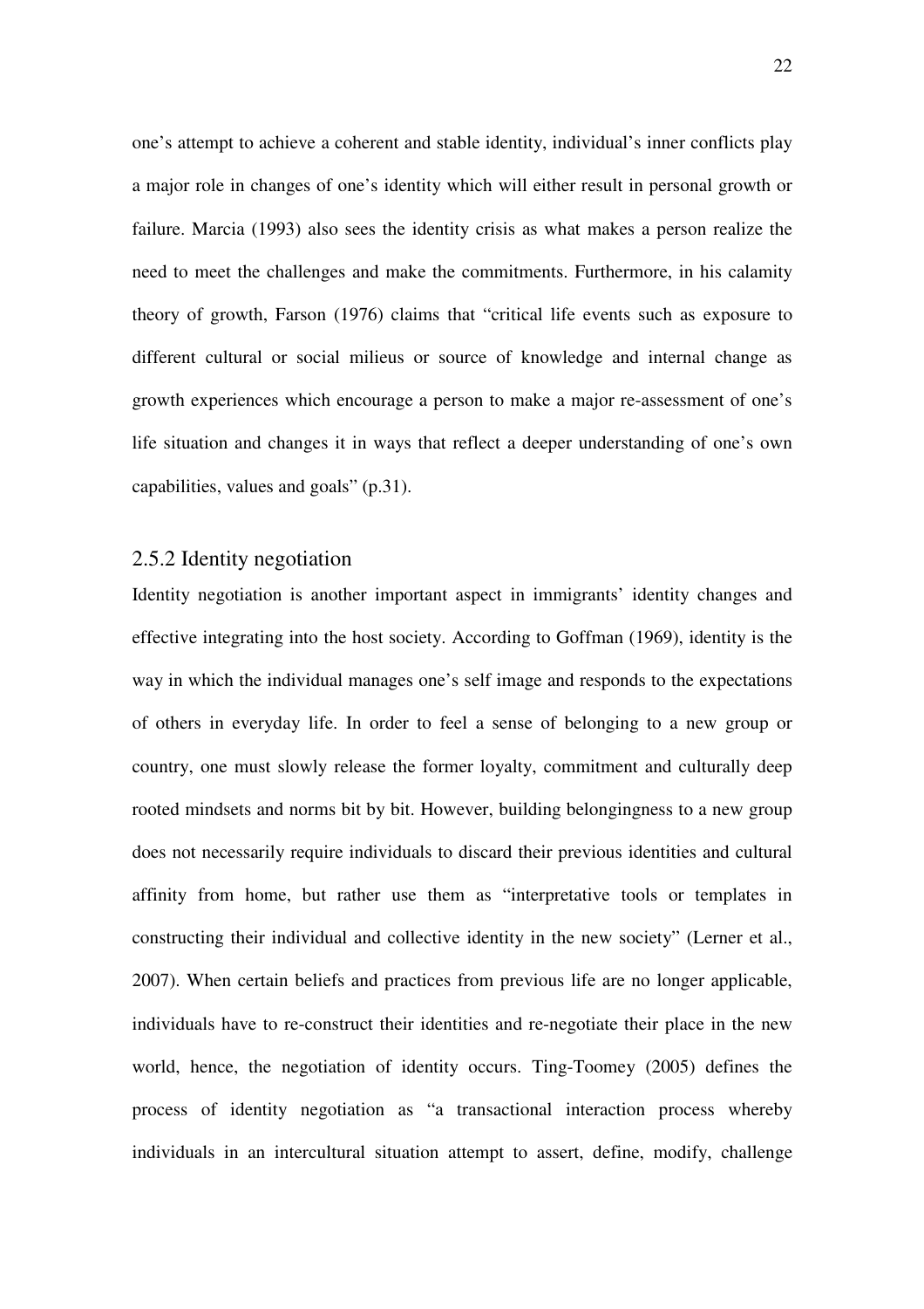one's attempt to achieve a coherent and stable identity, individual's inner conflicts play a major role in changes of one's identity which will either result in personal growth or failure. Marcia (1993) also sees the identity crisis as what makes a person realize the need to meet the challenges and make the commitments. Furthermore, in his calamity theory of growth, Farson (1976) claims that "critical life events such as exposure to different cultural or social milieus or source of knowledge and internal change as growth experiences which encourage a person to make a major re-assessment of one's life situation and changes it in ways that reflect a deeper understanding of one's own capabilities, values and goals" (p.31).

### 2.5.2 Identity negotiation

Identity negotiation is another important aspect in immigrants' identity changes and effective integrating into the host society. According to Goffman (1969), identity is the way in which the individual manages one's self image and responds to the expectations of others in everyday life. In order to feel a sense of belonging to a new group or country, one must slowly release the former loyalty, commitment and culturally deep rooted mindsets and norms bit by bit. However, building belongingness to a new group does not necessarily require individuals to discard their previous identities and cultural affinity from home, but rather use them as "interpretative tools or templates in constructing their individual and collective identity in the new society" (Lerner et al., 2007). When certain beliefs and practices from previous life are no longer applicable, individuals have to re-construct their identities and re-negotiate their place in the new world, hence, the negotiation of identity occurs. Ting-Toomey (2005) defines the process of identity negotiation as "a transactional interaction process whereby individuals in an intercultural situation attempt to assert, define, modify, challenge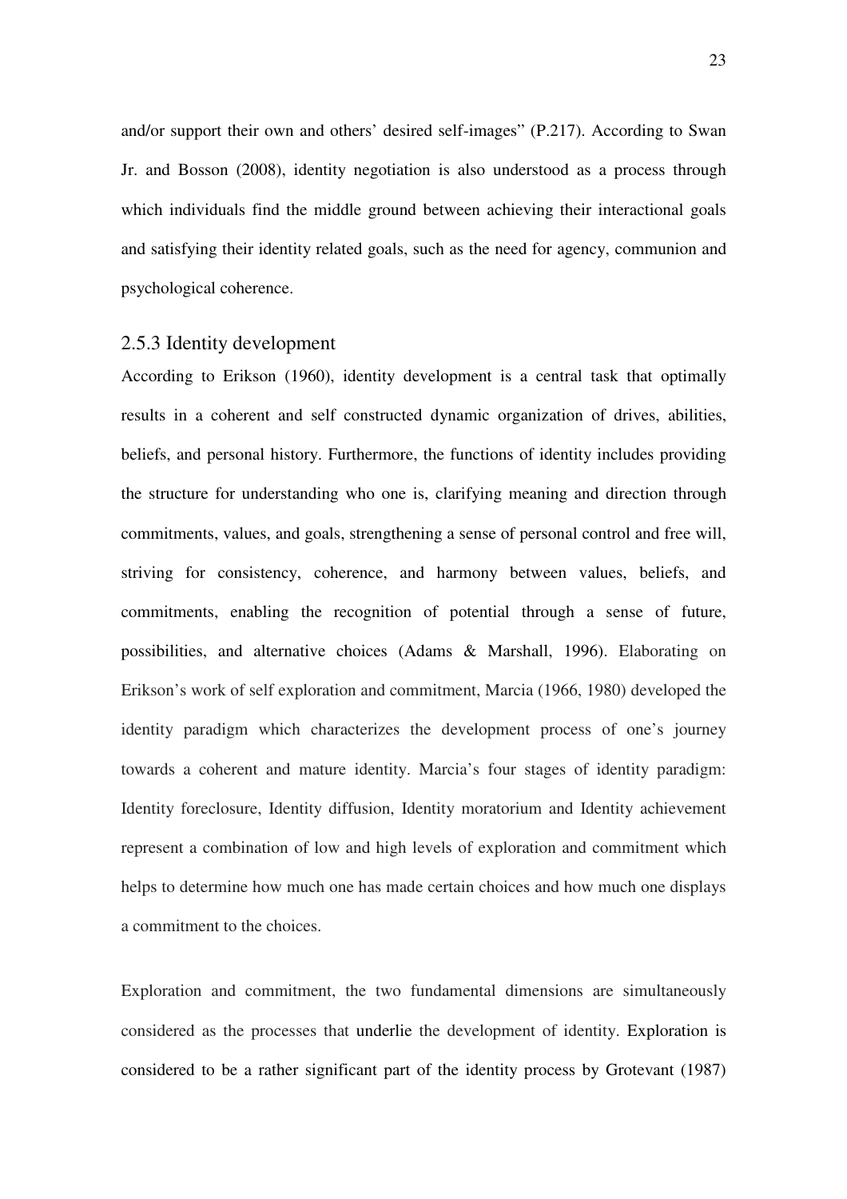and/or support their own and others' desired self-images" (P.217). According to Swan Jr. and Bosson (2008), identity negotiation is also understood as a process through which individuals find the middle ground between achieving their interactional goals and satisfying their identity related goals, such as the need for agency, communion and psychological coherence.

### 2.5.3 Identity development

According to Erikson (1960), identity development is a central task that optimally results in a coherent and self constructed dynamic organization of drives, abilities, beliefs, and personal history. Furthermore, the functions of identity includes providing the structure for understanding who one is, clarifying meaning and direction through commitments, values, and goals, strengthening a sense of personal control and free will, striving for consistency, coherence, and harmony between values, beliefs, and commitments, enabling the recognition of potential through a sense of future, possibilities, and alternative choices (Adams & Marshall, 1996). Elaborating on Erikson's work of self exploration and commitment, Marcia (1966, 1980) developed the identity paradigm which characterizes the development process of one's journey towards a coherent and mature identity. Marcia's four stages of identity paradigm: Identity foreclosure, Identity diffusion, Identity moratorium and Identity achievement represent a combination of low and high levels of exploration and commitment which helps to determine how much one has made certain choices and how much one displays a commitment to the choices.

Exploration and commitment, the two fundamental dimensions are simultaneously considered as the processes that underlie the development of identity. Exploration is considered to be a rather significant part of the identity process by Grotevant (1987)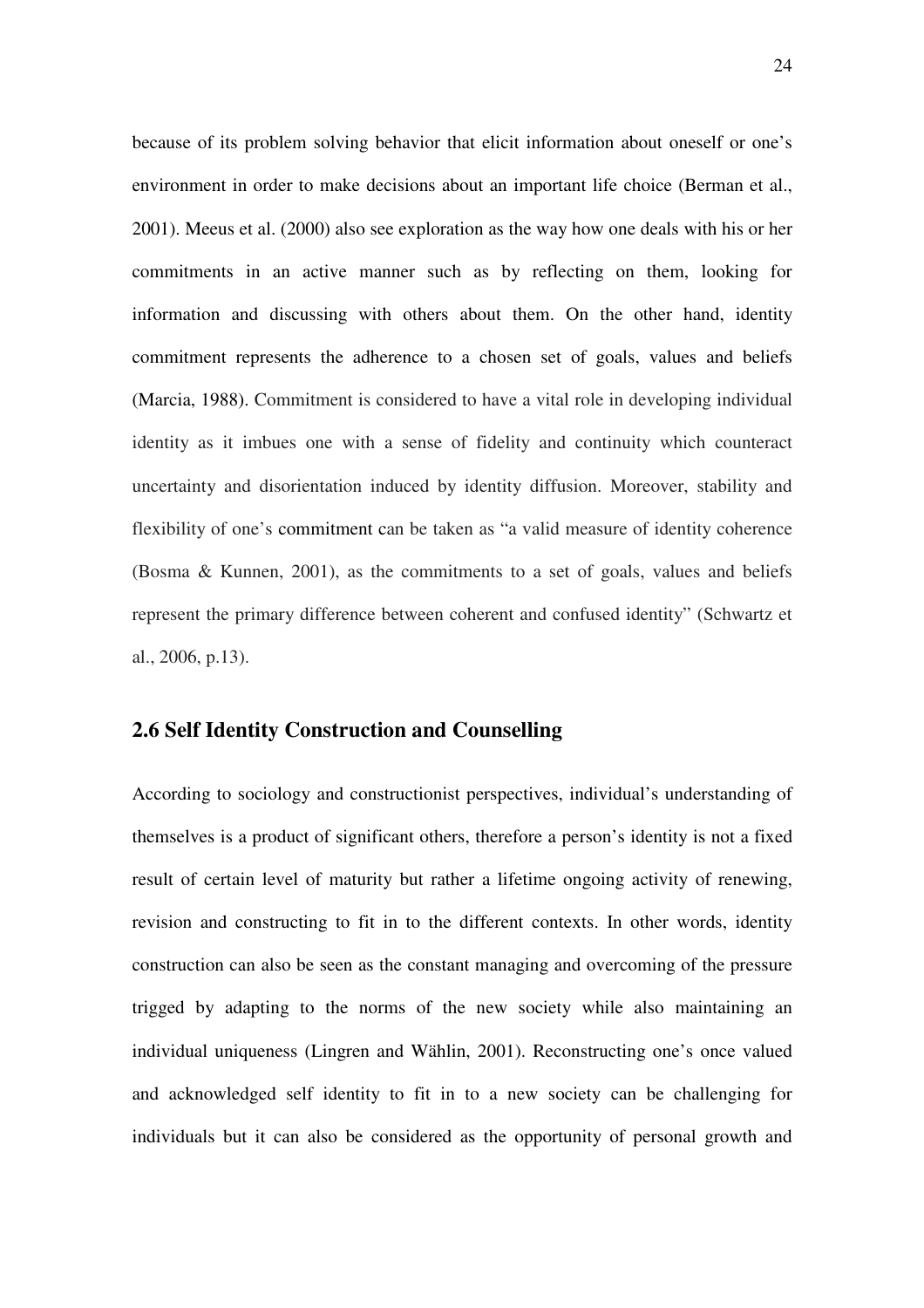because of its problem solving behavior that elicit information about oneself or one's environment in order to make decisions about an important life choice (Berman et al., 2001). Meeus et al. (2000) also see exploration as the way how one deals with his or her commitments in an active manner such as by reflecting on them, looking for information and discussing with others about them. On the other hand, identity commitment represents the adherence to a chosen set of goals, values and beliefs (Marcia, 1988). Commitment is considered to have a vital role in developing individual identity as it imbues one with a sense of fidelity and continuity which counteract uncertainty and disorientation induced by identity diffusion. Moreover, stability and flexibility of one's commitment can be taken as "a valid measure of identity coherence (Bosma & Kunnen, 2001), as the commitments to a set of goals, values and beliefs represent the primary difference between coherent and confused identity" (Schwartz et al., 2006, p.13).

## 2.6 Self Identity Construction and Counselling

According to sociology and constructionist perspectives, individual's understanding of themselves is a product of significant others, therefore a person's identity is not a fixed result of certain level of maturity but rather a lifetime ongoing activity of renewing, revision and constructing to fit in to the different contexts. In other words, identity construction can also be seen as the constant managing and overcoming of the pressure trigged by adapting to the norms of the new society while also maintaining an individual uniqueness (Lingren and Wählin, 2001). Reconstructing one's once valued and acknowledged self identity to fit in to a new society can be challenging for individuals but it can also be considered as the opportunity of personal growth and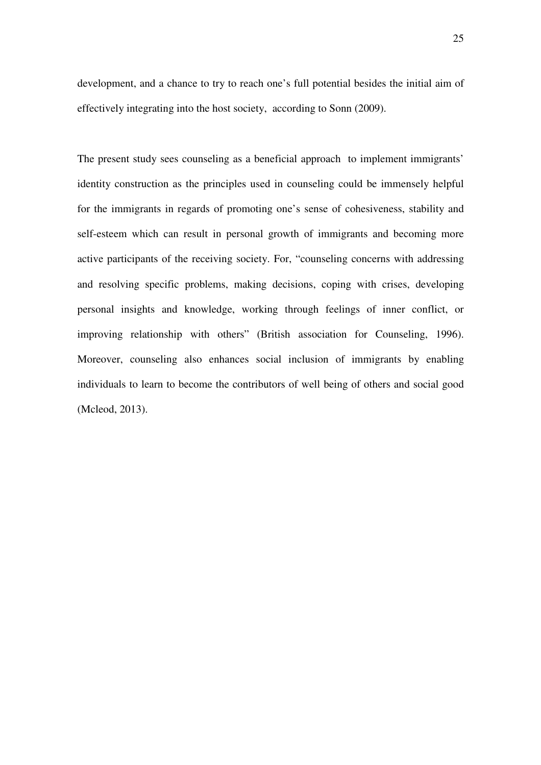development, and a chance to try to reach one's full potential besides the initial aim of effectively integrating into the host society, according to Sonn (2009).

The present study sees counseling as a beneficial approach to implement immigrants' identity construction as the principles used in counseling could be immensely helpful for the immigrants in regards of promoting one's sense of cohesiveness, stability and self-esteem which can result in personal growth of immigrants and becoming more active participants of the receiving society. For, "counseling concerns with addressing and resolving specific problems, making decisions, coping with crises, developing personal insights and knowledge, working through feelings of inner conflict, or improving relationship with others" (British association for Counseling, 1996). Moreover, counseling also enhances social inclusion of immigrants by enabling individuals to learn to become the contributors of well being of others and social good (Mcleod, 2013).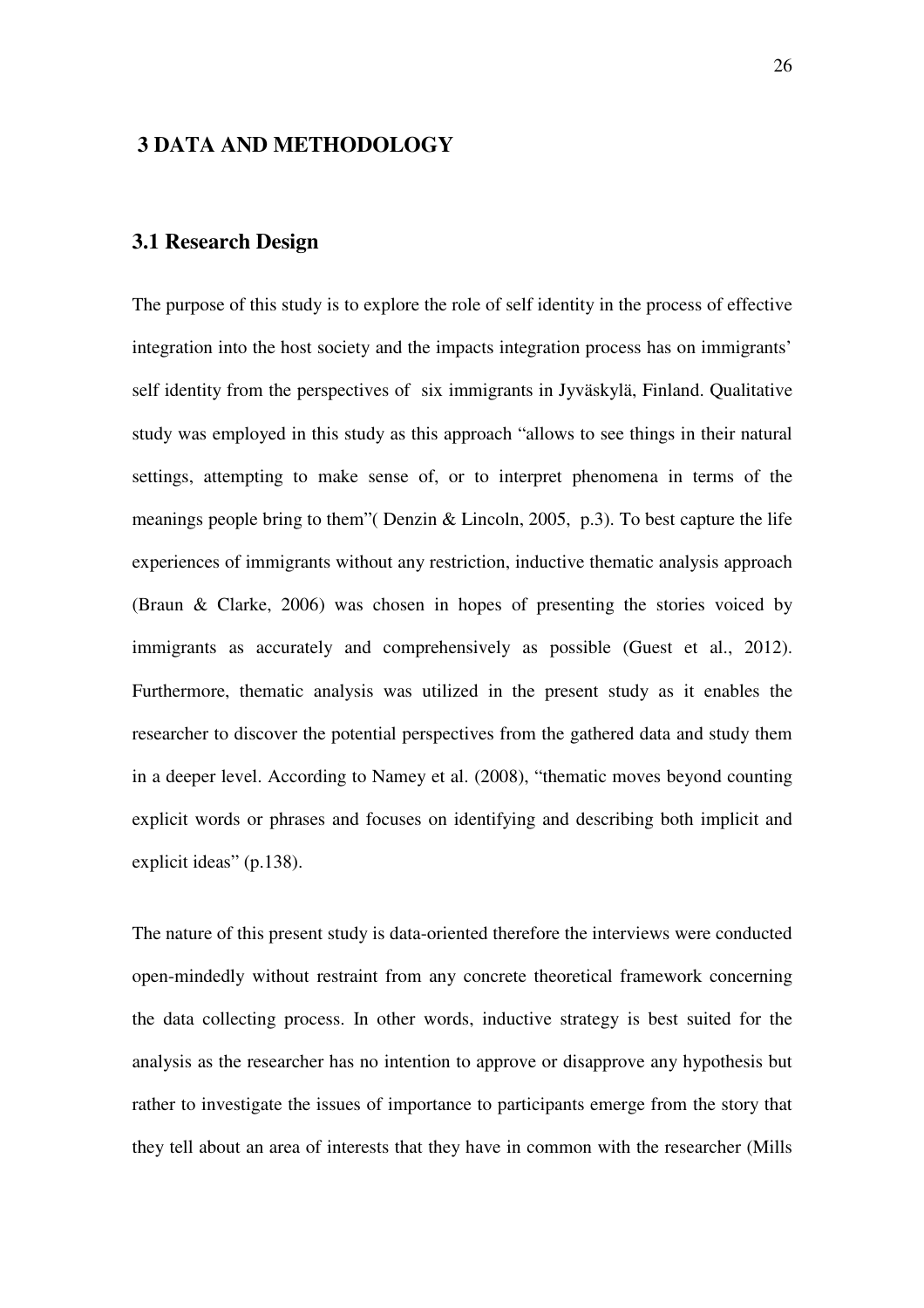# 3 DATA AND METHODOLOGY

## 3.1 Research Design

The purpose of this study is to explore the role of self identity in the process of effective integration into the host society and the impacts integration process has on immigrants' self identity from the perspectives of six immigrants in Jyväskylä, Finland. Qualitative study was employed in this study as this approach "allows to see things in their natural settings, attempting to make sense of, or to interpret phenomena in terms of the meanings people bring to them"( Denzin & Lincoln, 2005, p.3). To best capture the life experiences of immigrants without any restriction, inductive thematic analysis approach (Braun & Clarke, 2006) was chosen in hopes of presenting the stories voiced by immigrants as accurately and comprehensively as possible (Guest et al., 2012). Furthermore, thematic analysis was utilized in the present study as it enables the researcher to discover the potential perspectives from the gathered data and study them in a deeper level. According to Namey et al. (2008), "thematic moves beyond counting explicit words or phrases and focuses on identifying and describing both implicit and explicit ideas" (p.138).

The nature of this present study is data-oriented therefore the interviews were conducted open-mindedly without restraint from any concrete theoretical framework concerning the data collecting process. In other words, inductive strategy is best suited for the analysis as the researcher has no intention to approve or disapprove any hypothesis but rather to investigate the issues of importance to participants emerge from the story that they tell about an area of interests that they have in common with the researcher (Mills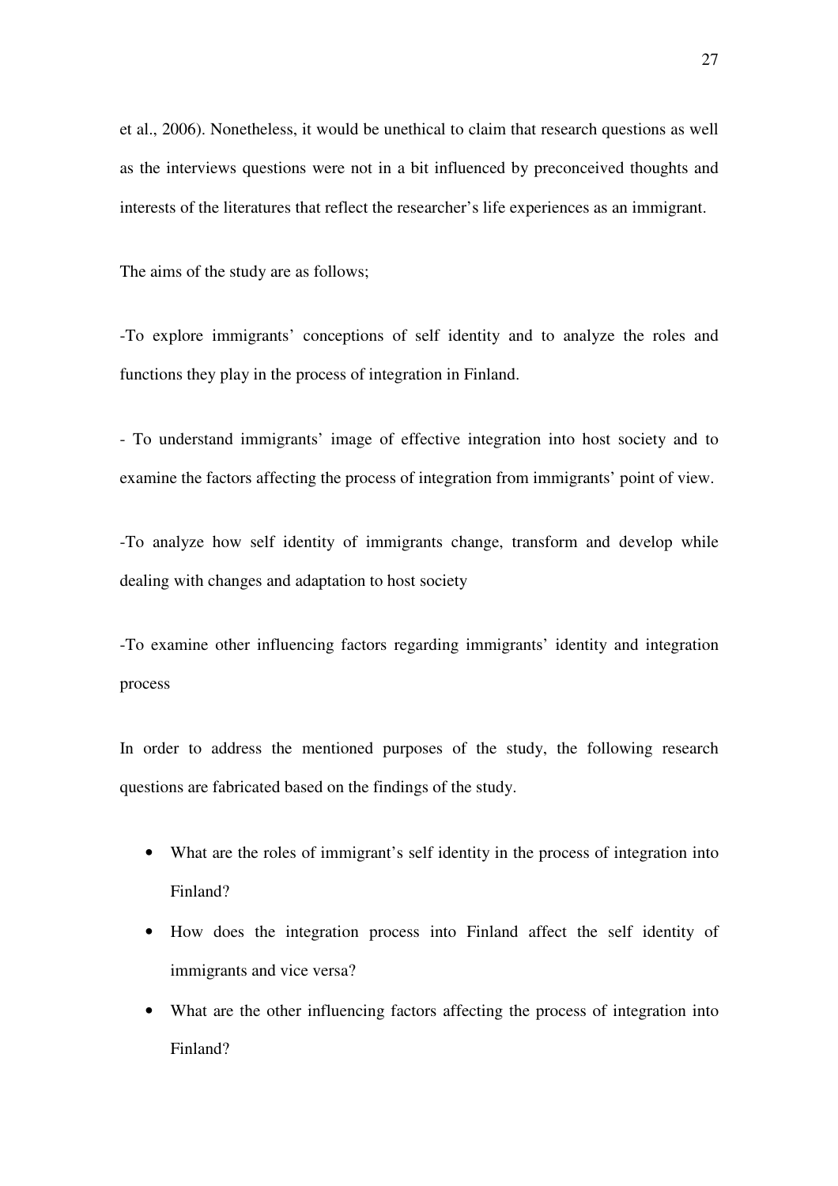et al., 2006). Nonetheless, it would be unethical to claim that research questions as well as the interviews questions were not in a bit influenced by preconceived thoughts and interests of the literatures that reflect the researcher's life experiences as an immigrant.

The aims of the study are as follows;

-To explore immigrants' conceptions of self identity and to analyze the roles and functions they play in the process of integration in Finland.

- To understand immigrants' image of effective integration into host society and to examine the factors affecting the process of integration from immigrants' point of view.

-To analyze how self identity of immigrants change, transform and develop while dealing with changes and adaptation to host society

-To examine other influencing factors regarding immigrants' identity and integration process

In order to address the mentioned purposes of the study, the following research questions are fabricated based on the findings of the study.

- What are the roles of immigrant's self identity in the process of integration into Finland?
- How does the integration process into Finland affect the self identity of immigrants and vice versa?
- What are the other influencing factors affecting the process of integration into Finland?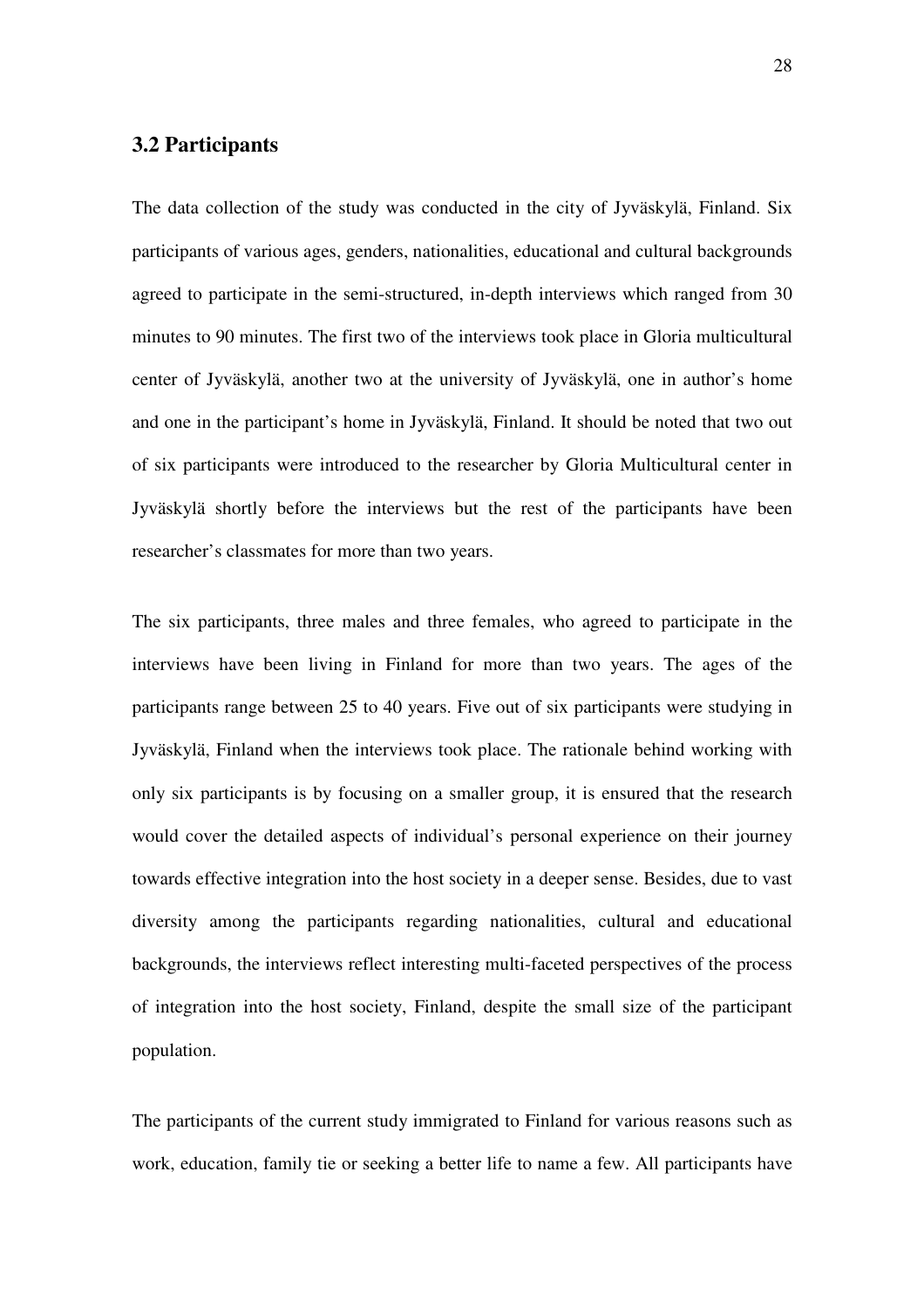## 3.2 Participants

The data collection of the study was conducted in the city of Jyväskylä, Finland. Six participants of various ages, genders, nationalities, educational and cultural backgrounds agreed to participate in the semi-structured, in-depth interviews which ranged from 30 minutes to 90 minutes. The first two of the interviews took place in Gloria multicultural center of Jyväskylä, another two at the university of Jyväskylä, one in author's home and one in the participant's home in Jyväskylä, Finland. It should be noted that two out of six participants were introduced to the researcher by Gloria Multicultural center in Jyväskylä shortly before the interviews but the rest of the participants have been researcher's classmates for more than two years.

The six participants, three males and three females, who agreed to participate in the interviews have been living in Finland for more than two years. The ages of the participants range between 25 to 40 years. Five out of six participants were studying in Jyväskylä, Finland when the interviews took place. The rationale behind working with only six participants is by focusing on a smaller group, it is ensured that the research would cover the detailed aspects of individual's personal experience on their journey towards effective integration into the host society in a deeper sense. Besides, due to vast diversity among the participants regarding nationalities, cultural and educational backgrounds, the interviews reflect interesting multi-faceted perspectives of the process of integration into the host society, Finland, despite the small size of the participant population.

The participants of the current study immigrated to Finland for various reasons such as work, education, family tie or seeking a better life to name a few. All participants have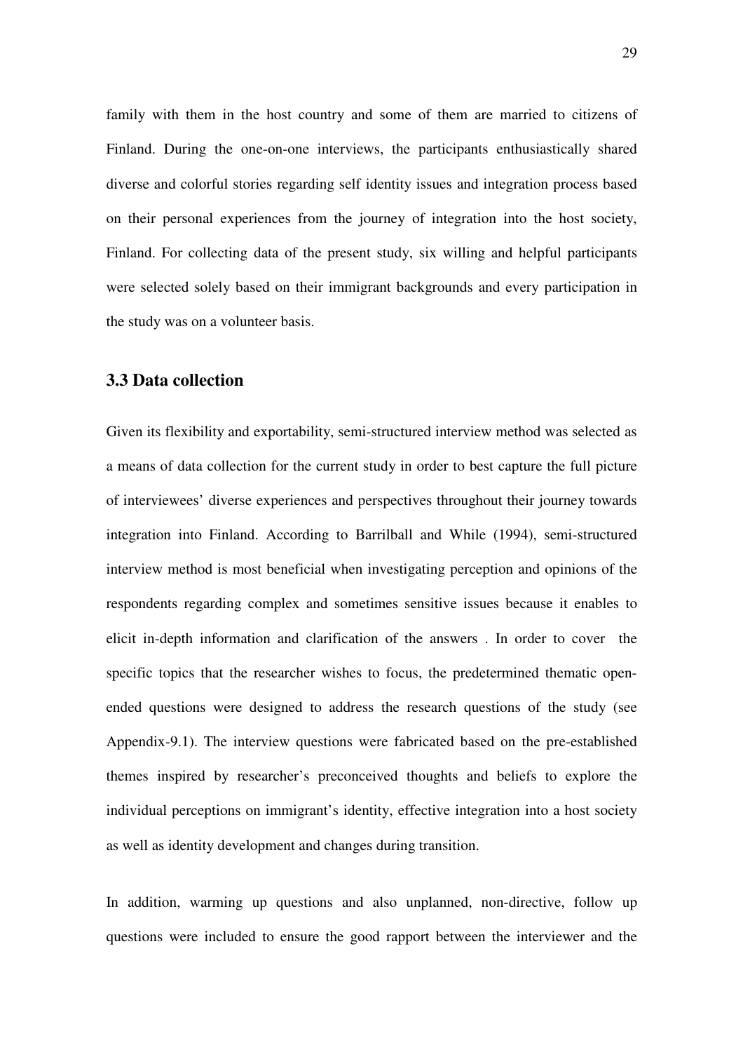family with them in the host country and some of them are married to citizens of Finland. During the one-on-one interviews, the participants enthusiastically shared diverse and colorful stories regarding self identity issues and integration process based on their personal experiences from the journey of integration into the host society, Finland. For collecting data of the present study, six willing and helpful participants were selected solely based on their immigrant backgrounds and every participation in the study was on a volunteer basis.

## 3.3 Data collection

Given its flexibility and exportability, semi-structured interview method was selected as a means of data collection for the current study in order to best capture the full picture of interviewees' diverse experiences and perspectives throughout their journey towards integration into Finland. According to Barrilball and While (1994), semi-structured interview method is most beneficial when investigating perception and opinions of the respondents regarding complex and sometimes sensitive issues because it enables to elicit in-depth information and clarification of the answers . In order to cover the specific topics that the researcher wishes to focus, the predetermined thematic open-ended questions were designed to address the research questions of the study (see Appendix-9.1). The interview questions were fabricated based on the pre-established themes inspired by researcher's preconceived thoughts and beliefs to explore the individual perceptions on immigrant's identity, effective integration into a host society as well as identity development and changes during transition.

In addition, warming up questions and also unplanned, non-directive, follow up questions were included to ensure the good rapport between the interviewer and the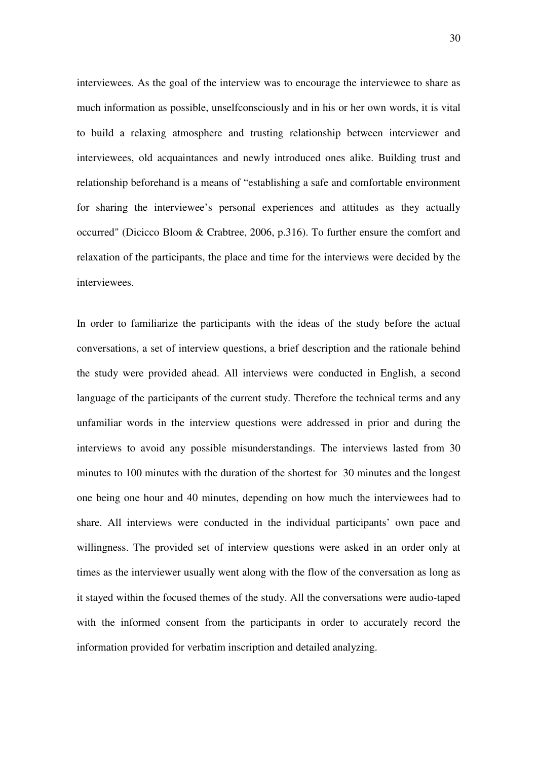interviewees. As the goal of the interview was to encourage the interviewee to share as much information as possible, unselfconsciously and in his or her own words, it is vital to build a relaxing atmosphere and trusting relationship between interviewer and interviewees, old acquaintances and newly introduced ones alike. Building trust and relationship beforehand is a means of "establishing a safe and comfortable environment for sharing the interviewee's personal experiences and attitudes as they actually occurred" (Dicicco Bloom & Crabtree, 2006, p.316). To further ensure the comfort and relaxation of the participants, the place and time for the interviews were decided by the interviewees.

In order to familiarize the participants with the ideas of the study before the actual conversations, a set of interview questions, a brief description and the rationale behind the study were provided ahead. All interviews were conducted in English, a second language of the participants of the current study. Therefore the technical terms and any unfamiliar words in the interview questions were addressed in prior and during the interviews to avoid any possible misunderstandings. The interviews lasted from 30 minutes to 100 minutes with the duration of the shortest for 30 minutes and the longest one being one hour and 40 minutes, depending on how much the interviewees had to share. All interviews were conducted in the individual participants' own pace and willingness. The provided set of interview questions were asked in an order only at times as the interviewer usually went along with the flow of the conversation as long as it stayed within the focused themes of the study. All the conversations were audio-taped with the informed consent from the participants in order to accurately record the information provided for verbatim inscription and detailed analyzing.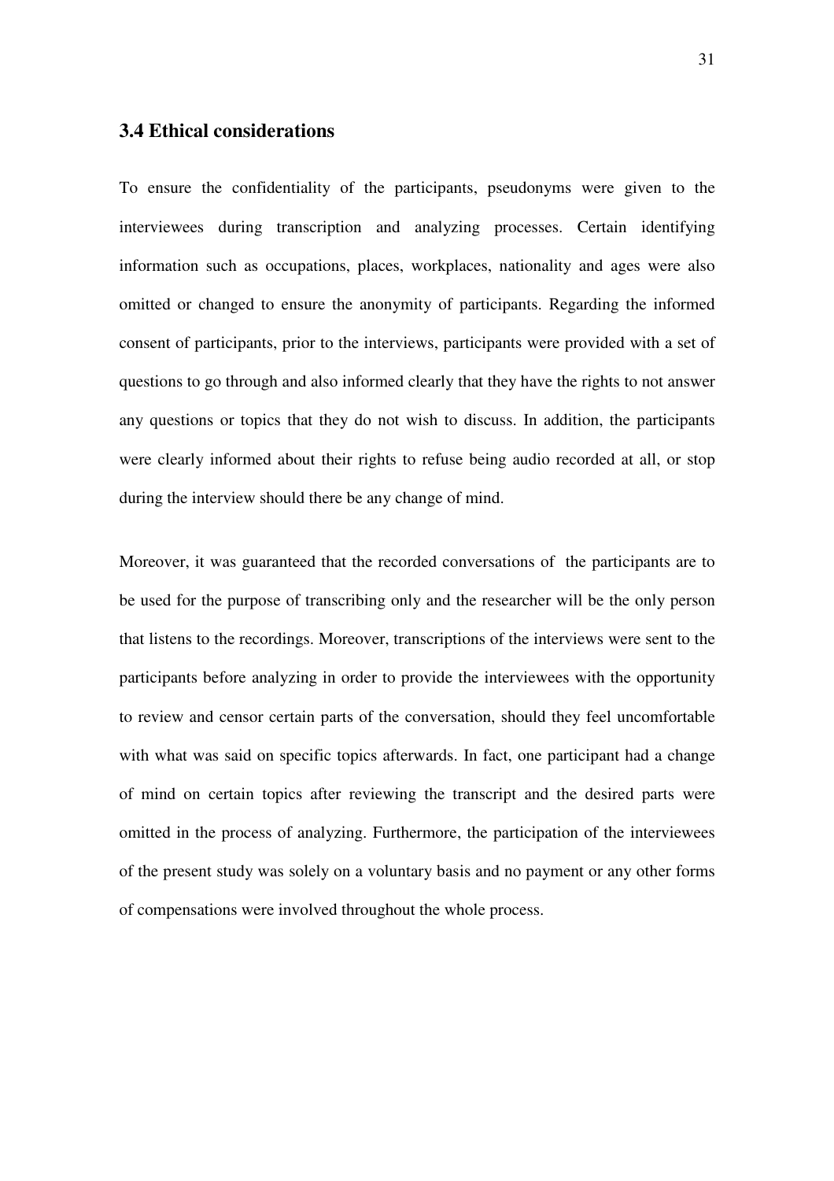### 3.4 Ethical considerations

To ensure the confidentiality of the participants, pseudonyms were given to the interviewees during transcription and analyzing processes. Certain identifying information such as occupations, places, workplaces, nationality and ages were also omitted or changed to ensure the anonymity of participants. Regarding the informed consent of participants, prior to the interviews, participants were provided with a set of questions to go through and also informed clearly that they have the rights to not answer any questions or topics that they do not wish to discuss. In addition, the participants were clearly informed about their rights to refuse being audio recorded at all, or stop during the interview should there be any change of mind.

Moreover, it was guaranteed that the recorded conversations of the participants are to be used for the purpose of transcribing only and the researcher will be the only person that listens to the recordings. Moreover, transcriptions of the interviews were sent to the participants before analyzing in order to provide the interviewees with the opportunity to review and censor certain parts of the conversation, should they feel uncomfortable with what was said on specific topics afterwards. In fact, one participant had a change of mind on certain topics after reviewing the transcript and the desired parts were omitted in the process of analyzing. Furthermore, the participation of the interviewees of the present study was solely on a voluntary basis and no payment or any other forms of compensations were involved throughout the whole process.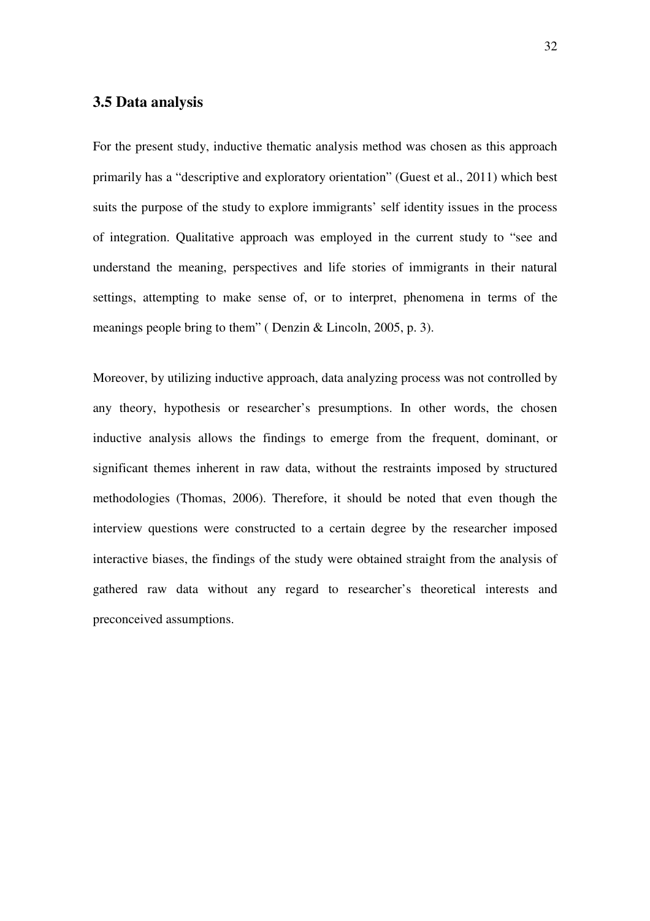### 3.5 Data analysis

For the present study, inductive thematic analysis method was chosen as this approach primarily has a "descriptive and exploratory orientation" (Guest et al., 2011) which best suits the purpose of the study to explore immigrants' self identity issues in the process of integration. Qualitative approach was employed in the current study to "see and understand the meaning, perspectives and life stories of immigrants in their natural settings, attempting to make sense of, or to interpret, phenomena in terms of the meanings people bring to them" ( Denzin & Lincoln, 2005, p. 3).

Moreover, by utilizing inductive approach, data analyzing process was not controlled by any theory, hypothesis or researcher's presumptions. In other words, the chosen inductive analysis allows the findings to emerge from the frequent, dominant, or significant themes inherent in raw data, without the restraints imposed by structured methodologies (Thomas, 2006). Therefore, it should be noted that even though the interview questions were constructed to a certain degree by the researcher imposed interactive biases, the findings of the study were obtained straight from the analysis of gathered raw data without any regard to researcher's theoretical interests and preconceived assumptions.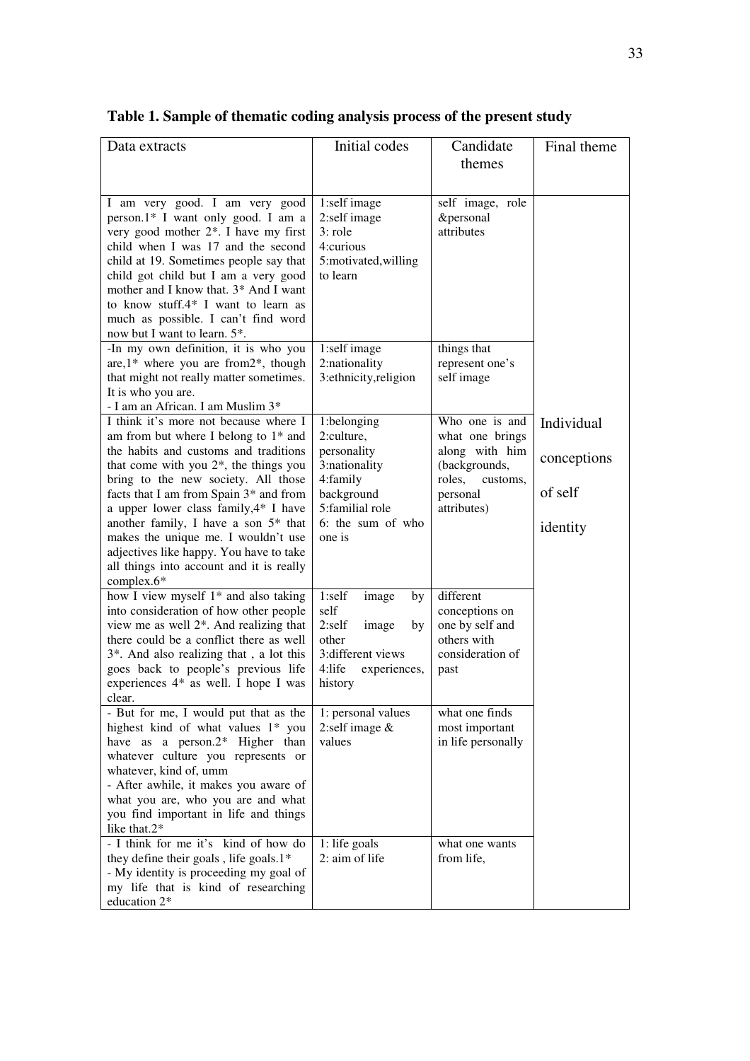**Table 1. Sample of thematic coding analysis process of the present study**

| Data extracts | Initial codes | Candidate themes | Final theme |
|---|---|---|---|
| I am very good. I am very good person.1* I want only good. I am a very good mother 2*. I have my first child when I was 17 and the second child at 19. Sometimes people say that child got child but I am a very good mother and I know that. 3* And I want to know stuff.4* I want to learn as much as possible. I can't find word now but I want to learn. 5*. | 1:self image<br>2:self image<br>3: role<br>4:curious<br>5:motivated,willing to learn | self image, role &personal attributes | Individual conceptions of self identity |
| -In my own definition, it is who you are,1* where you are from2*, though that might not really matter sometimes. It is who you are.<br>- I am an African. I am Muslim 3* | 1:self image<br>2:nationality<br>3:ethnicity,religion | things that represent one's self image | |
| I think it's more not because where I am from but where I belong to 1* and the habits and customs and traditions that come with you 2*, the things you bring to the new society. All those facts that I am from Spain 3* and from a upper lower class family,4* I have another family, I have a son 5* that makes the unique me. I wouldn't use adjectives like happy. You have to take all things into account and it is really complex.6* | 1:belonging<br>2:culture, personality<br>3:nationality<br>4:family background<br>5:familial role<br>6: the sum of who one is | Who one is and what one brings along with him (backgrounds, roles, customs, personal attributes) | |
| how I view myself 1* and also taking into consideration of how other people view me as well 2*. And realizing that there could be a conflict there as well 3*. And also realizing that , a lot this goes back to people's previous life experiences 4* as well. I hope I was clear. | 1:self image by self<br>2:self image by other<br>3:different views<br>4:life experiences, history | different conceptions on one by self and others with consideration of past | |
| - But for me, I would put that as the highest kind of what values 1* you have as a person.2* Higher than whatever culture you represents or whatever, kind of, umm<br>- After awhile, it makes you aware of what you are, who you are and what you find important in life and things like that.2* | 1: personal values<br>2:self image & values | what one finds most important in life personally | |
| - I think for me it's kind of how do they define their goals , life goals.1*<br>- My identity is proceeding my goal of my life that is kind of researching education 2* | 1: life goals<br>2: aim of life | what one wants from life, | |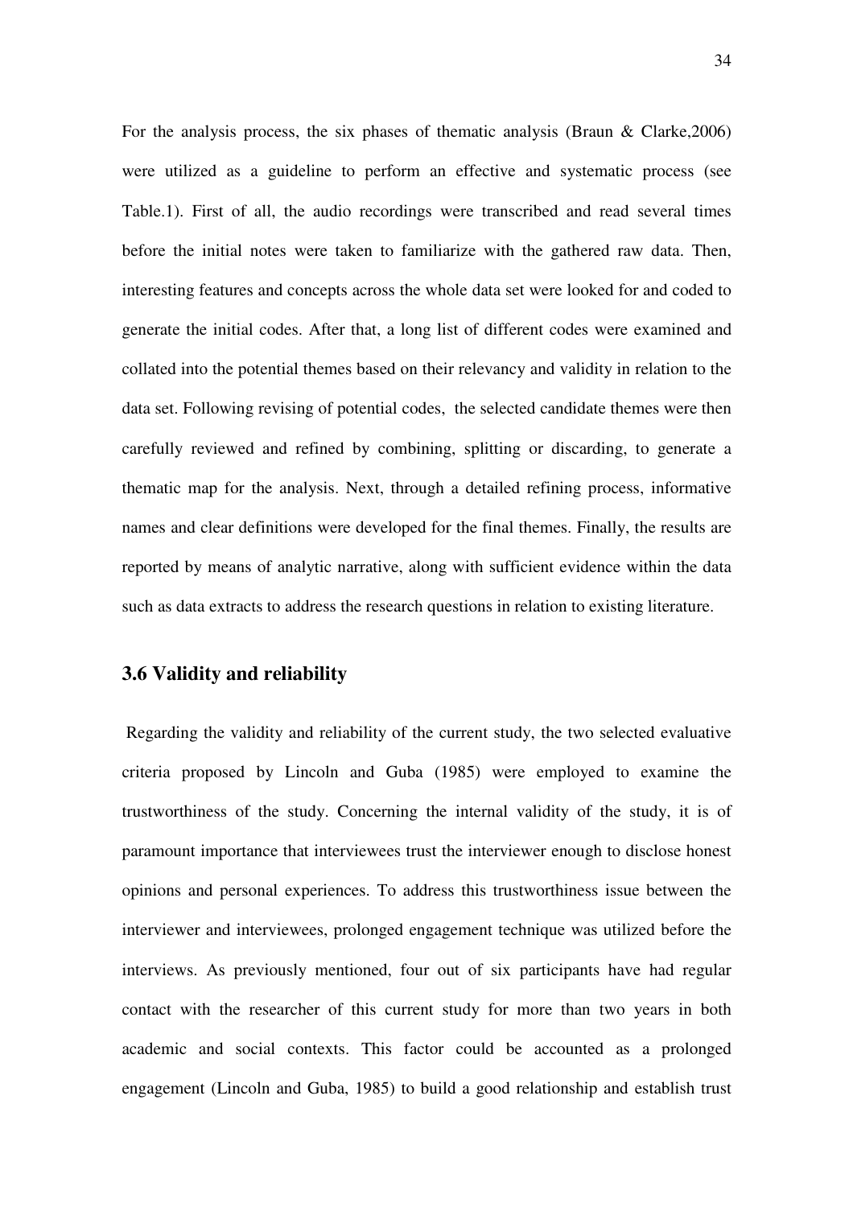For the analysis process, the six phases of thematic analysis (Braun & Clarke,2006) were utilized as a guideline to perform an effective and systematic process (see Table.1). First of all, the audio recordings were transcribed and read several times before the initial notes were taken to familiarize with the gathered raw data. Then, interesting features and concepts across the whole data set were looked for and coded to generate the initial codes. After that, a long list of different codes were examined and collated into the potential themes based on their relevancy and validity in relation to the data set. Following revising of potential codes, the selected candidate themes were then carefully reviewed and refined by combining, splitting or discarding, to generate a thematic map for the analysis. Next, through a detailed refining process, informative names and clear definitions were developed for the final themes. Finally, the results are reported by means of analytic narrative, along with sufficient evidence within the data such as data extracts to address the research questions in relation to existing literature.

### 3.6 Validity and reliability

Regarding the validity and reliability of the current study, the two selected evaluative criteria proposed by Lincoln and Guba (1985) were employed to examine the trustworthiness of the study. Concerning the internal validity of the study, it is of paramount importance that interviewees trust the interviewer enough to disclose honest opinions and personal experiences. To address this trustworthiness issue between the interviewer and interviewees, prolonged engagement technique was utilized before the interviews. As previously mentioned, four out of six participants have had regular contact with the researcher of this current study for more than two years in both academic and social contexts. This factor could be accounted as a prolonged engagement (Lincoln and Guba, 1985) to build a good relationship and establish trust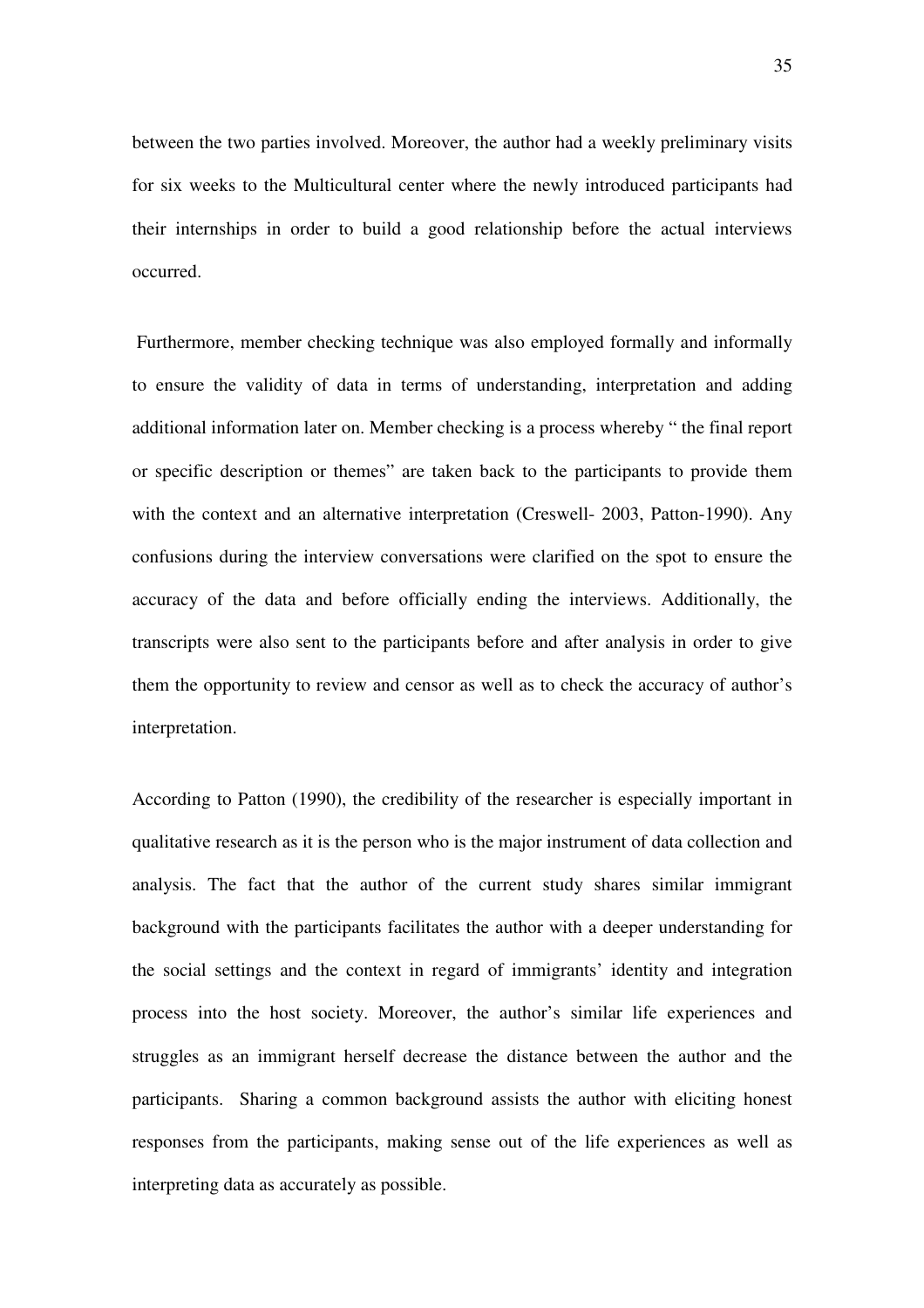between the two parties involved. Moreover, the author had a weekly preliminary visits for six weeks to the Multicultural center where the newly introduced participants had their internships in order to build a good relationship before the actual interviews occurred.

Furthermore, member checking technique was also employed formally and informally to ensure the validity of data in terms of understanding, interpretation and adding additional information later on. Member checking is a process whereby " the final report or specific description or themes" are taken back to the participants to provide them with the context and an alternative interpretation (Creswell- 2003, Patton-1990). Any confusions during the interview conversations were clarified on the spot to ensure the accuracy of the data and before officially ending the interviews. Additionally, the transcripts were also sent to the participants before and after analysis in order to give them the opportunity to review and censor as well as to check the accuracy of author's interpretation.

According to Patton (1990), the credibility of the researcher is especially important in qualitative research as it is the person who is the major instrument of data collection and analysis. The fact that the author of the current study shares similar immigrant background with the participants facilitates the author with a deeper understanding for the social settings and the context in regard of immigrants' identity and integration process into the host society. Moreover, the author's similar life experiences and struggles as an immigrant herself decrease the distance between the author and the participants. Sharing a common background assists the author with eliciting honest responses from the participants, making sense out of the life experiences as well as interpreting data as accurately as possible.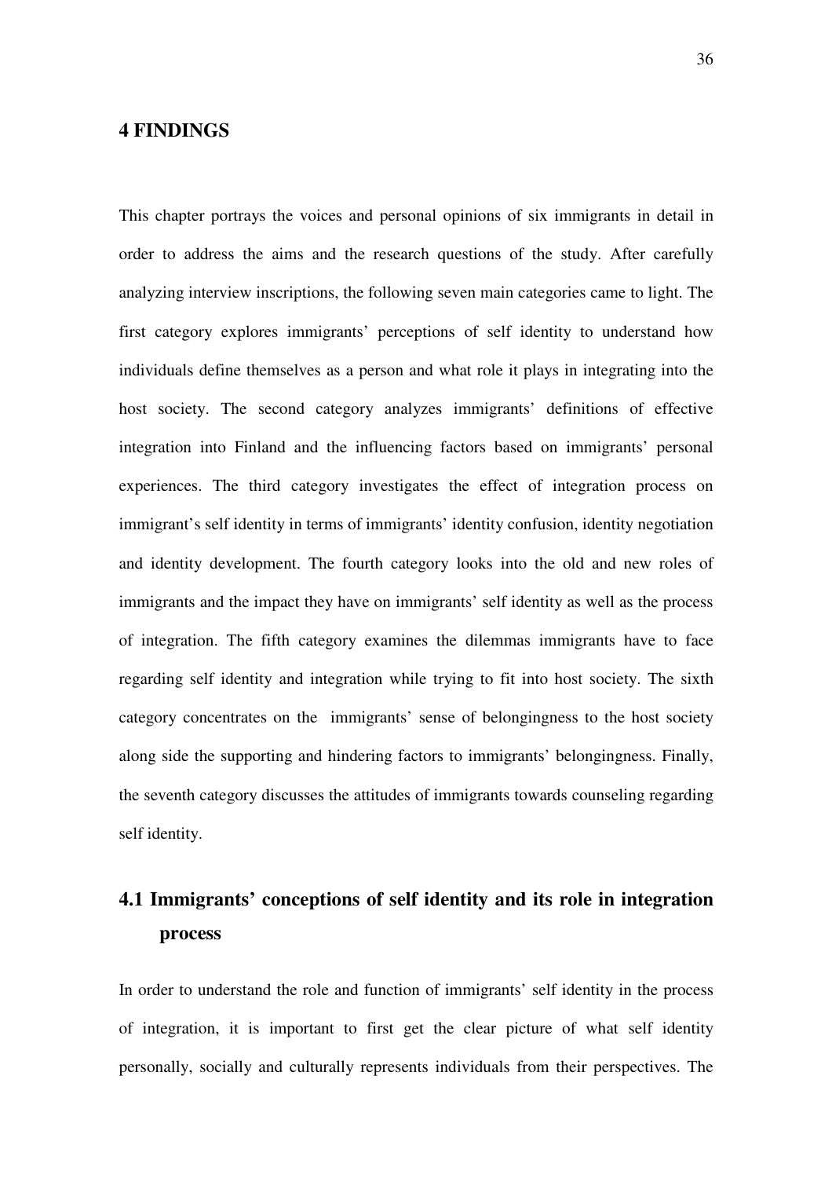# 4 FINDINGS

This chapter portrays the voices and personal opinions of six immigrants in detail in order to address the aims and the research questions of the study. After carefully analyzing interview inscriptions, the following seven main categories came to light. The first category explores immigrants' perceptions of self identity to understand how individuals define themselves as a person and what role it plays in integrating into the host society. The second category analyzes immigrants' definitions of effective integration into Finland and the influencing factors based on immigrants' personal experiences. The third category investigates the effect of integration process on immigrant's self identity in terms of immigrants' identity confusion, identity negotiation and identity development. The fourth category looks into the old and new roles of immigrants and the impact they have on immigrants' self identity as well as the process of integration. The fifth category examines the dilemmas immigrants have to face regarding self identity and integration while trying to fit into host society. The sixth category concentrates on the immigrants' sense of belongingness to the host society along side the supporting and hindering factors to immigrants' belongingness. Finally, the seventh category discusses the attitudes of immigrants towards counseling regarding self identity.

## 4.1 Immigrants' conceptions of self identity and its role in integration process

In order to understand the role and function of immigrants' self identity in the process of integration, it is important to first get the clear picture of what self identity personally, socially and culturally represents individuals from their perspectives. The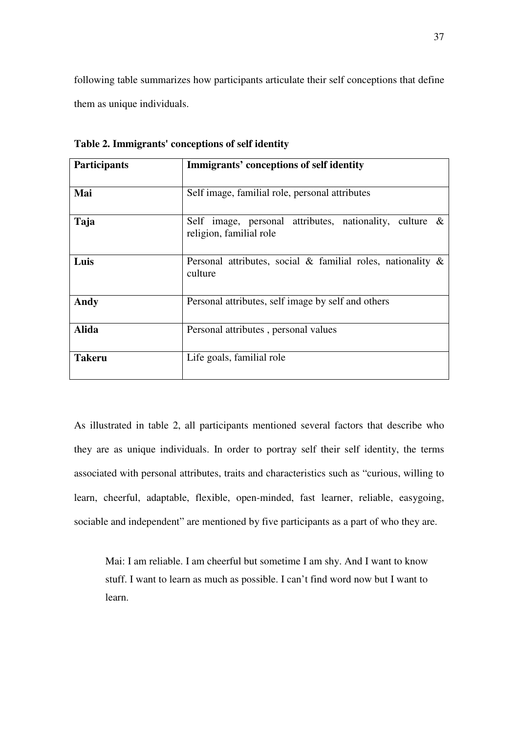following table summarizes how participants articulate their self conceptions that define them as unique individuals.

**Table 2. Immigrants' conceptions of self identity**

| **Participants** | **Immigrants' conceptions of self identity** |
|---|---|
| **Mai** | Self image, familial role, personal attributes |
| **Taja** | Self image, personal attributes, nationality, culture & religion, familial role |
| **Luis** | Personal attributes, social & familial roles, nationality & culture |
| **Andy** | Personal attributes, self image by self and others |
| **Alida** | Personal attributes , personal values |
| **Takeru** | Life goals, familial role |

As illustrated in table 2, all participants mentioned several factors that describe who they are as unique individuals. In order to portray self their self identity, the terms associated with personal attributes, traits and characteristics such as "curious, willing to learn, cheerful, adaptable, flexible, open-minded, fast learner, reliable, easygoing, sociable and independent" are mentioned by five participants as a part of who they are.

> Mai: I am reliable. I am cheerful but sometime I am shy. And I want to know stuff. I want to learn as much as possible. I can't find word now but I want to learn.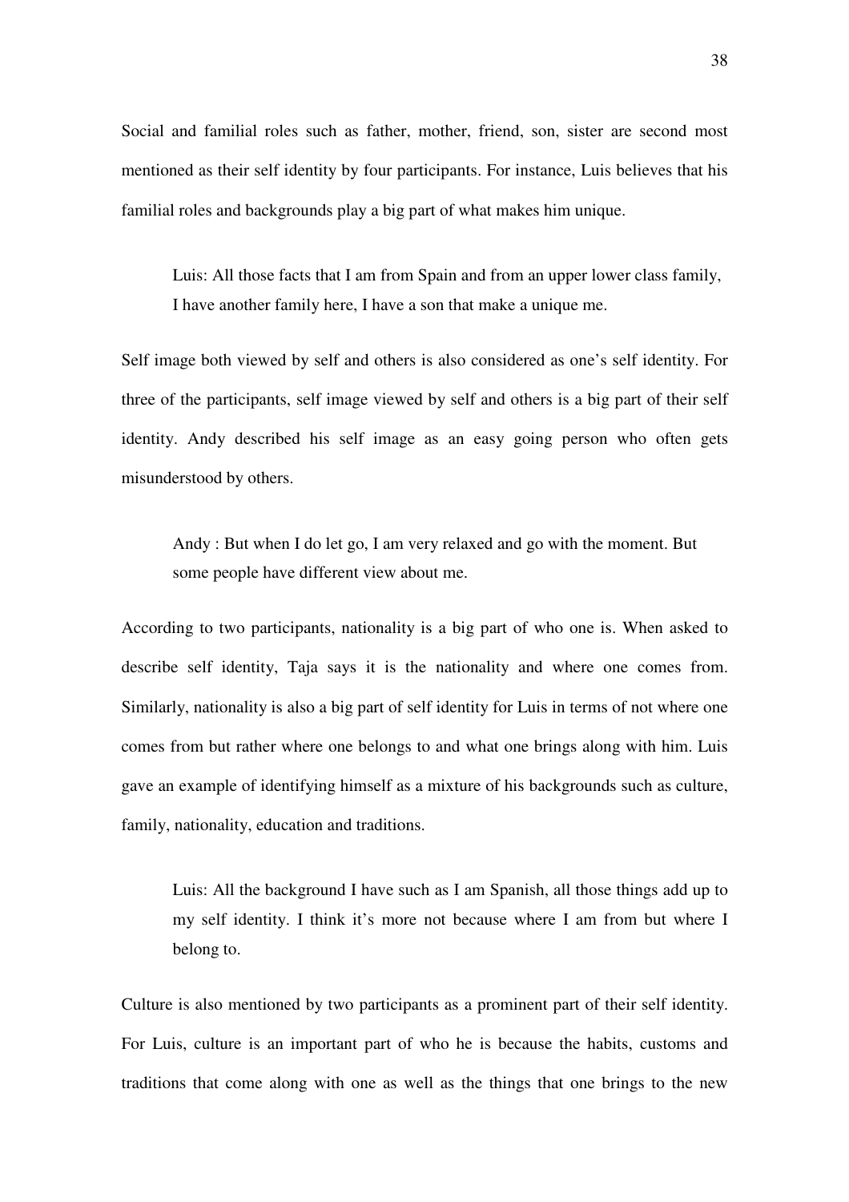Social and familial roles such as father, mother, friend, son, sister are second most mentioned as their self identity by four participants. For instance, Luis believes that his familial roles and backgrounds play a big part of what makes him unique.

> Luis: All those facts that I am from Spain and from an upper lower class family, I have another family here, I have a son that make a unique me.

Self image both viewed by self and others is also considered as one's self identity. For three of the participants, self image viewed by self and others is a big part of their self identity. Andy described his self image as an easy going person who often gets misunderstood by others.

> Andy : But when I do let go, I am very relaxed and go with the moment. But some people have different view about me.

According to two participants, nationality is a big part of who one is. When asked to describe self identity, Taja says it is the nationality and where one comes from. Similarly, nationality is also a big part of self identity for Luis in terms of not where one comes from but rather where one belongs to and what one brings along with him. Luis gave an example of identifying himself as a mixture of his backgrounds such as culture, family, nationality, education and traditions.

> Luis: All the background I have such as I am Spanish, all those things add up to my self identity. I think it's more not because where I am from but where I belong to.

Culture is also mentioned by two participants as a prominent part of their self identity. For Luis, culture is an important part of who he is because the habits, customs and traditions that come along with one as well as the things that one brings to the new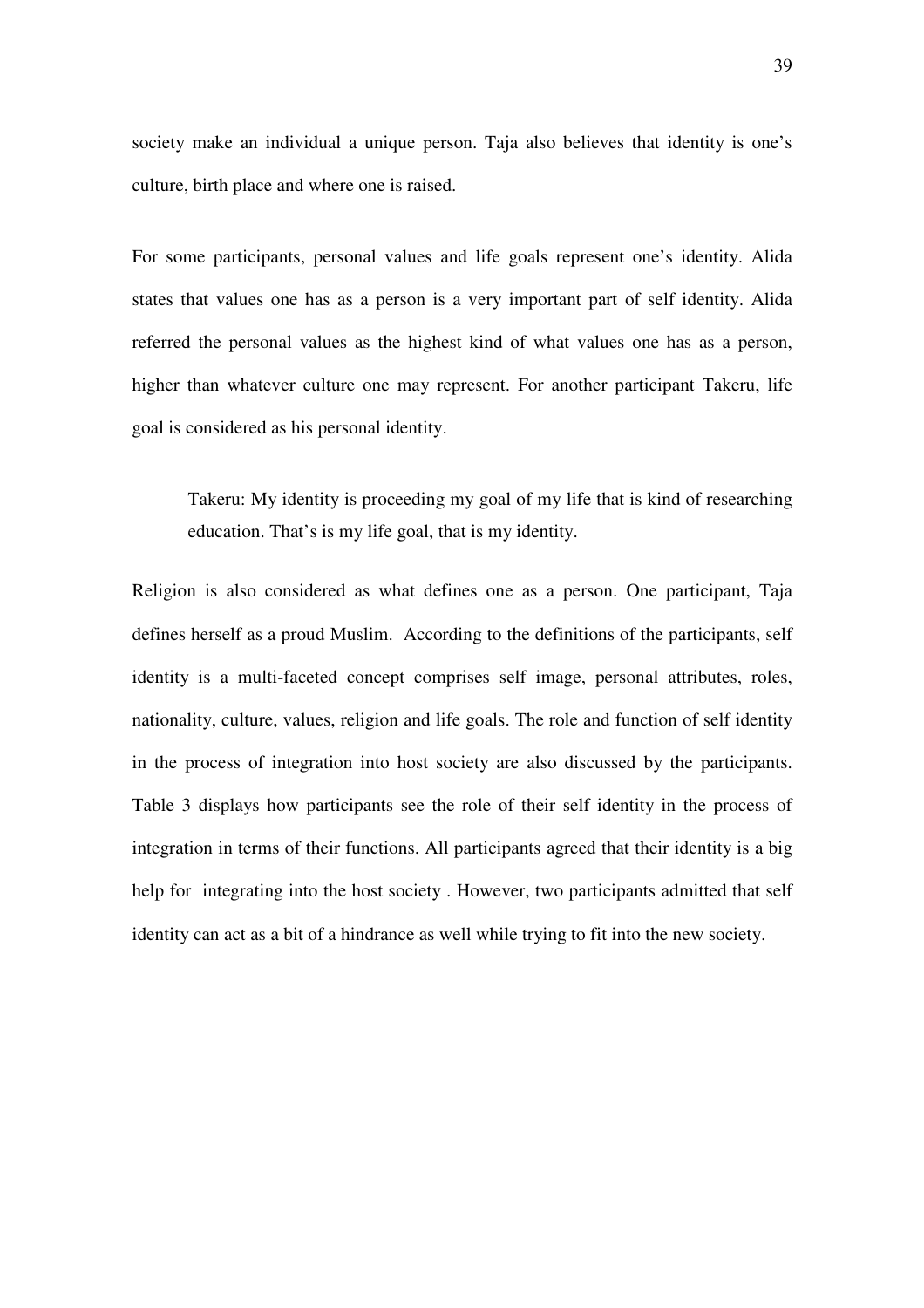society make an individual a unique person. Taja also believes that identity is one's culture, birth place and where one is raised.

For some participants, personal values and life goals represent one's identity. Alida states that values one has as a person is a very important part of self identity. Alida referred the personal values as the highest kind of what values one has as a person, higher than whatever culture one may represent. For another participant Takeru, life goal is considered as his personal identity.

> Takeru: My identity is proceeding my goal of my life that is kind of researching education. That's is my life goal, that is my identity.

Religion is also considered as what defines one as a person. One participant, Taja defines herself as a proud Muslim. According to the definitions of the participants, self identity is a multi-faceted concept comprises self image, personal attributes, roles, nationality, culture, values, religion and life goals. The role and function of self identity in the process of integration into host society are also discussed by the participants. Table 3 displays how participants see the role of their self identity in the process of integration in terms of their functions. All participants agreed that their identity is a big help for integrating into the host society . However, two participants admitted that self identity can act as a bit of a hindrance as well while trying to fit into the new society.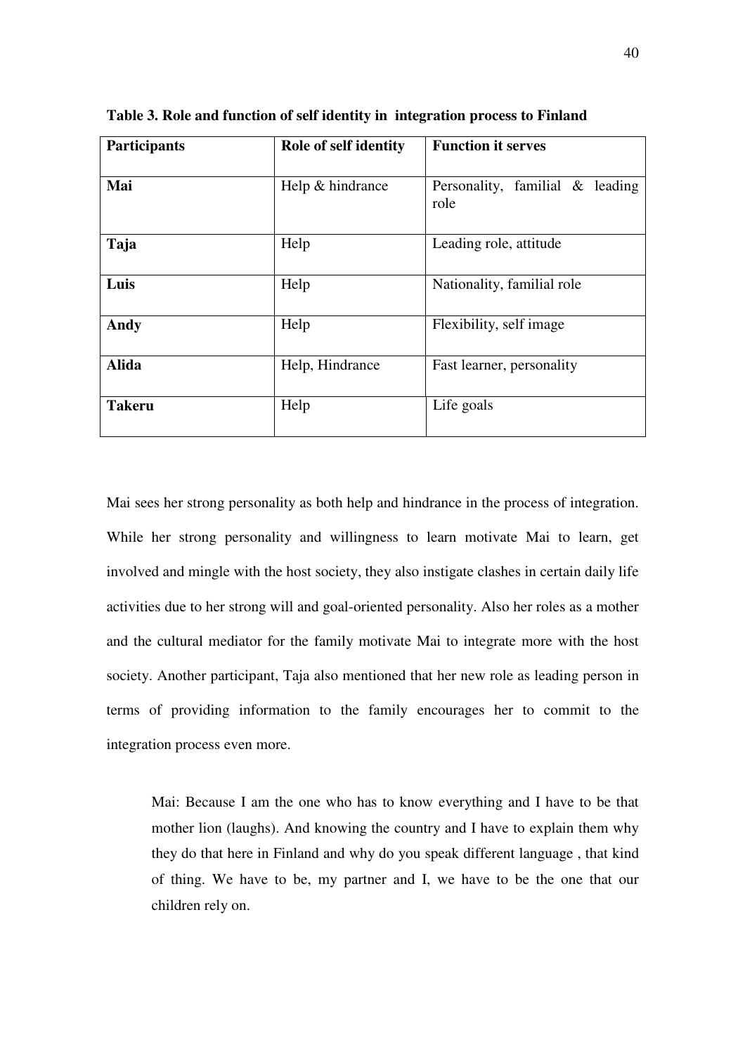**Table 3. Role and function of self identity in integration process to Finland**

| Participants | Role of self identity | Function it serves |
|---|---|---|
| **Mai** | Help & hindrance | Personality, familial & leading role |
| **Taja** | Help | Leading role, attitude |
| **Luis** | Help | Nationality, familial role |
| **Andy** | Help | Flexibility, self image |
| **Alida** | Help, Hindrance | Fast learner, personality |
| **Takeru** | Help | Life goals |

Mai sees her strong personality as both help and hindrance in the process of integration. While her strong personality and willingness to learn motivate Mai to learn, get involved and mingle with the host society, they also instigate clashes in certain daily life activities due to her strong will and goal-oriented personality. Also her roles as a mother and the cultural mediator for the family motivate Mai to integrate more with the host society. Another participant, Taja also mentioned that her new role as leading person in terms of providing information to the family encourages her to commit to the integration process even more.

> Mai: Because I am the one who has to know everything and I have to be that mother lion (laughs). And knowing the country and I have to explain them why they do that here in Finland and why do you speak different language , that kind of thing. We have to be, my partner and I, we have to be the one that our children rely on.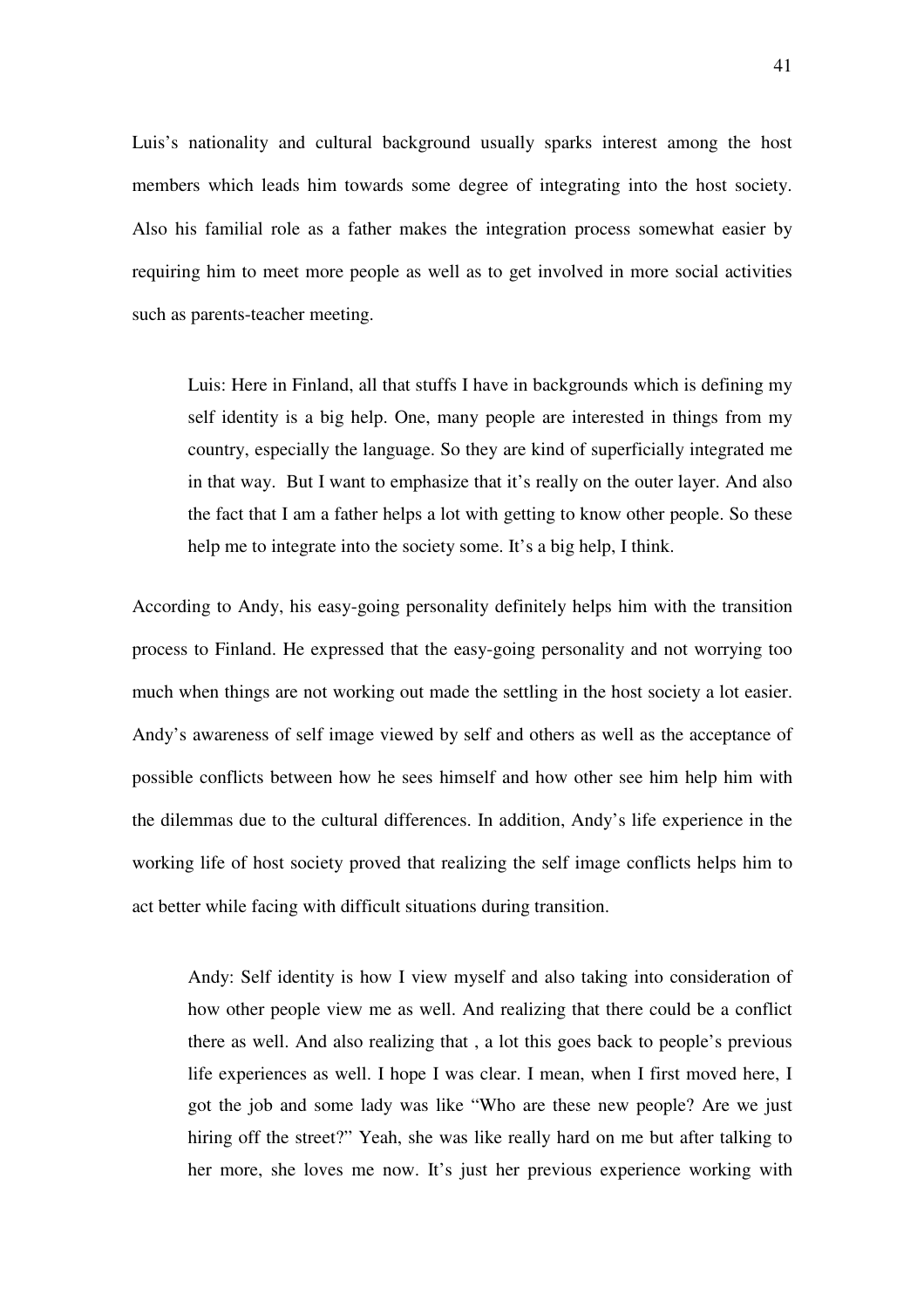Luis's nationality and cultural background usually sparks interest among the host members which leads him towards some degree of integrating into the host society. Also his familial role as a father makes the integration process somewhat easier by requiring him to meet more people as well as to get involved in more social activities such as parents-teacher meeting.

> Luis: Here in Finland, all that stuffs I have in backgrounds which is defining my self identity is a big help. One, many people are interested in things from my country, especially the language. So they are kind of superficially integrated me in that way. But I want to emphasize that it's really on the outer layer. And also the fact that I am a father helps a lot with getting to know other people. So these help me to integrate into the society some. It's a big help, I think.

According to Andy, his easy-going personality definitely helps him with the transition process to Finland. He expressed that the easy-going personality and not worrying too much when things are not working out made the settling in the host society a lot easier. Andy's awareness of self image viewed by self and others as well as the acceptance of possible conflicts between how he sees himself and how other see him help him with the dilemmas due to the cultural differences. In addition, Andy's life experience in the working life of host society proved that realizing the self image conflicts helps him to act better while facing with difficult situations during transition.

> Andy: Self identity is how I view myself and also taking into consideration of how other people view me as well. And realizing that there could be a conflict there as well. And also realizing that , a lot this goes back to people's previous life experiences as well. I hope I was clear. I mean, when I first moved here, I got the job and some lady was like "Who are these new people? Are we just hiring off the street?" Yeah, she was like really hard on me but after talking to her more, she loves me now. It's just her previous experience working with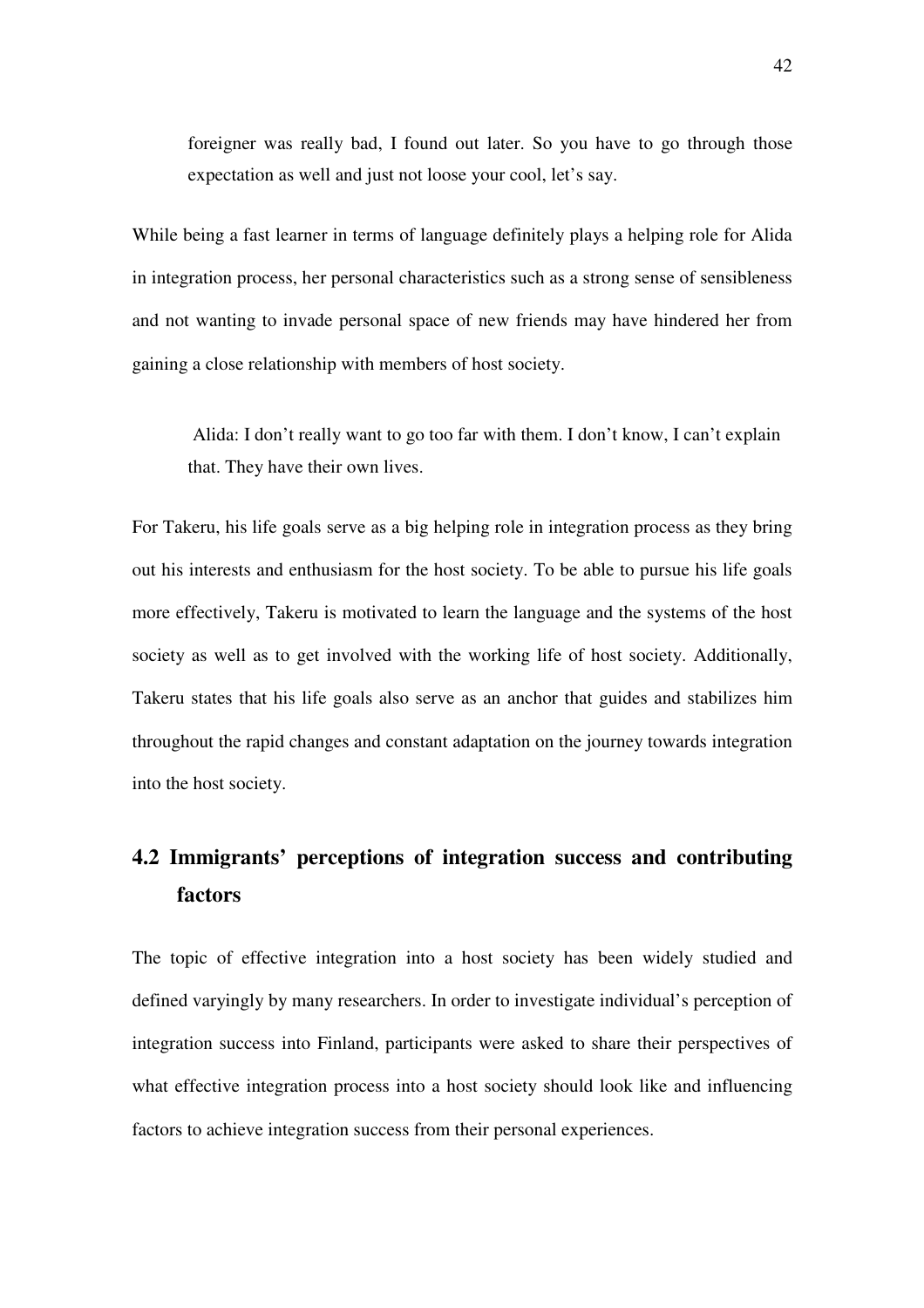> foreigner was really bad, I found out later. So you have to go through those expectation as well and just not loose your cool, let's say.

While being a fast learner in terms of language definitely plays a helping role for Alida in integration process, her personal characteristics such as a strong sense of sensibleness and not wanting to invade personal space of new friends may have hindered her from gaining a close relationship with members of host society.

> Alida: I don't really want to go too far with them. I don't know, I can't explain that. They have their own lives.

For Takeru, his life goals serve as a big helping role in integration process as they bring out his interests and enthusiasm for the host society. To be able to pursue his life goals more effectively, Takeru is motivated to learn the language and the systems of the host society as well as to get involved with the working life of host society. Additionally, Takeru states that his life goals also serve as an anchor that guides and stabilizes him throughout the rapid changes and constant adaptation on the journey towards integration into the host society.

## 4.2 Immigrants' perceptions of integration success and contributing factors

The topic of effective integration into a host society has been widely studied and defined varyingly by many researchers. In order to investigate individual's perception of integration success into Finland, participants were asked to share their perspectives of what effective integration process into a host society should look like and influencing factors to achieve integration success from their personal experiences.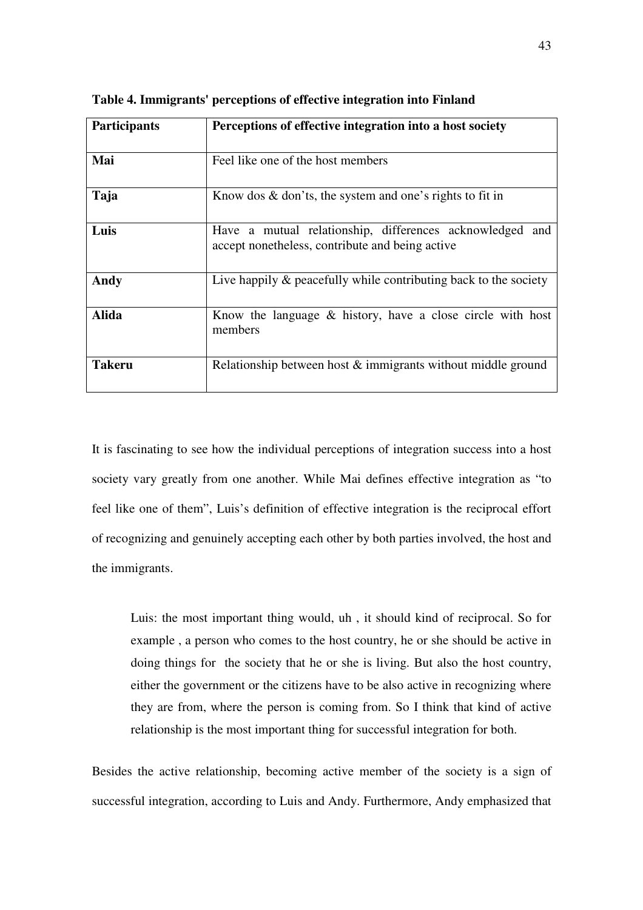**Table 4. Immigrants' perceptions of effective integration into Finland**

| **Participants** | **Perceptions of effective integration into a host society** |
|---|---|
| **Mai** | Feel like one of the host members |
| **Taja** | Know dos & don'ts, the system and one's rights to fit in |
| **Luis** | Have a mutual relationship, differences acknowledged and accept nonetheless, contribute and being active |
| **Andy** | Live happily & peacefully while contributing back to the society |
| **Alida** | Know the language & history, have a close circle with host members |
| **Takeru** | Relationship between host & immigrants without middle ground |

It is fascinating to see how the individual perceptions of integration success into a host society vary greatly from one another. While Mai defines effective integration as "to feel like one of them", Luis's definition of effective integration is the reciprocal effort of recognizing and genuinely accepting each other by both parties involved, the host and the immigrants.

> Luis: the most important thing would, uh , it should kind of reciprocal. So for example , a person who comes to the host country, he or she should be active in doing things for the society that he or she is living. But also the host country, either the government or the citizens have to be also active in recognizing where they are from, where the person is coming from. So I think that kind of active relationship is the most important thing for successful integration for both.

Besides the active relationship, becoming active member of the society is a sign of successful integration, according to Luis and Andy. Furthermore, Andy emphasized that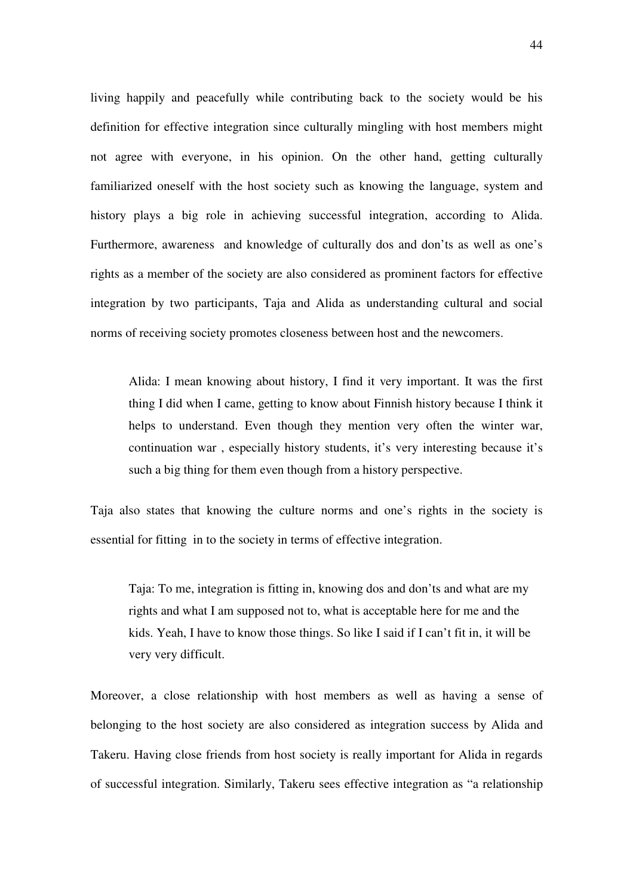living happily and peacefully while contributing back to the society would be his definition for effective integration since culturally mingling with host members might not agree with everyone, in his opinion. On the other hand, getting culturally familiarized oneself with the host society such as knowing the language, system and history plays a big role in achieving successful integration, according to Alida. Furthermore, awareness and knowledge of culturally dos and don't's as well as one's rights as a member of the society are also considered as prominent factors for effective integration by two participants, Taja and Alida as understanding cultural and social norms of receiving society promotes closeness between host and the newcomers.

> Alida: I mean knowing about history, I find it very important. It was the first thing I did when I came, getting to know about Finnish history because I think it helps to understand. Even though they mention very often the winter war, continuation war , especially history students, it's very interesting because it's such a big thing for them even though from a history perspective.

Taja also states that knowing the culture norms and one's rights in the society is essential for fitting in to the society in terms of effective integration.

> Taja: To me, integration is fitting in, knowing dos and don'ts and what are my rights and what I am supposed not to, what is acceptable here for me and the kids. Yeah, I have to know those things. So like I said if I can't fit in, it will be very very difficult.

Moreover, a close relationship with host members as well as having a sense of belonging to the host society are also considered as integration success by Alida and Takeru. Having close friends from host society is really important for Alida in regards of successful integration. Similarly, Takeru sees effective integration as "a relationship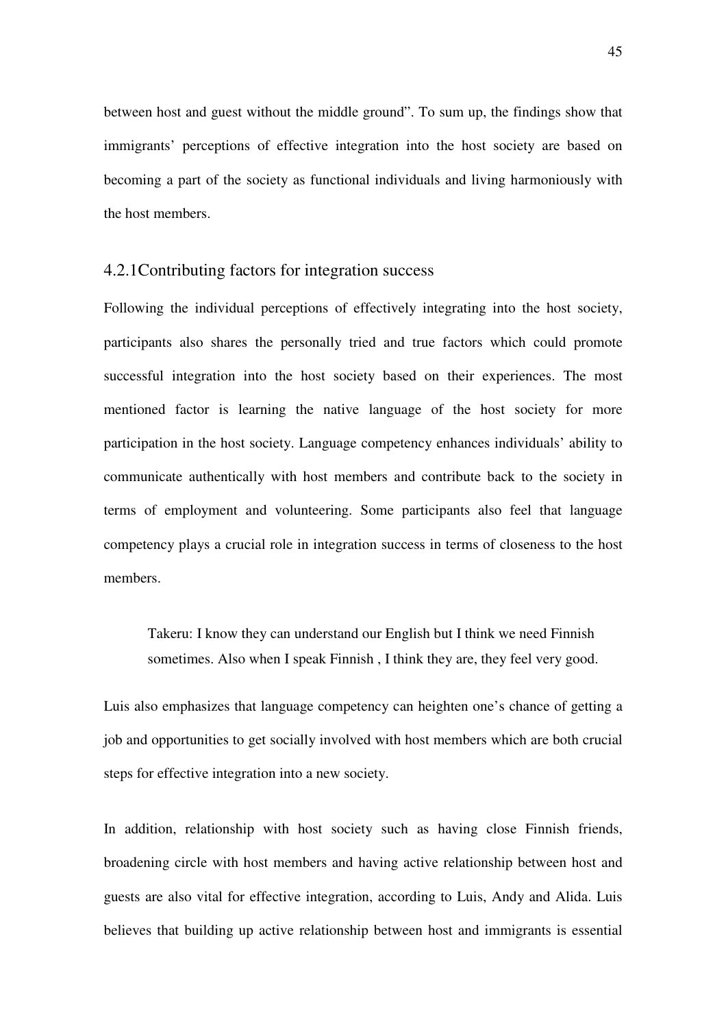between host and guest without the middle ground". To sum up, the findings show that immigrants' perceptions of effective integration into the host society are based on becoming a part of the society as functional individuals and living harmoniously with the host members.

### 4.2.1Contributing factors for integration success

Following the individual perceptions of effectively integrating into the host society, participants also shares the personally tried and true factors which could promote successful integration into the host society based on their experiences. The most mentioned factor is learning the native language of the host society for more participation in the host society. Language competency enhances individuals' ability to communicate authentically with host members and contribute back to the society in terms of employment and volunteering. Some participants also feel that language competency plays a crucial role in integration success in terms of closeness to the host members.

> Takeru: I know they can understand our English but I think we need Finnish sometimes. Also when I speak Finnish , I think they are, they feel very good.

Luis also emphasizes that language competency can heighten one's chance of getting a job and opportunities to get socially involved with host members which are both crucial steps for effective integration into a new society.

In addition, relationship with host society such as having close Finnish friends, broadening circle with host members and having active relationship between host and guests are also vital for effective integration, according to Luis, Andy and Alida. Luis believes that building up active relationship between host and immigrants is essential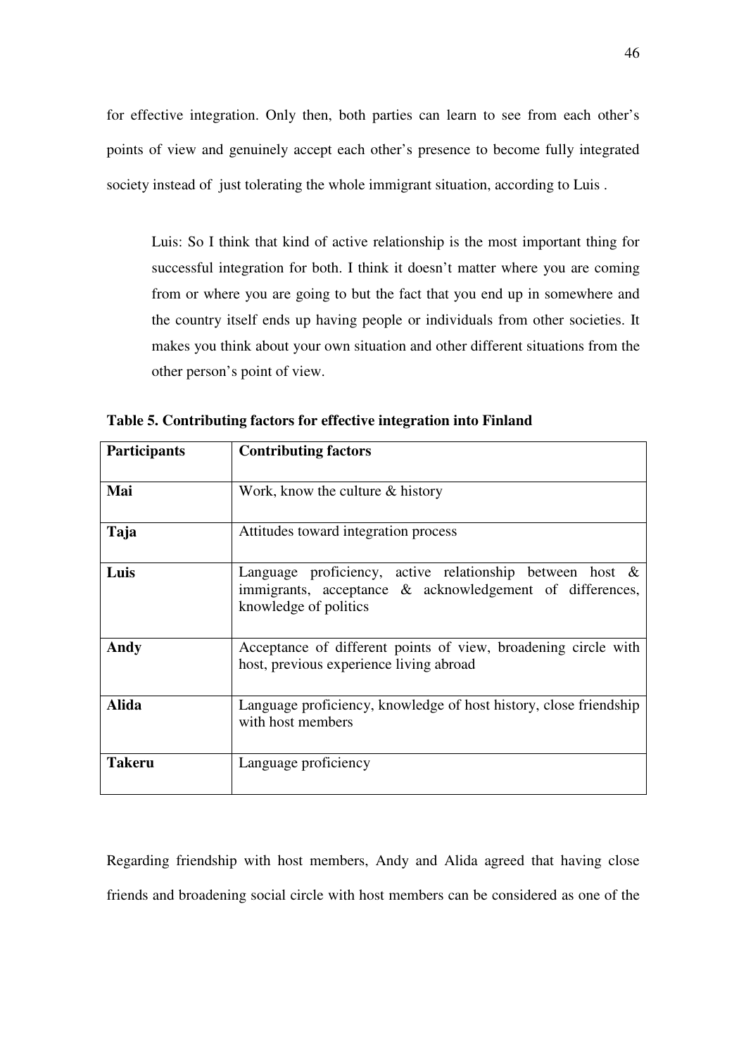for effective integration. Only then, both parties can learn to see from each other's points of view and genuinely accept each other's presence to become fully integrated society instead of just tolerating the whole immigrant situation, according to Luis .

> Luis: So I think that kind of active relationship is the most important thing for successful integration for both. I think it doesn't matter where you are coming from or where you are going to but the fact that you end up in somewhere and the country itself ends up having people or individuals from other societies. It makes you think about your own situation and other different situations from the other person's point of view.

**Table 5. Contributing factors for effective integration into Finland**

| **Participants** | **Contributing factors** |
|---|---|
| **Mai** | Work, know the culture & history |
| **Taja** | Attitudes toward integration process |
| **Luis** | Language proficiency, active relationship between host & immigrants, acceptance & acknowledgement of differences, knowledge of politics |
| **Andy** | Acceptance of different points of view, broadening circle with host, previous experience living abroad |
| **Alida** | Language proficiency, knowledge of host history, close friendship with host members |
| **Takeru** | Language proficiency |

Regarding friendship with host members, Andy and Alida agreed that having close friends and broadening social circle with host members can be considered as one of the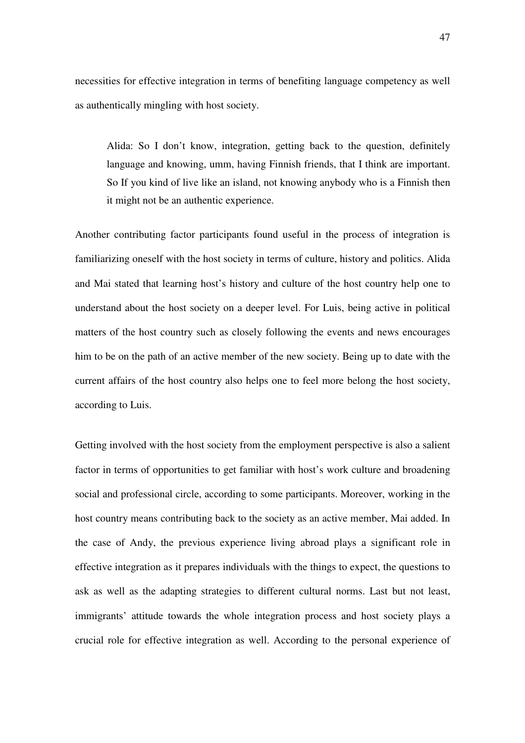necessities for effective integration in terms of benefiting language competency as well as authentically mingling with host society.

> Alida: So I don't know, integration, getting back to the question, definitely language and knowing, umm, having Finnish friends, that I think are important. So If you kind of live like an island, not knowing anybody who is a Finnish then it might not be an authentic experience.

Another contributing factor participants found useful in the process of integration is familiarizing oneself with the host society in terms of culture, history and politics. Alida and Mai stated that learning host's history and culture of the host country help one to understand about the host society on a deeper level. For Luis, being active in political matters of the host country such as closely following the events and news encourages him to be on the path of an active member of the new society. Being up to date with the current affairs of the host country also helps one to feel more belong the host society, according to Luis.

Getting involved with the host society from the employment perspective is also a salient factor in terms of opportunities to get familiar with host's work culture and broadening social and professional circle, according to some participants. Moreover, working in the host country means contributing back to the society as an active member, Mai added. In the case of Andy, the previous experience living abroad plays a significant role in effective integration as it prepares individuals with the things to expect, the questions to ask as well as the adapting strategies to different cultural norms. Last but not least, immigrants' attitude towards the whole integration process and host society plays a crucial role for effective integration as well. According to the personal experience of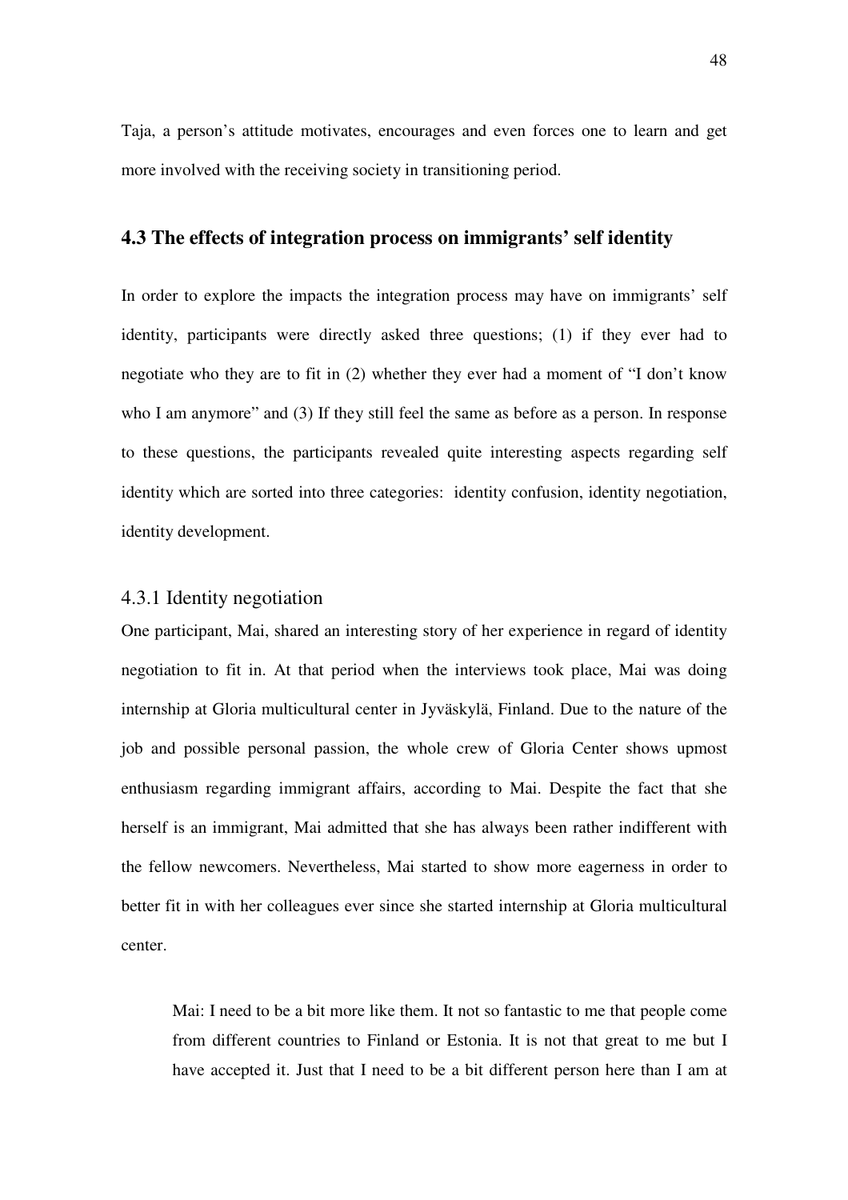Taja, a person's attitude motivates, encourages and even forces one to learn and get more involved with the receiving society in transitioning period.

## 4.3 The effects of integration process on immigrants' self identity

In order to explore the impacts the integration process may have on immigrants' self identity, participants were directly asked three questions; (1) if they ever had to negotiate who they are to fit in (2) whether they ever had a moment of "I don't know who I am anymore" and (3) If they still feel the same as before as a person. In response to these questions, the participants revealed quite interesting aspects regarding self identity which are sorted into three categories: identity confusion, identity negotiation, identity development.

### 4.3.1 Identity negotiation

One participant, Mai, shared an interesting story of her experience in regard of identity negotiation to fit in. At that period when the interviews took place, Mai was doing internship at Gloria multicultural center in Jyväskylä, Finland. Due to the nature of the job and possible personal passion, the whole crew of Gloria Center shows upmost enthusiasm regarding immigrant affairs, according to Mai. Despite the fact that she herself is an immigrant, Mai admitted that she has always been rather indifferent with the fellow newcomers. Nevertheless, Mai started to show more eagerness in order to better fit in with her colleagues ever since she started internship at Gloria multicultural center.

> Mai: I need to be a bit more like them. It not so fantastic to me that people come from different countries to Finland or Estonia. It is not that great to me but I have accepted it. Just that I need to be a bit different person here than I am at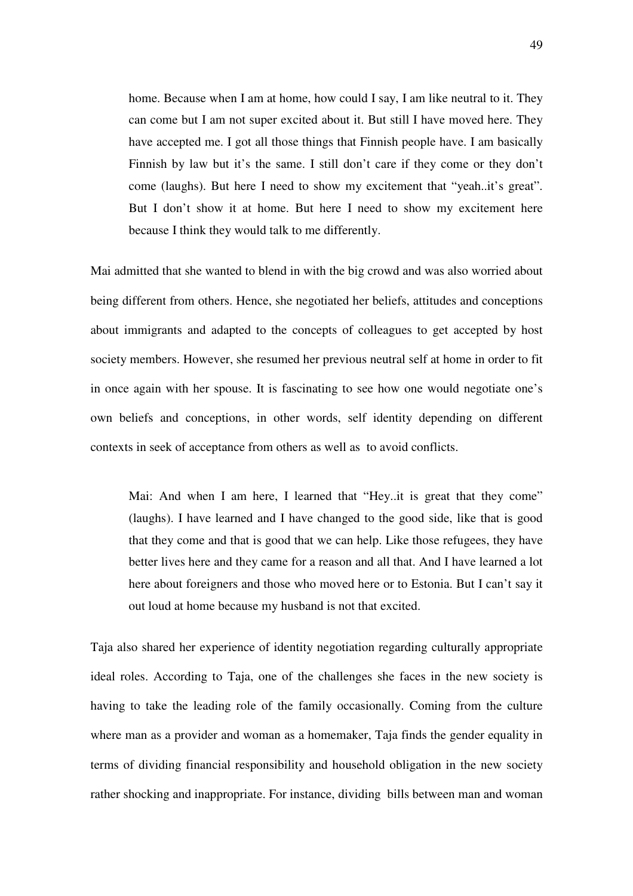> home. Because when I am at home, how could I say, I am like neutral to it. They can come but I am not super excited about it. But still I have moved here. They have accepted me. I got all those things that Finnish people have. I am basically Finnish by law but it's the same. I still don't care if they come or they don't come (laughs). But here I need to show my excitement that "yeah..it's great". But I don't show it at home. But here I need to show my excitement here because I think they would talk to me differently.

Mai admitted that she wanted to blend in with the big crowd and was also worried about being different from others. Hence, she negotiated her beliefs, attitudes and conceptions about immigrants and adapted to the concepts of colleagues to get accepted by host society members. However, she resumed her previous neutral self at home in order to fit in once again with her spouse. It is fascinating to see how one would negotiate one's own beliefs and conceptions, in other words, self identity depending on different contexts in seek of acceptance from others as well as to avoid conflicts.

> Mai: And when I am here, I learned that "Hey..it is great that they come" (laughs). I have learned and I have changed to the good side, like that is good that they come and that is good that we can help. Like those refugees, they have better lives here and they came for a reason and all that. And I have learned a lot here about foreigners and those who moved here or to Estonia. But I can't say it out loud at home because my husband is not that excited.

Taja also shared her experience of identity negotiation regarding culturally appropriate ideal roles. According to Taja, one of the challenges she faces in the new society is having to take the leading role of the family occasionally. Coming from the culture where man as a provider and woman as a homemaker, Taja finds the gender equality in terms of dividing financial responsibility and household obligation in the new society rather shocking and inappropriate. For instance, dividing bills between man and woman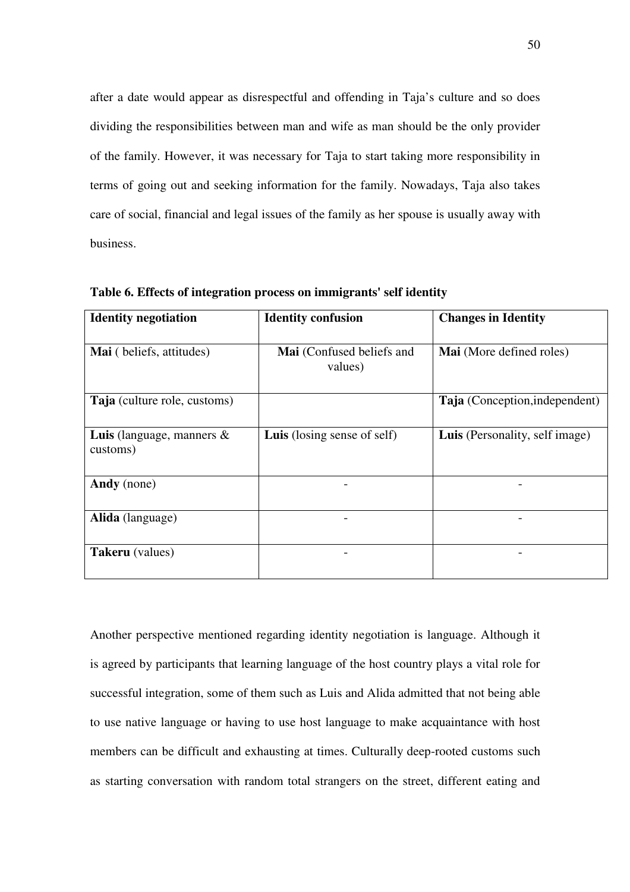after a date would appear as disrespectful and offending in Taja's culture and so does dividing the responsibilities between man and wife as man should be the only provider of the family. However, it was necessary for Taja to start taking more responsibility in terms of going out and seeking information for the family. Nowadays, Taja also takes care of social, financial and legal issues of the family as her spouse is usually away with business.

**Table 6. Effects of integration process on immigrants' self identity**

| **Identity negotiation** | **Identity confusion** | **Changes in Identity** |
|---|---|---|
| **Mai** ( beliefs, attitudes) | **Mai** (Confused beliefs and values) | **Mai** (More defined roles) |
| **Taja** (culture role, customs) | | **Taja** (Conception,independent) |
| **Luis** (language, manners & customs) | **Luis** (losing sense of self) | **Luis** (Personality, self image) |
| **Andy** (none) | - | - |
| **Alida** (language) | - | - |
| **Takeru** (values) | - | - |

Another perspective mentioned regarding identity negotiation is language. Although it is agreed by participants that learning language of the host country plays a vital role for successful integration, some of them such as Luis and Alida admitted that not being able to use native language or having to use host language to make acquaintance with host members can be difficult and exhausting at times. Culturally deep-rooted customs such as starting conversation with random total strangers on the street, different eating and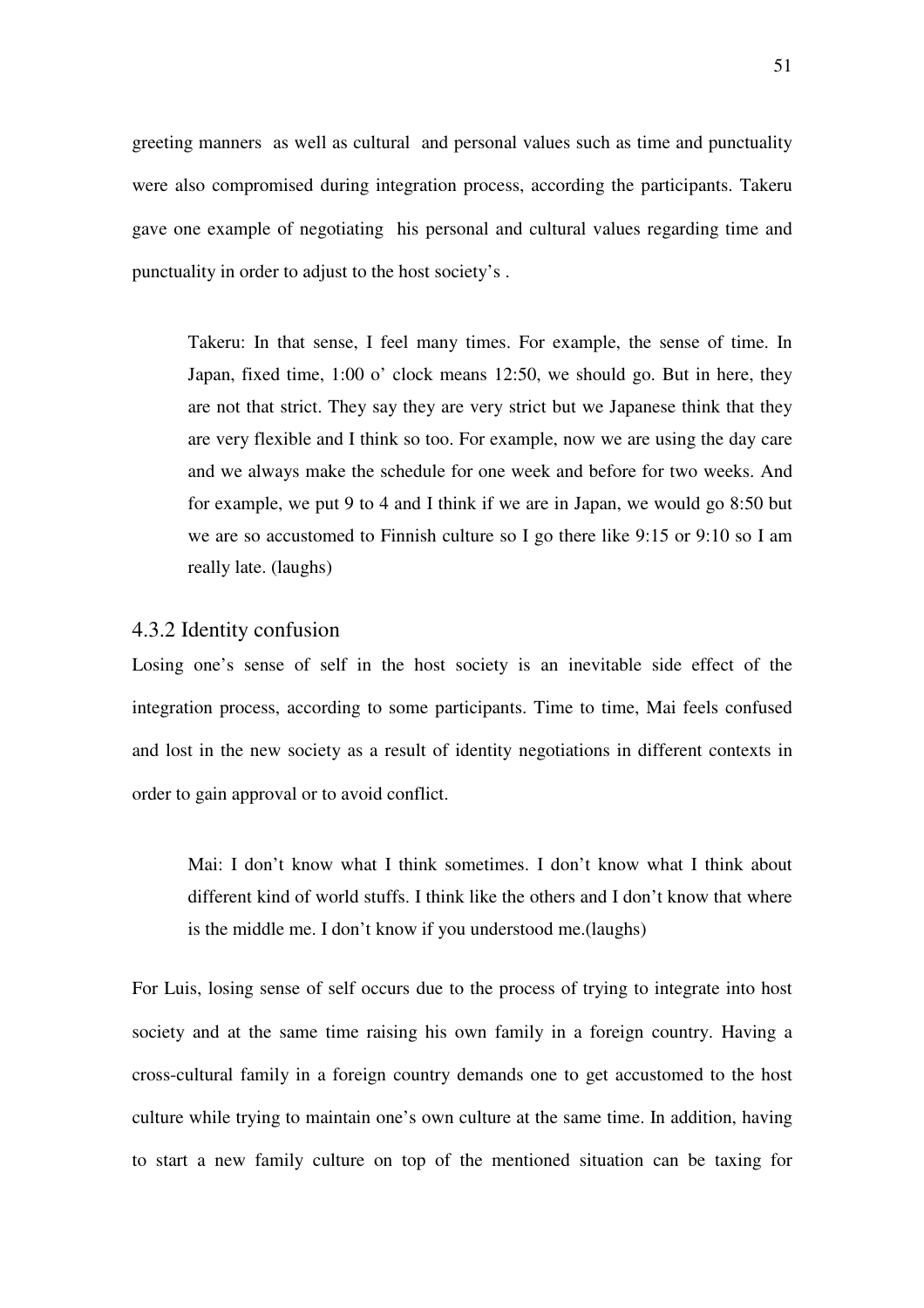greeting manners as well as cultural and personal values such as time and punctuality were also compromised during integration process, according the participants. Takeru gave one example of negotiating his personal and cultural values regarding time and punctuality in order to adjust to the host society's .

> Takeru: In that sense, I feel many times. For example, the sense of time. In Japan, fixed time, 1:00 o' clock means 12:50, we should go. But in here, they are not that strict. They say they are very strict but we Japanese think that they are very flexible and I think so too. For example, now we are using the day care and we always make the schedule for one week and before for two weeks. And for example, we put 9 to 4 and I think if we are in Japan, we would go 8:50 but we are so accustomed to Finnish culture so I go there like 9:15 or 9:10 so I am really late. (laughs)

### 4.3.2 Identity confusion

Losing one's sense of self in the host society is an inevitable side effect of the integration process, according to some participants. Time to time, Mai feels confused and lost in the new society as a result of identity negotiations in different contexts in order to gain approval or to avoid conflict.

> Mai: I don't know what I think sometimes. I don't know what I think about different kind of world stuffs. I think like the others and I don't know that where is the middle me. I don't know if you understood me.(laughs)

For Luis, losing sense of self occurs due to the process of trying to integrate into host society and at the same time raising his own family in a foreign country. Having a cross-cultural family in a foreign country demands one to get accustomed to the host culture while trying to maintain one's own culture at the same time. In addition, having to start a new family culture on top of the mentioned situation can be taxing for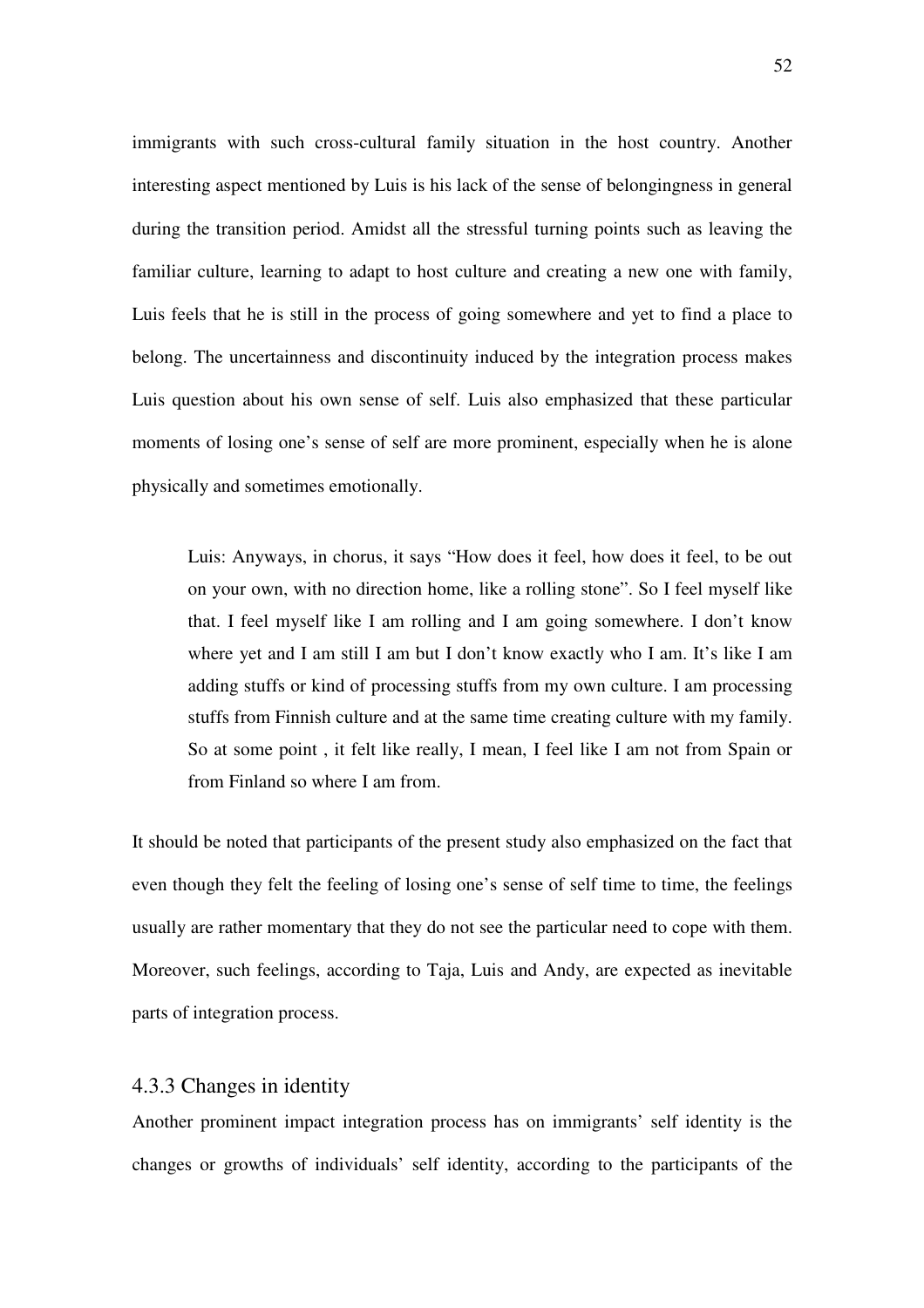immigrants with such cross-cultural family situation in the host country. Another interesting aspect mentioned by Luis is his lack of the sense of belongingness in general during the transition period. Amidst all the stressful turning points such as leaving the familiar culture, learning to adapt to host culture and creating a new one with family, Luis feels that he is still in the process of going somewhere and yet to find a place to belong. The uncertainness and discontinuity induced by the integration process makes Luis question about his own sense of self. Luis also emphasized that these particular moments of losing one's sense of self are more prominent, especially when he is alone physically and sometimes emotionally.

> Luis: Anyways, in chorus, it says "How does it feel, how does it feel, to be out on your own, with no direction home, like a rolling stone". So I feel myself like that. I feel myself like I am rolling and I am going somewhere. I don't know where yet and I am still I am but I don't know exactly who I am. It's like I am adding stuffs or kind of processing stuffs from my own culture. I am processing stuffs from Finnish culture and at the same time creating culture with my family. So at some point , it felt like really, I mean, I feel like I am not from Spain or from Finland so where I am from.

It should be noted that participants of the present study also emphasized on the fact that even though they felt the feeling of losing one's sense of self time to time, the feelings usually are rather momentary that they do not see the particular need to cope with them. Moreover, such feelings, according to Taja, Luis and Andy, are expected as inevitable parts of integration process.

### 4.3.3 Changes in identity

Another prominent impact integration process has on immigrants' self identity is the changes or growths of individuals' self identity, according to the participants of the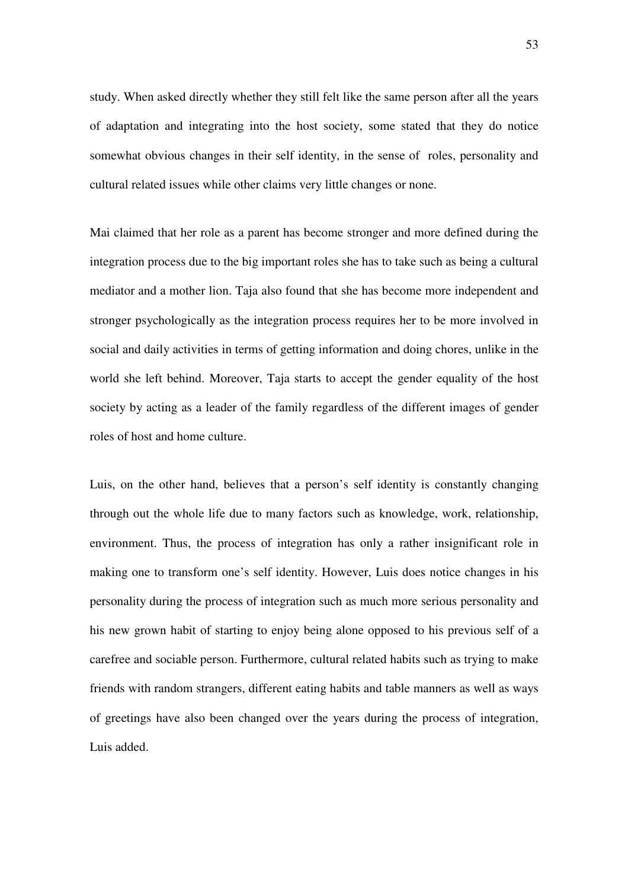study. When asked directly whether they still felt like the same person after all the years of adaptation and integrating into the host society, some stated that they do notice somewhat obvious changes in their self identity, in the sense of roles, personality and cultural related issues while other claims very little changes or none.

Mai claimed that her role as a parent has become stronger and more defined during the integration process due to the big important roles she has to take such as being a cultural mediator and a mother lion. Taja also found that she has become more independent and stronger psychologically as the integration process requires her to be more involved in social and daily activities in terms of getting information and doing chores, unlike in the world she left behind. Moreover, Taja starts to accept the gender equality of the host society by acting as a leader of the family regardless of the different images of gender roles of host and home culture.

Luis, on the other hand, believes that a person's self identity is constantly changing through out the whole life due to many factors such as knowledge, work, relationship, environment. Thus, the process of integration has only a rather insignificant role in making one to transform one's self identity. However, Luis does notice changes in his personality during the process of integration such as much more serious personality and his new grown habit of starting to enjoy being alone opposed to his previous self of a carefree and sociable person. Furthermore, cultural related habits such as trying to make friends with random strangers, different eating habits and table manners as well as ways of greetings have also been changed over the years during the process of integration, Luis added.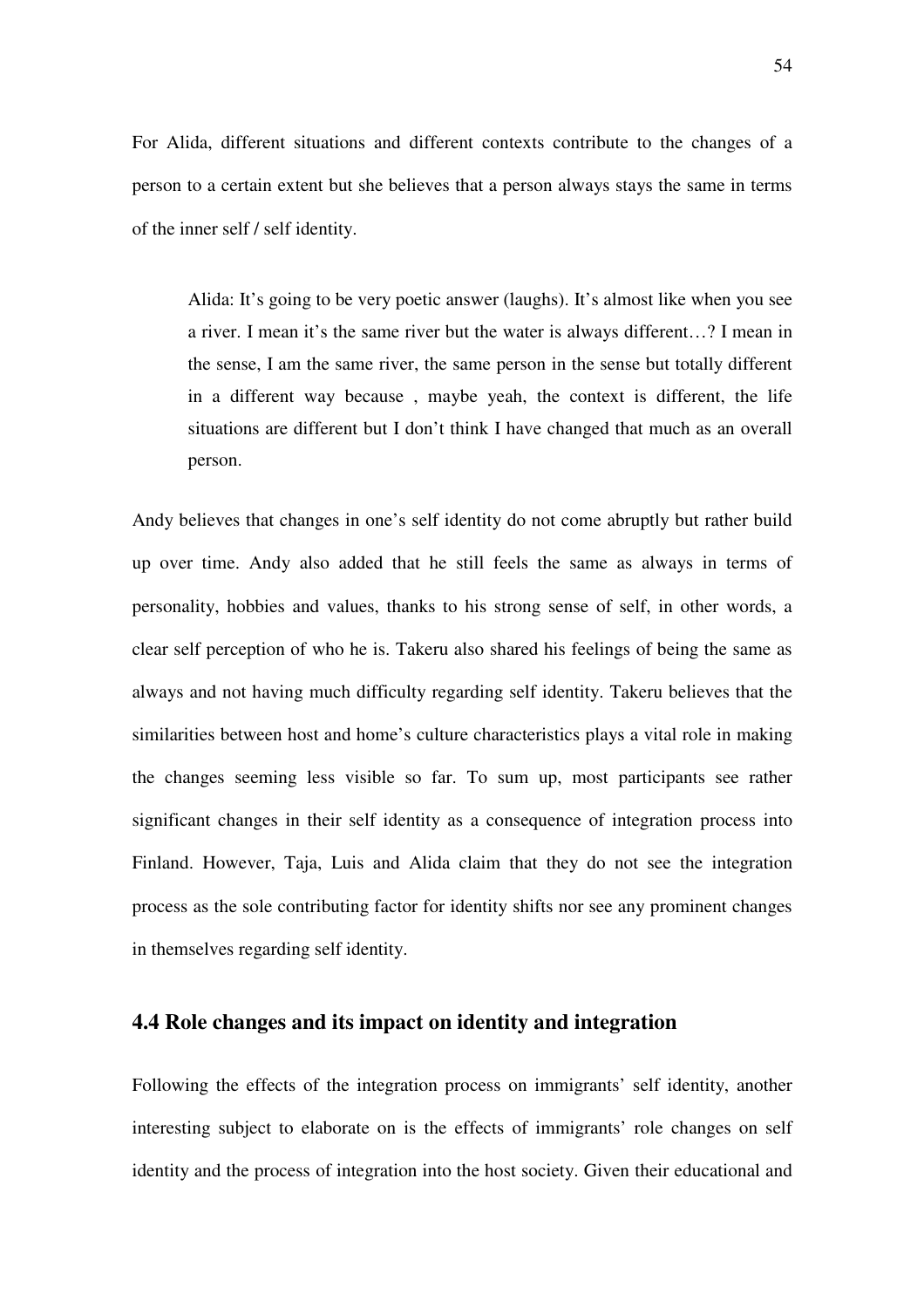For Alida, different situations and different contexts contribute to the changes of a person to a certain extent but she believes that a person always stays the same in terms of the inner self / self identity.

> Alida: It's going to be very poetic answer (laughs). It's almost like when you see a river. I mean it's the same river but the water is always different…? I mean in the sense, I am the same river, the same person in the sense but totally different in a different way because , maybe yeah, the context is different, the life situations are different but I don't think I have changed that much as an overall person.

Andy believes that changes in one's self identity do not come abruptly but rather build up over time. Andy also added that he still feels the same as always in terms of personality, hobbies and values, thanks to his strong sense of self, in other words, a clear self perception of who he is. Takeru also shared his feelings of being the same as always and not having much difficulty regarding self identity. Takeru believes that the similarities between host and home's culture characteristics plays a vital role in making the changes seeming less visible so far. To sum up, most participants see rather significant changes in their self identity as a consequence of integration process into Finland. However, Taja, Luis and Alida claim that they do not see the integration process as the sole contributing factor for identity shifts nor see any prominent changes in themselves regarding self identity.

### 4.4 Role changes and its impact on identity and integration

Following the effects of the integration process on immigrants' self identity, another interesting subject to elaborate on is the effects of immigrants' role changes on self identity and the process of integration into the host society. Given their educational and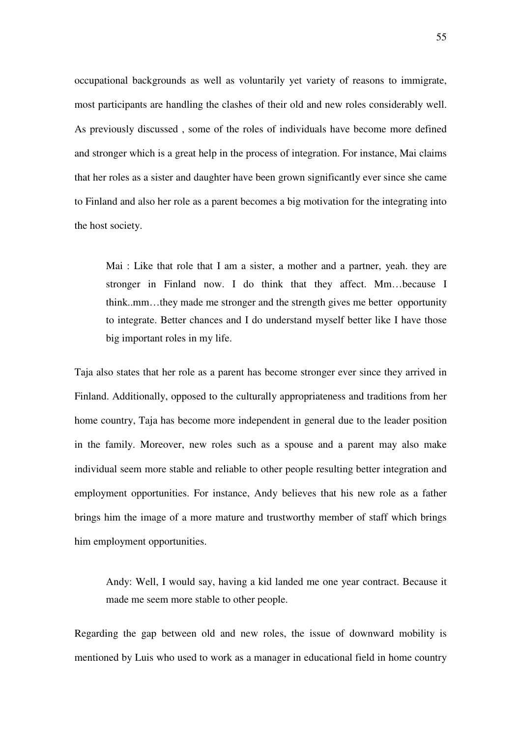occupational backgrounds as well as voluntarily yet variety of reasons to immigrate, most participants are handling the clashes of their old and new roles considerably well. As previously discussed , some of the roles of individuals have become more defined and stronger which is a great help in the process of integration. For instance, Mai claims that her roles as a sister and daughter have been grown significantly ever since she came to Finland and also her role as a parent becomes a big motivation for the integrating into the host society.

> Mai : Like that role that I am a sister, a mother and a partner, yeah. they are stronger in Finland now. I do think that they affect. Mm…because I think..mm…they made me stronger and the strength gives me better opportunity to integrate. Better chances and I do understand myself better like I have those big important roles in my life.

Taja also states that her role as a parent has become stronger ever since they arrived in Finland. Additionally, opposed to the culturally appropriateness and traditions from her home country, Taja has become more independent in general due to the leader position in the family. Moreover, new roles such as a spouse and a parent may also make individual seem more stable and reliable to other people resulting better integration and employment opportunities. For instance, Andy believes that his new role as a father brings him the image of a more mature and trustworthy member of staff which brings him employment opportunities.

> Andy: Well, I would say, having a kid landed me one year contract. Because it made me seem more stable to other people.

Regarding the gap between old and new roles, the issue of downward mobility is mentioned by Luis who used to work as a manager in educational field in home country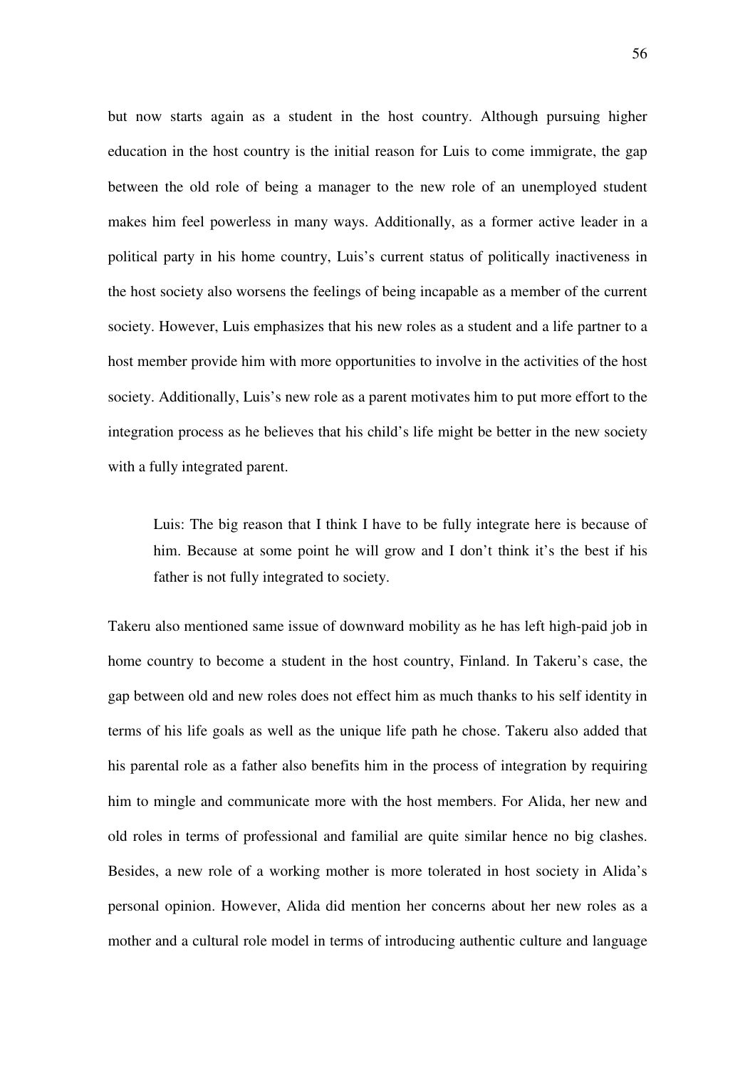but now starts again as a student in the host country. Although pursuing higher education in the host country is the initial reason for Luis to come immigrate, the gap between the old role of being a manager to the new role of an unemployed student makes him feel powerless in many ways. Additionally, as a former active leader in a political party in his home country, Luis's current status of politically inactiveness in the host society also worsens the feelings of being incapable as a member of the current society. However, Luis emphasizes that his new roles as a student and a life partner to a host member provide him with more opportunities to involve in the activities of the host society. Additionally, Luis's new role as a parent motivates him to put more effort to the integration process as he believes that his child's life might be better in the new society with a fully integrated parent.

> Luis: The big reason that I think I have to be fully integrate here is because of him. Because at some point he will grow and I don't think it's the best if his father is not fully integrated to society.

Takeru also mentioned same issue of downward mobility as he has left high-paid job in home country to become a student in the host country, Finland. In Takeru's case, the gap between old and new roles does not effect him as much thanks to his self identity in terms of his life goals as well as the unique life path he chose. Takeru also added that his parental role as a father also benefits him in the process of integration by requiring him to mingle and communicate more with the host members. For Alida, her new and old roles in terms of professional and familial are quite similar hence no big clashes. Besides, a new role of a working mother is more tolerated in host society in Alida's personal opinion. However, Alida did mention her concerns about her new roles as a mother and a cultural role model in terms of introducing authentic culture and language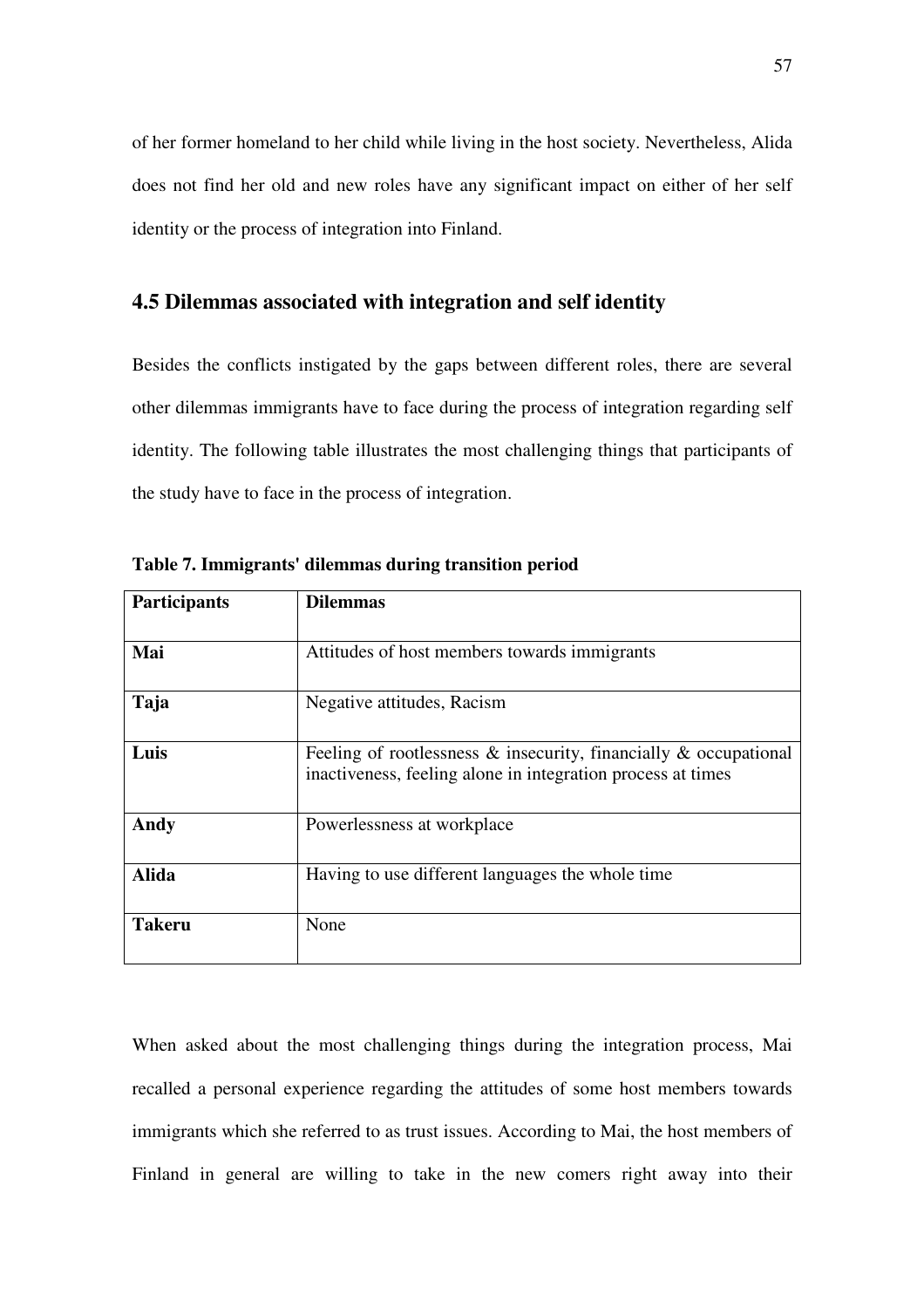of her former homeland to her child while living in the host society. Nevertheless, Alida does not find her old and new roles have any significant impact on either of her self identity or the process of integration into Finland.

## 4.5 Dilemmas associated with integration and self identity

Besides the conflicts instigated by the gaps between different roles, there are several other dilemmas immigrants have to face during the process of integration regarding self identity. The following table illustrates the most challenging things that participants of the study have to face in the process of integration.

**Table 7. Immigrants' dilemmas during transition period**

| Participants | Dilemmas |
|---|---|
| **Mai** | Attitudes of host members towards immigrants |
| **Taja** | Negative attitudes, Racism |
| **Luis** | Feeling of rootlessness & insecurity, financially & occupational inactiveness, feeling alone in integration process at times |
| **Andy** | Powerlessness at workplace |
| **Alida** | Having to use different languages the whole time |
| **Takeru** | None |

When asked about the most challenging things during the integration process, Mai recalled a personal experience regarding the attitudes of some host members towards immigrants which she referred to as trust issues. According to Mai, the host members of Finland in general are willing to take in the new comers right away into their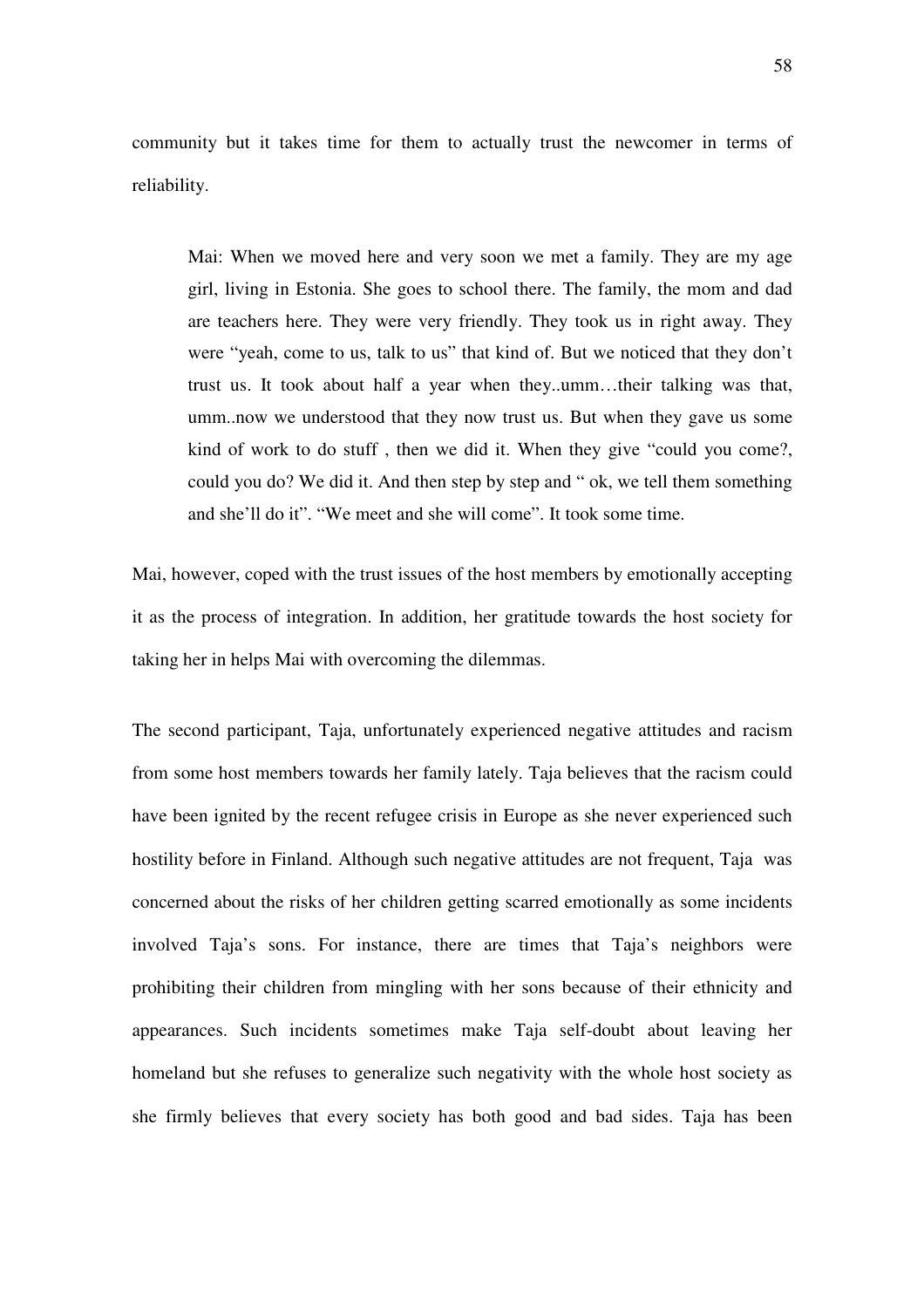community but it takes time for them to actually trust the newcomer in terms of reliability.

> Mai: When we moved here and very soon we met a family. They are my age girl, living in Estonia. She goes to school there. The family, the mom and dad are teachers here. They were very friendly. They took us in right away. They were "yeah, come to us, talk to us" that kind of. But we noticed that they don't trust us. It took about half a year when they..umm…their talking was that, umm..now we understood that they now trust us. But when they gave us some kind of work to do stuff , then we did it. When they give "could you come?, could you do? We did it. And then step by step and " ok, we tell them something and she'll do it". "We meet and she will come". It took some time.

Mai, however, coped with the trust issues of the host members by emotionally accepting it as the process of integration. In addition, her gratitude towards the host society for taking her in helps Mai with overcoming the dilemmas.

The second participant, Taja, unfortunately experienced negative attitudes and racism from some host members towards her family lately. Taja believes that the racism could have been ignited by the recent refugee crisis in Europe as she never experienced such hostility before in Finland. Although such negative attitudes are not frequent, Taja was concerned about the risks of her children getting scarred emotionally as some incidents involved Taja's sons. For instance, there are times that Taja's neighbors were prohibiting their children from mingling with her sons because of their ethnicity and appearances. Such incidents sometimes make Taja self-doubt about leaving her homeland but she refuses to generalize such negativity with the whole host society as she firmly believes that every society has both good and bad sides. Taja has been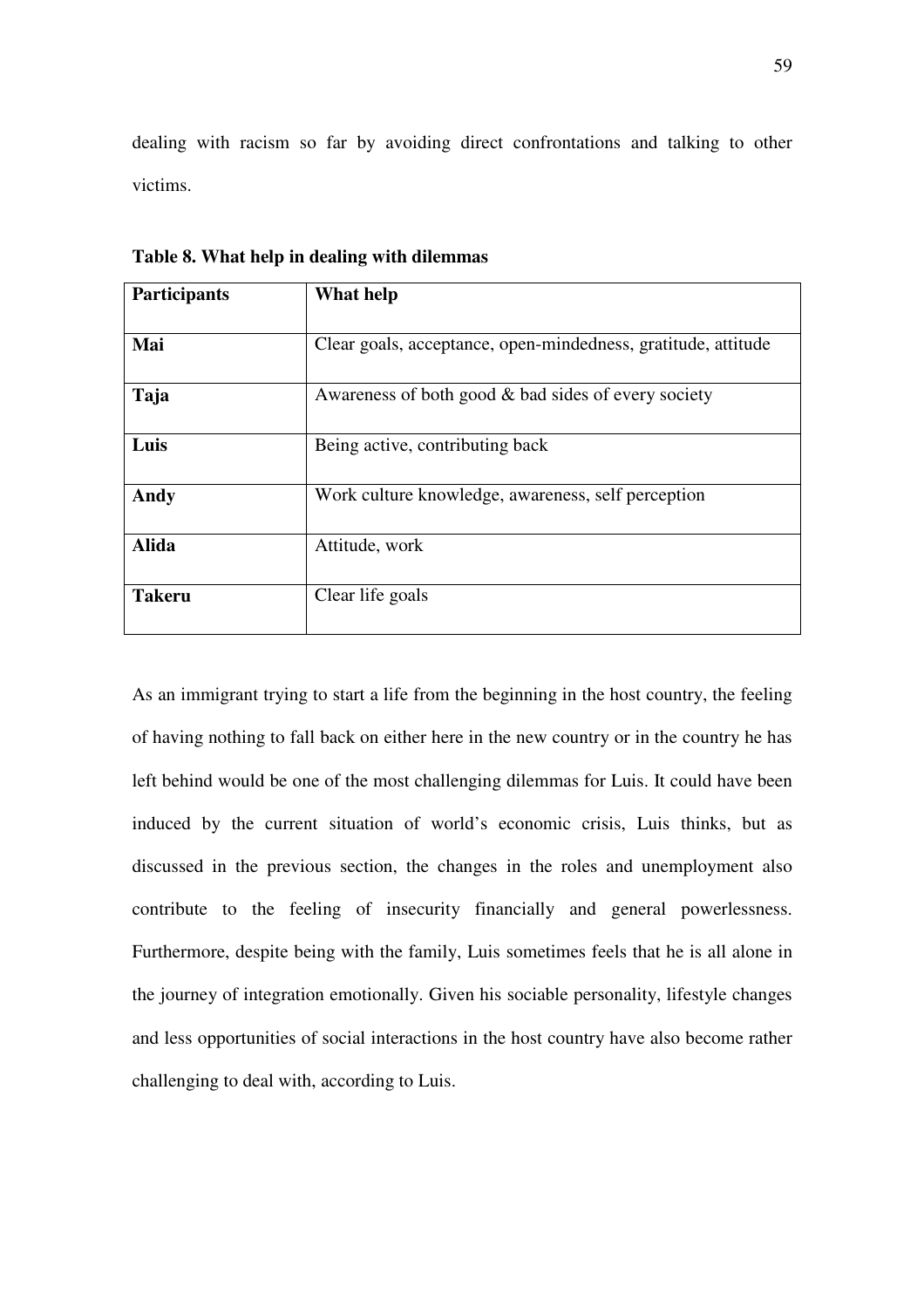dealing with racism so far by avoiding direct confrontations and talking to other victims.

**Table 8. What help in dealing with dilemmas**

| **Participants** | **What help** |
|---|---|
| **Mai** | Clear goals, acceptance, open-mindedness, gratitude, attitude |
| **Taja** | Awareness of both good & bad sides of every society |
| **Luis** | Being active, contributing back |
| **Andy** | Work culture knowledge, awareness, self perception |
| **Alida** | Attitude, work |
| **Takeru** | Clear life goals |

As an immigrant trying to start a life from the beginning in the host country, the feeling of having nothing to fall back on either here in the new country or in the country he has left behind would be one of the most challenging dilemmas for Luis. It could have been induced by the current situation of world's economic crisis, Luis thinks, but as discussed in the previous section, the changes in the roles and unemployment also contribute to the feeling of insecurity financially and general powerlessness. Furthermore, despite being with the family, Luis sometimes feels that he is all alone in the journey of integration emotionally. Given his sociable personality, lifestyle changes and less opportunities of social interactions in the host country have also become rather challenging to deal with, according to Luis.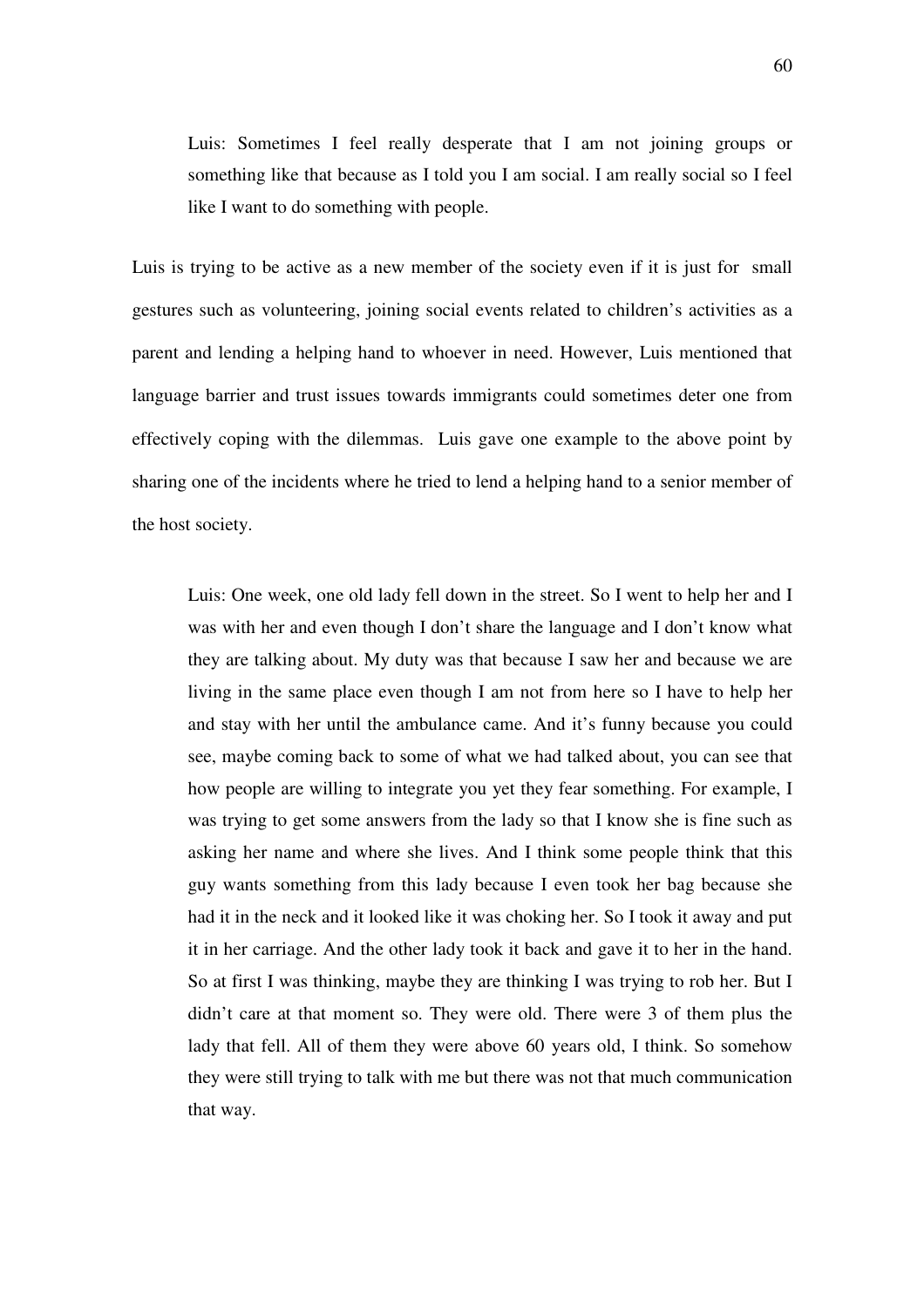> Luis: Sometimes I feel really desperate that I am not joining groups or something like that because as I told you I am social. I am really social so I feel like I want to do something with people.

Luis is trying to be active as a new member of the society even if it is just for small gestures such as volunteering, joining social events related to children's activities as a parent and lending a helping hand to whoever in need. However, Luis mentioned that language barrier and trust issues towards immigrants could sometimes deter one from effectively coping with the dilemmas. Luis gave one example to the above point by sharing one of the incidents where he tried to lend a helping hand to a senior member of the host society.

> Luis: One week, one old lady fell down in the street. So I went to help her and I was with her and even though I don't share the language and I don't know what they are talking about. My duty was that because I saw her and because we are living in the same place even though I am not from here so I have to help her and stay with her until the ambulance came. And it's funny because you could see, maybe coming back to some of what we had talked about, you can see that how people are willing to integrate you yet they fear something. For example, I was trying to get some answers from the lady so that I know she is fine such as asking her name and where she lives. And I think some people think that this guy wants something from this lady because I even took her bag because she had it in the neck and it looked like it was choking her. So I took it away and put it in her carriage. And the other lady took it back and gave it to her in the hand. So at first I was thinking, maybe they are thinking I was trying to rob her. But I didn't care at that moment so. They were old. There were 3 of them plus the lady that fell. All of them they were above 60 years old, I think. So somehow they were still trying to talk with me but there was not that much communication that way.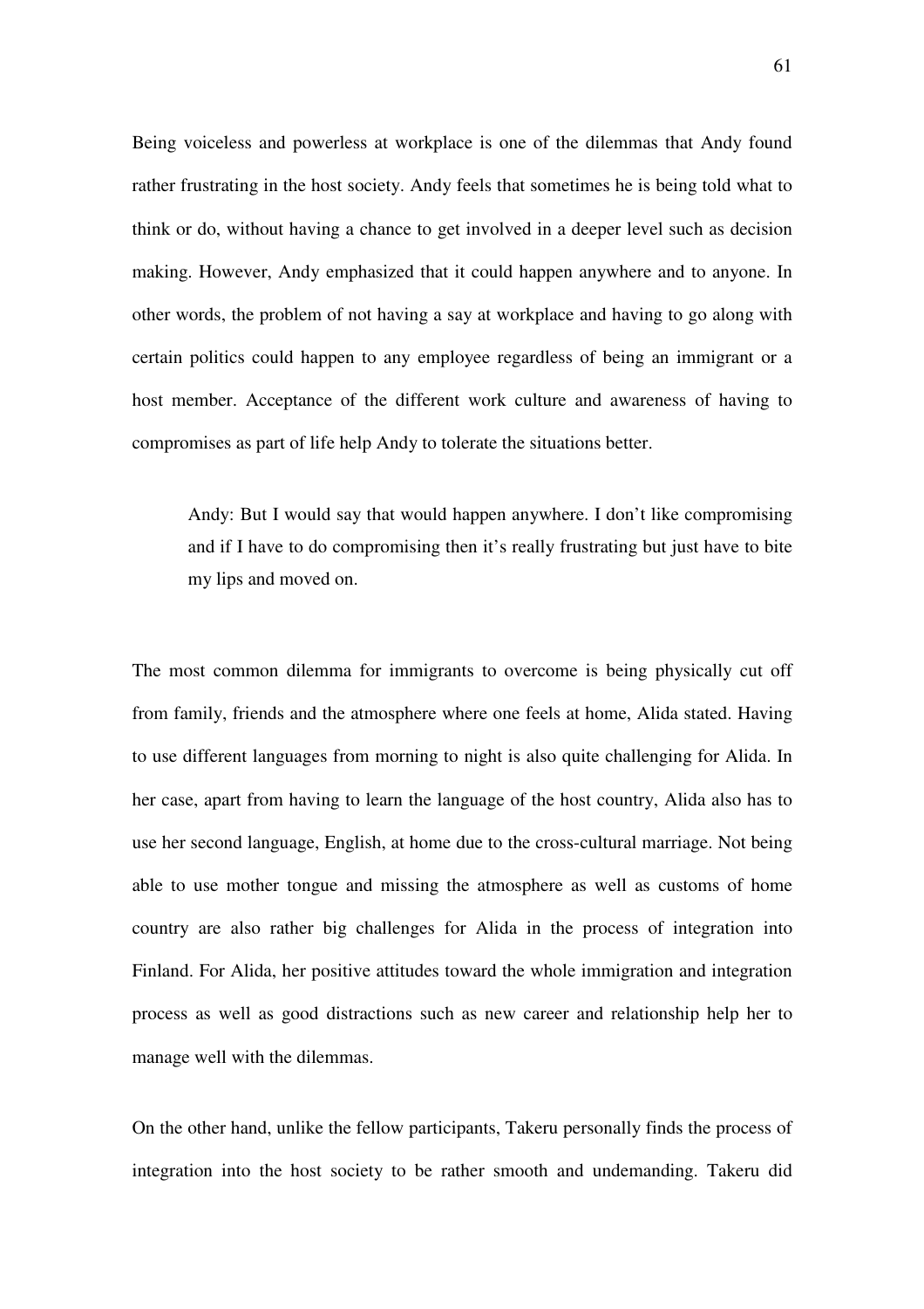Being voiceless and powerless at workplace is one of the dilemmas that Andy found rather frustrating in the host society. Andy feels that sometimes he is being told what to think or do, without having a chance to get involved in a deeper level such as decision making. However, Andy emphasized that it could happen anywhere and to anyone. In other words, the problem of not having a say at workplace and having to go along with certain politics could happen to any employee regardless of being an immigrant or a host member. Acceptance of the different work culture and awareness of having to compromises as part of life help Andy to tolerate the situations better.

> Andy: But I would say that would happen anywhere. I don't like compromising and if I have to do compromising then it's really frustrating but just have to bite my lips and moved on.

The most common dilemma for immigrants to overcome is being physically cut off from family, friends and the atmosphere where one feels at home, Alida stated. Having to use different languages from morning to night is also quite challenging for Alida. In her case, apart from having to learn the language of the host country, Alida also has to use her second language, English, at home due to the cross-cultural marriage. Not being able to use mother tongue and missing the atmosphere as well as customs of home country are also rather big challenges for Alida in the process of integration into Finland. For Alida, her positive attitudes toward the whole immigration and integration process as well as good distractions such as new career and relationship help her to manage well with the dilemmas.

On the other hand, unlike the fellow participants, Takeru personally finds the process of integration into the host society to be rather smooth and undemanding. Takeru did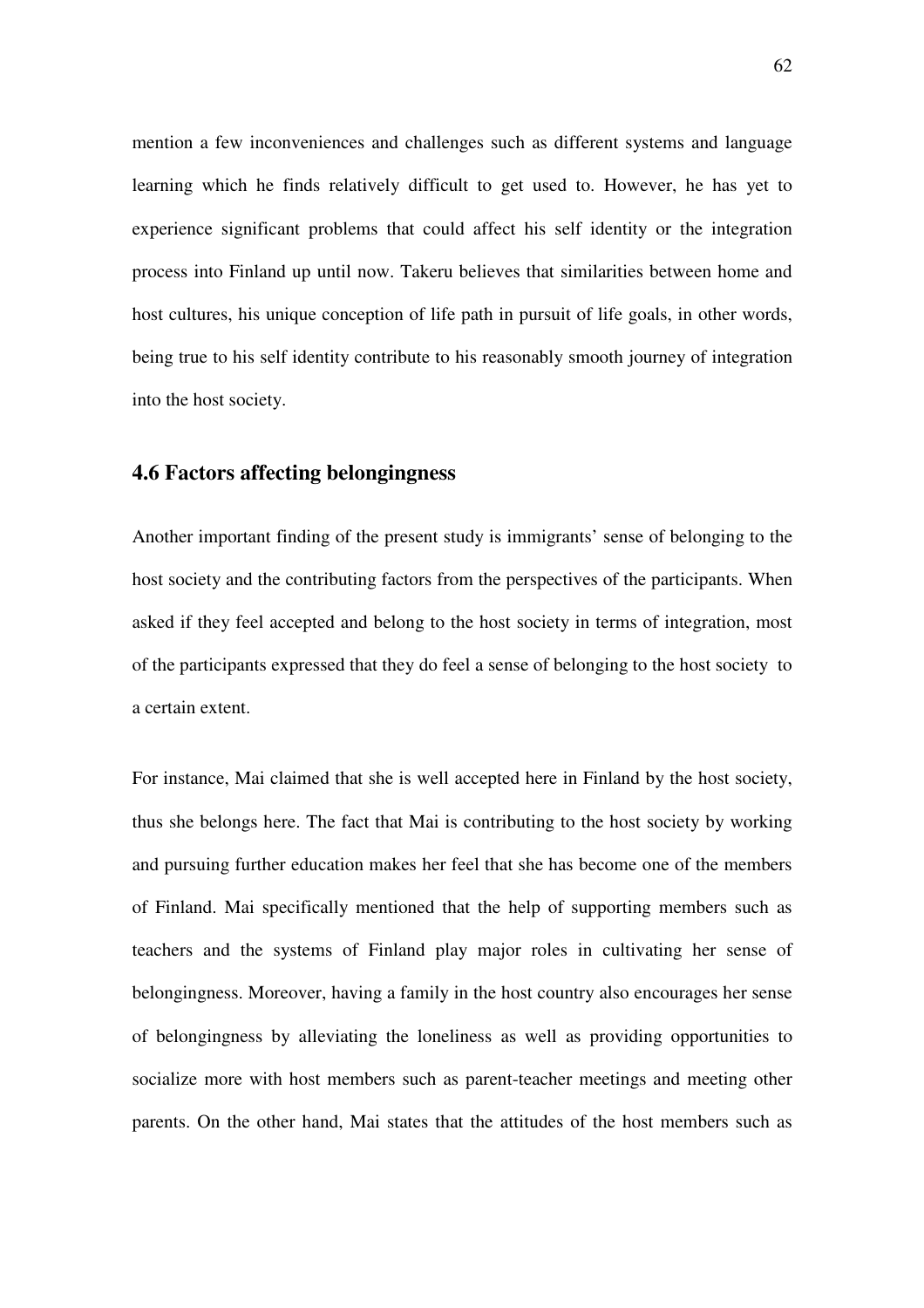mention a few inconveniences and challenges such as different systems and language learning which he finds relatively difficult to get used to. However, he has yet to experience significant problems that could affect his self identity or the integration process into Finland up until now. Takeru believes that similarities between home and host cultures, his unique conception of life path in pursuit of life goals, in other words, being true to his self identity contribute to his reasonably smooth journey of integration into the host society.

## 4.6 Factors affecting belongingness

Another important finding of the present study is immigrants' sense of belonging to the host society and the contributing factors from the perspectives of the participants. When asked if they feel accepted and belong to the host society in terms of integration, most of the participants expressed that they do feel a sense of belonging to the host society to a certain extent.

For instance, Mai claimed that she is well accepted here in Finland by the host society, thus she belongs here. The fact that Mai is contributing to the host society by working and pursuing further education makes her feel that she has become one of the members of Finland. Mai specifically mentioned that the help of supporting members such as teachers and the systems of Finland play major roles in cultivating her sense of belongingness. Moreover, having a family in the host country also encourages her sense of belongingness by alleviating the loneliness as well as providing opportunities to socialize more with host members such as parent-teacher meetings and meeting other parents. On the other hand, Mai states that the attitudes of the host members such as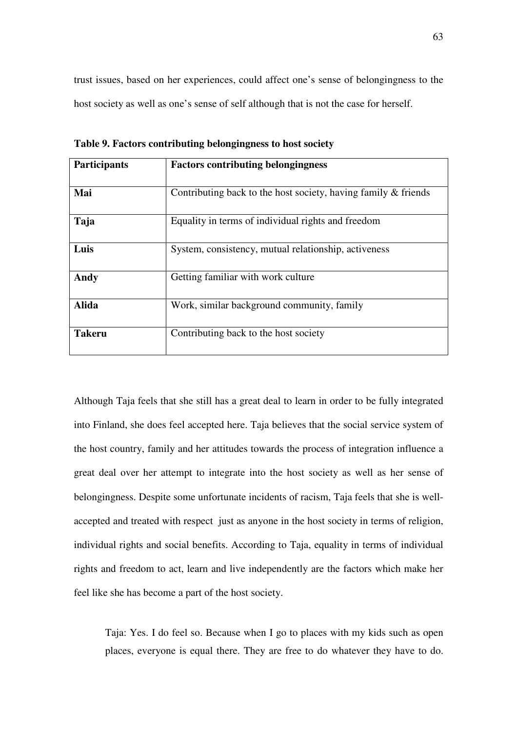trust issues, based on her experiences, could affect one's sense of belongingness to the host society as well as one's sense of self although that is not the case for herself.

**Table 9. Factors contributing belongingness to host society**

| **Participants** | **Factors contributing belongingness** |
| --- | --- |
| **Mai** | Contributing back to the host society, having family & friends |
| **Taja** | Equality in terms of individual rights and freedom |
| **Luis** | System, consistency, mutual relationship, activeness |
| **Andy** | Getting familiar with work culture |
| **Alida** | Work, similar background community, family |
| **Takeru** | Contributing back to the host society |

Although Taja feels that she still has a great deal to learn in order to be fully integrated into Finland, she does feel accepted here. Taja believes that the social service system of the host country, family and her attitudes towards the process of integration influence a great deal over her attempt to integrate into the host society as well as her sense of belongingness. Despite some unfortunate incidents of racism, Taja feels that she is well-accepted and treated with respect just as anyone in the host society in terms of religion, individual rights and social benefits. According to Taja, equality in terms of individual rights and freedom to act, learn and live independently are the factors which make her feel like she has become a part of the host society.

> Taja: Yes. I do feel so. Because when I go to places with my kids such as open places, everyone is equal there. They are free to do whatever they have to do.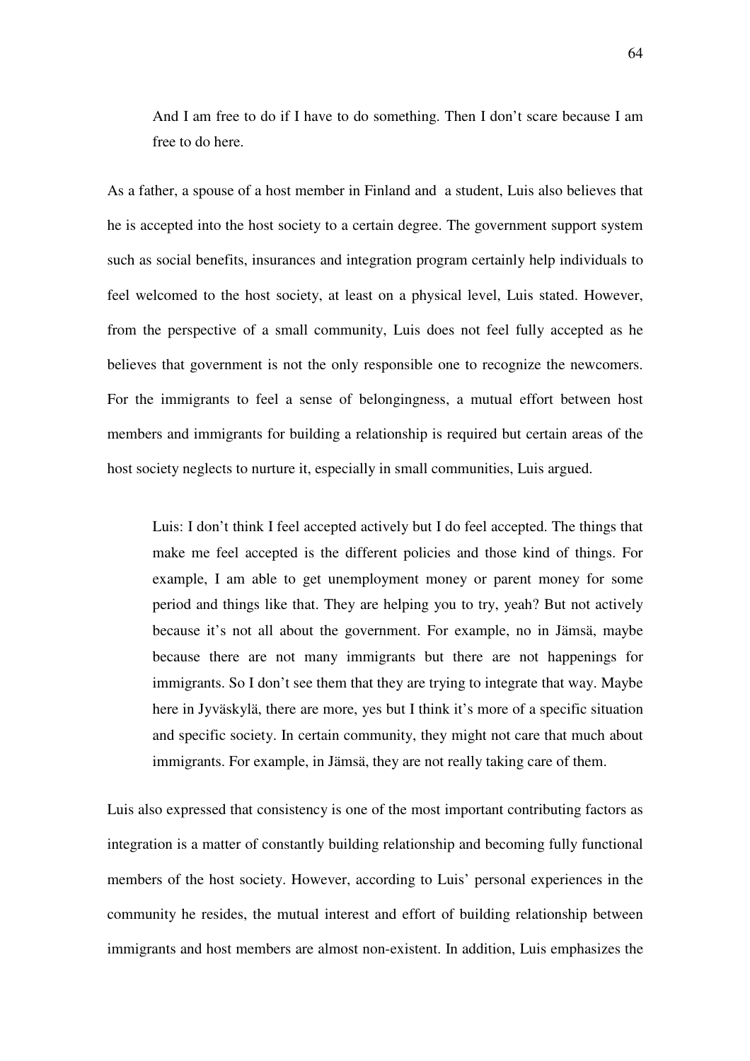> And I am free to do if I have to do something. Then I don't scare because I am free to do here.

As a father, a spouse of a host member in Finland and a student, Luis also believes that he is accepted into the host society to a certain degree. The government support system such as social benefits, insurances and integration program certainly help individuals to feel welcomed to the host society, at least on a physical level, Luis stated. However, from the perspective of a small community, Luis does not feel fully accepted as he believes that government is not the only responsible one to recognize the newcomers. For the immigrants to feel a sense of belongingness, a mutual effort between host members and immigrants for building a relationship is required but certain areas of the host society neglects to nurture it, especially in small communities, Luis argued.

> Luis: I don't think I feel accepted actively but I do feel accepted. The things that make me feel accepted is the different policies and those kind of things. For example, I am able to get unemployment money or parent money for some period and things like that. They are helping you to try, yeah? But not actively because it's not all about the government. For example, no in Jämsä, maybe because there are not many immigrants but there are not happenings for immigrants. So I don't see them that they are trying to integrate that way. Maybe here in Jyväskylä, there are more, yes but I think it's more of a specific situation and specific society. In certain community, they might not care that much about immigrants. For example, in Jämsä, they are not really taking care of them.

Luis also expressed that consistency is one of the most important contributing factors as integration is a matter of constantly building relationship and becoming fully functional members of the host society. However, according to Luis' personal experiences in the community he resides, the mutual interest and effort of building relationship between immigrants and host members are almost non-existent. In addition, Luis emphasizes the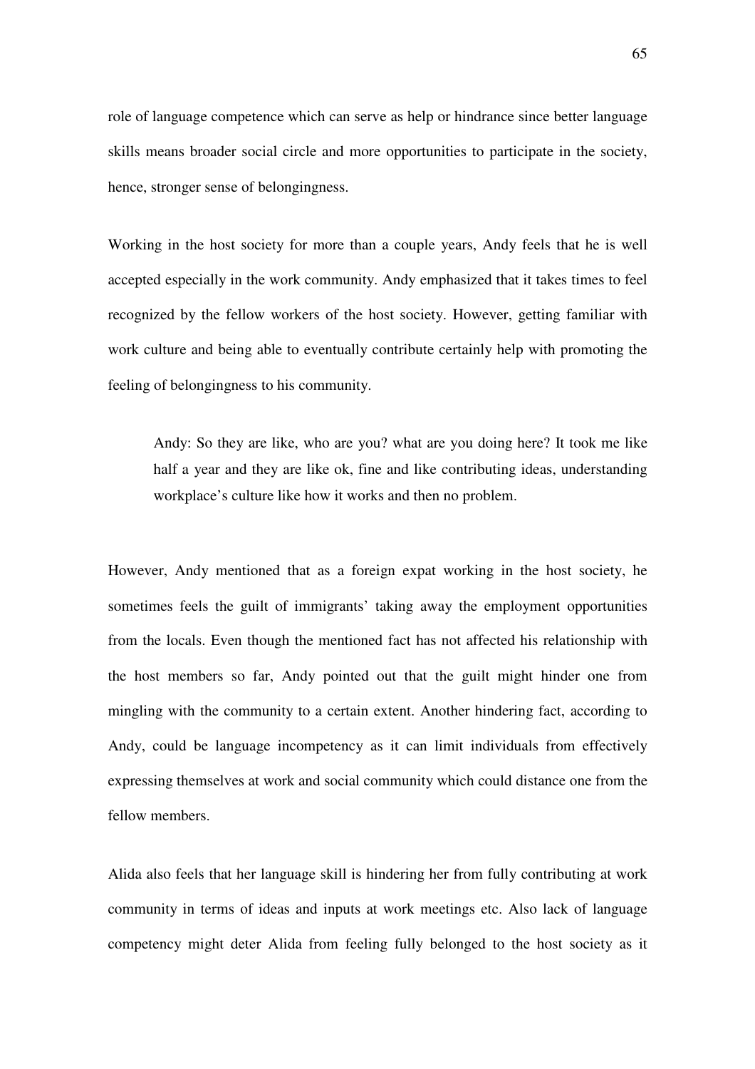role of language competence which can serve as help or hindrance since better language skills means broader social circle and more opportunities to participate in the society, hence, stronger sense of belongingness.

Working in the host society for more than a couple years, Andy feels that he is well accepted especially in the work community. Andy emphasized that it takes times to feel recognized by the fellow workers of the host society. However, getting familiar with work culture and being able to eventually contribute certainly help with promoting the feeling of belongingness to his community.

> Andy: So they are like, who are you? what are you doing here? It took me like half a year and they are like ok, fine and like contributing ideas, understanding workplace's culture like how it works and then no problem.

However, Andy mentioned that as a foreign expat working in the host society, he sometimes feels the guilt of immigrants' taking away the employment opportunities from the locals. Even though the mentioned fact has not affected his relationship with the host members so far, Andy pointed out that the guilt might hinder one from mingling with the community to a certain extent. Another hindering fact, according to Andy, could be language incompetency as it can limit individuals from effectively expressing themselves at work and social community which could distance one from the fellow members.

Alida also feels that her language skill is hindering her from fully contributing at work community in terms of ideas and inputs at work meetings etc. Also lack of language competency might deter Alida from feeling fully belonged to the host society as it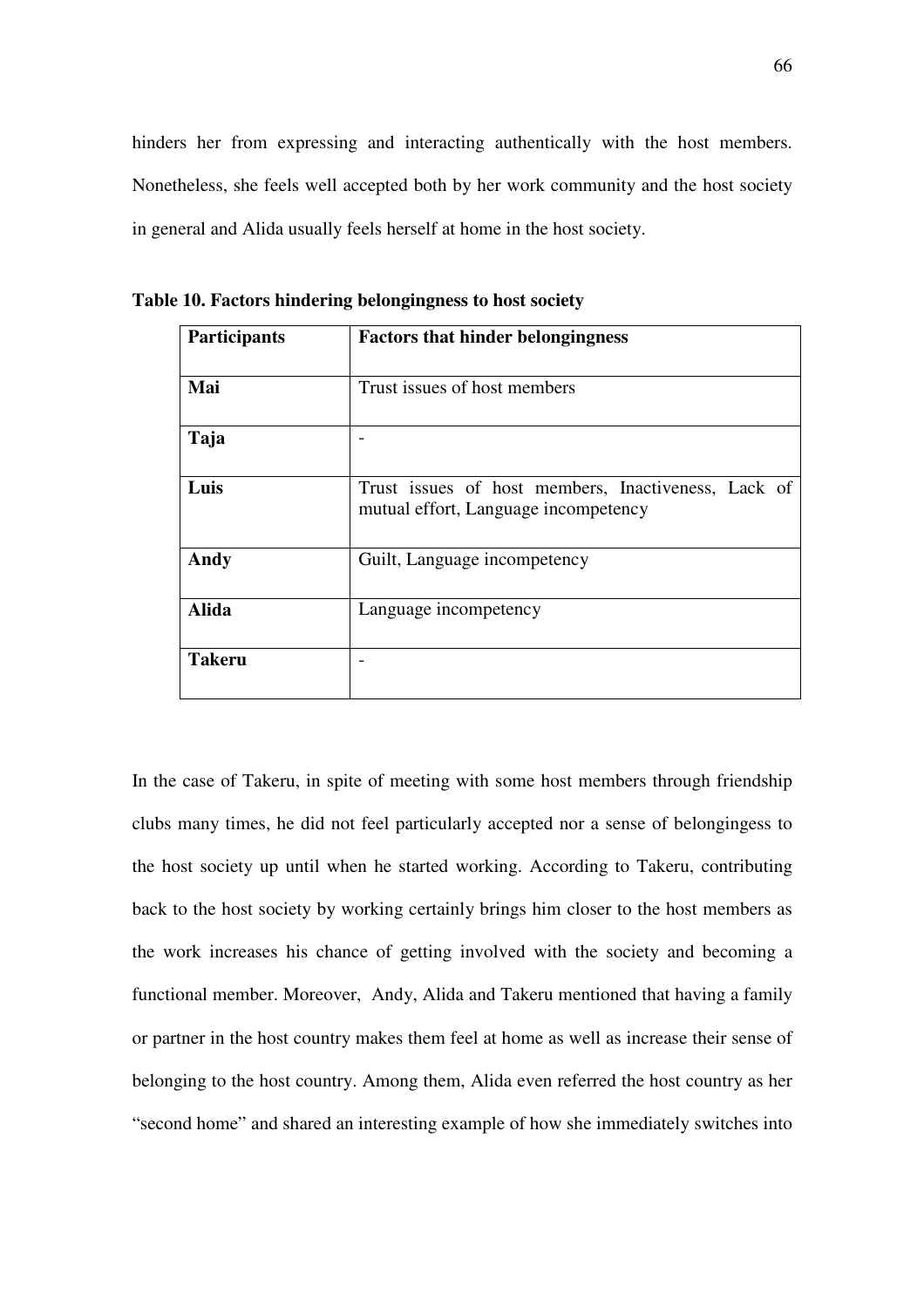hinders her from expressing and interacting authentically with the host members. Nonetheless, she feels well accepted both by her work community and the host society in general and Alida usually feels herself at home in the host society.

**Table 10. Factors hindering belongingness to host society**

| **Participants** | **Factors that hinder belongingness** |
|---|---|
| **Mai** | Trust issues of host members |
| **Taja** | - |
| **Luis** | Trust issues of host members, Inactiveness, Lack of mutual effort, Language incompetency |
| **Andy** | Guilt, Language incompetency |
| **Alida** | Language incompetency |
| **Takeru** | - |

In the case of Takeru, in spite of meeting with some host members through friendship clubs many times, he did not feel particularly accepted nor a sense of belongingess to the host society up until when he started working. According to Takeru, contributing back to the host society by working certainly brings him closer to the host members as the work increases his chance of getting involved with the society and becoming a functional member. Moreover, Andy, Alida and Takeru mentioned that having a family or partner in the host country makes them feel at home as well as increase their sense of belonging to the host country. Among them, Alida even referred the host country as her "second home" and shared an interesting example of how she immediately switches into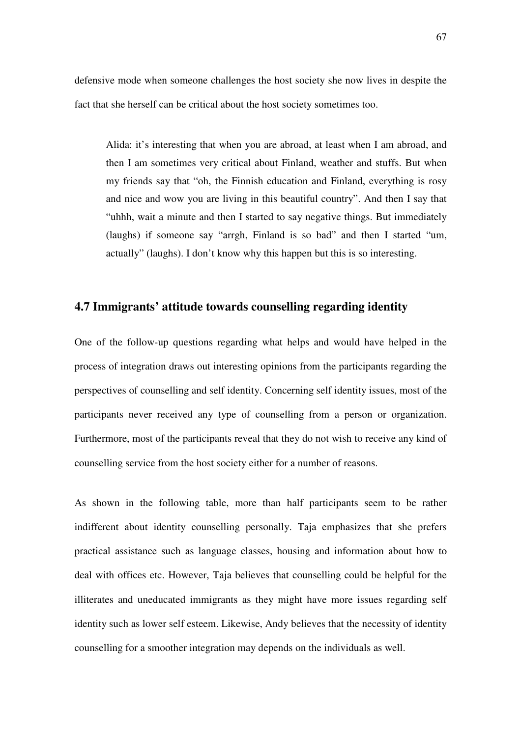defensive mode when someone challenges the host society she now lives in despite the fact that she herself can be critical about the host society sometimes too.

> Alida: it's interesting that when you are abroad, at least when I am abroad, and then I am sometimes very critical about Finland, weather and stuffs. But when my friends say that "oh, the Finnish education and Finland, everything is rosy and nice and wow you are living in this beautiful country". And then I say that "uhhh, wait a minute and then I started to say negative things. But immediately (laughs) if someone say "arrgh, Finland is so bad" and then I started "um, actually" (laughs). I don't know why this happen but this is so interesting.

## 4.7 Immigrants' attitude towards counselling regarding identity

One of the follow-up questions regarding what helps and would have helped in the process of integration draws out interesting opinions from the participants regarding the perspectives of counselling and self identity. Concerning self identity issues, most of the participants never received any type of counselling from a person or organization. Furthermore, most of the participants reveal that they do not wish to receive any kind of counselling service from the host society either for a number of reasons.

As shown in the following table, more than half participants seem to be rather indifferent about identity counselling personally. Taja emphasizes that she prefers practical assistance such as language classes, housing and information about how to deal with offices etc. However, Taja believes that counselling could be helpful for the illiterates and uneducated immigrants as they might have more issues regarding self identity such as lower self esteem. Likewise, Andy believes that the necessity of identity counselling for a smoother integration may depends on the individuals as well.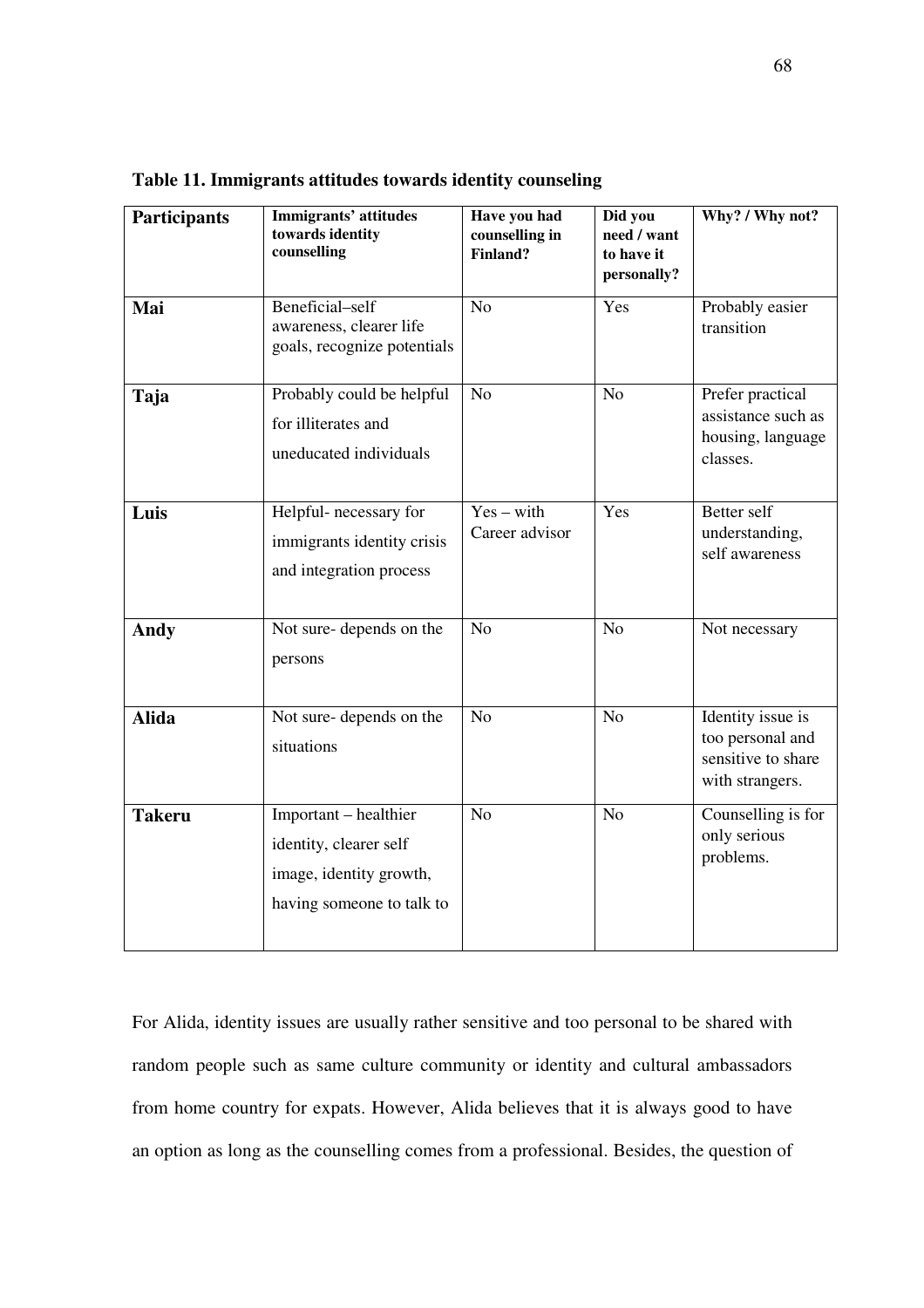**Table 11. Immigrants attitudes towards identity counseling**

| Participants | Immigrants' attitudes towards identity counselling | Have you had counselling in Finland? | Did you need / want to have it personally? | Why? / Why not? |
|---|---|---|---|---|
| **Mai** | Beneficial–self awareness, clearer life goals, recognize potentials | No | Yes | Probably easier transition |
| **Taja** | Probably could be helpful for illiterates and uneducated individuals | No | No | Prefer practical assistance such as housing, language classes. |
| **Luis** | Helpful- necessary for immigrants identity crisis and integration process | Yes – with Career advisor | Yes | Better self understanding, self awareness |
| **Andy** | Not sure- depends on the persons | No | No | Not necessary |
| **Alida** | Not sure- depends on the situations | No | No | Identity issue is too personal and sensitive to share with strangers. |
| **Takeru** | Important – healthier identity, clearer self image, identity growth, having someone to talk to | No | No | Counselling is for only serious problems. |

For Alida, identity issues are usually rather sensitive and too personal to be shared with random people such as same culture community or identity and cultural ambassadors from home country for expats. However, Alida believes that it is always good to have an option as long as the counselling comes from a professional. Besides, the question of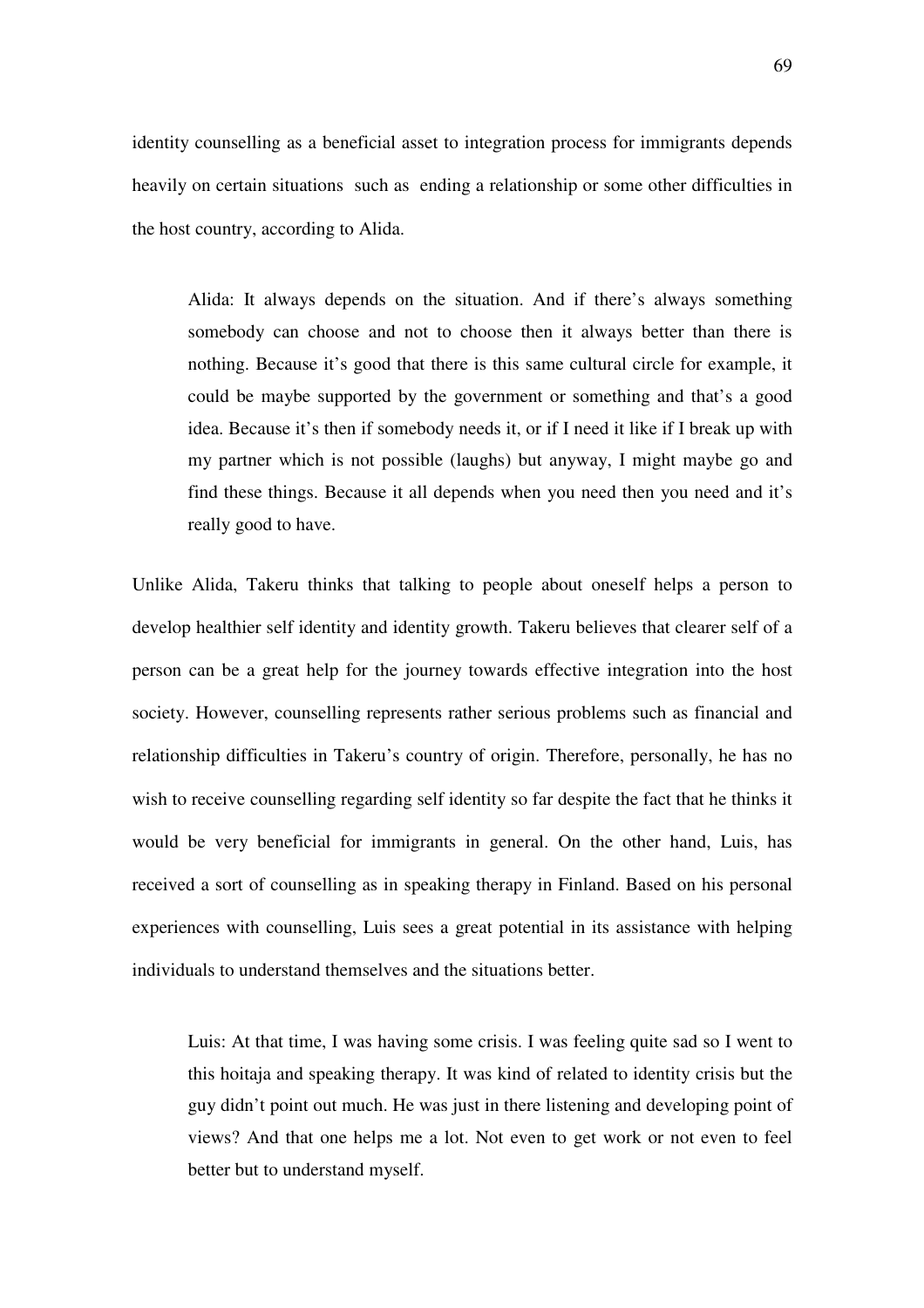identity counselling as a beneficial asset to integration process for immigrants depends heavily on certain situations such as ending a relationship or some other difficulties in the host country, according to Alida.

> Alida: It always depends on the situation. And if there's always something somebody can choose and not to choose then it always better than there is nothing. Because it's good that there is this same cultural circle for example, it could be maybe supported by the government or something and that's a good idea. Because it's then if somebody needs it, or if I need it like if I break up with my partner which is not possible (laughs) but anyway, I might maybe go and find these things. Because it all depends when you need then you need and it's really good to have.

Unlike Alida, Takeru thinks that talking to people about oneself helps a person to develop healthier self identity and identity growth. Takeru believes that clearer self of a person can be a great help for the journey towards effective integration into the host society. However, counselling represents rather serious problems such as financial and relationship difficulties in Takeru's country of origin. Therefore, personally, he has no wish to receive counselling regarding self identity so far despite the fact that he thinks it would be very beneficial for immigrants in general. On the other hand, Luis, has received a sort of counselling as in speaking therapy in Finland. Based on his personal experiences with counselling, Luis sees a great potential in its assistance with helping individuals to understand themselves and the situations better.

> Luis: At that time, I was having some crisis. I was feeling quite sad so I went to this hoitaja and speaking therapy. It was kind of related to identity crisis but the guy didn't point out much. He was just in there listening and developing point of views? And that one helps me a lot. Not even to get work or not even to feel better but to understand myself.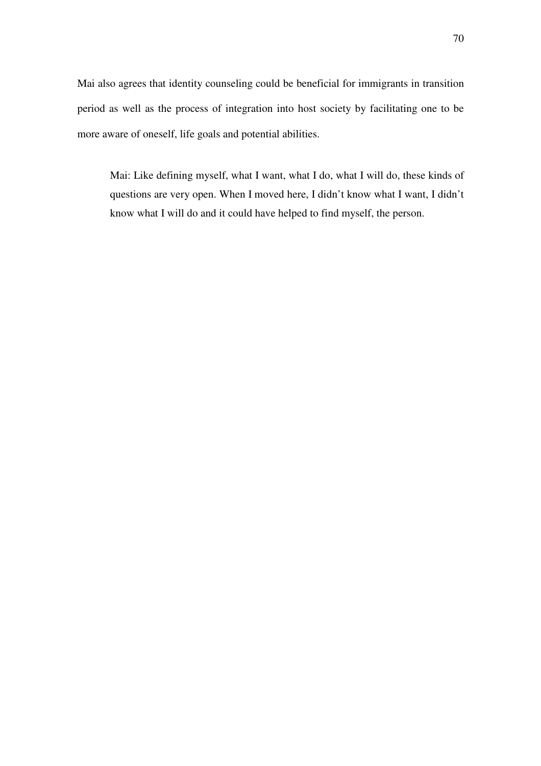Mai also agrees that identity counseling could be beneficial for immigrants in transition period as well as the process of integration into host society by facilitating one to be more aware of oneself, life goals and potential abilities.

> Mai: Like defining myself, what I want, what I do, what I will do, these kinds of questions are very open. When I moved here, I didn't know what I want, I didn't know what I will do and it could have helped to find myself, the person.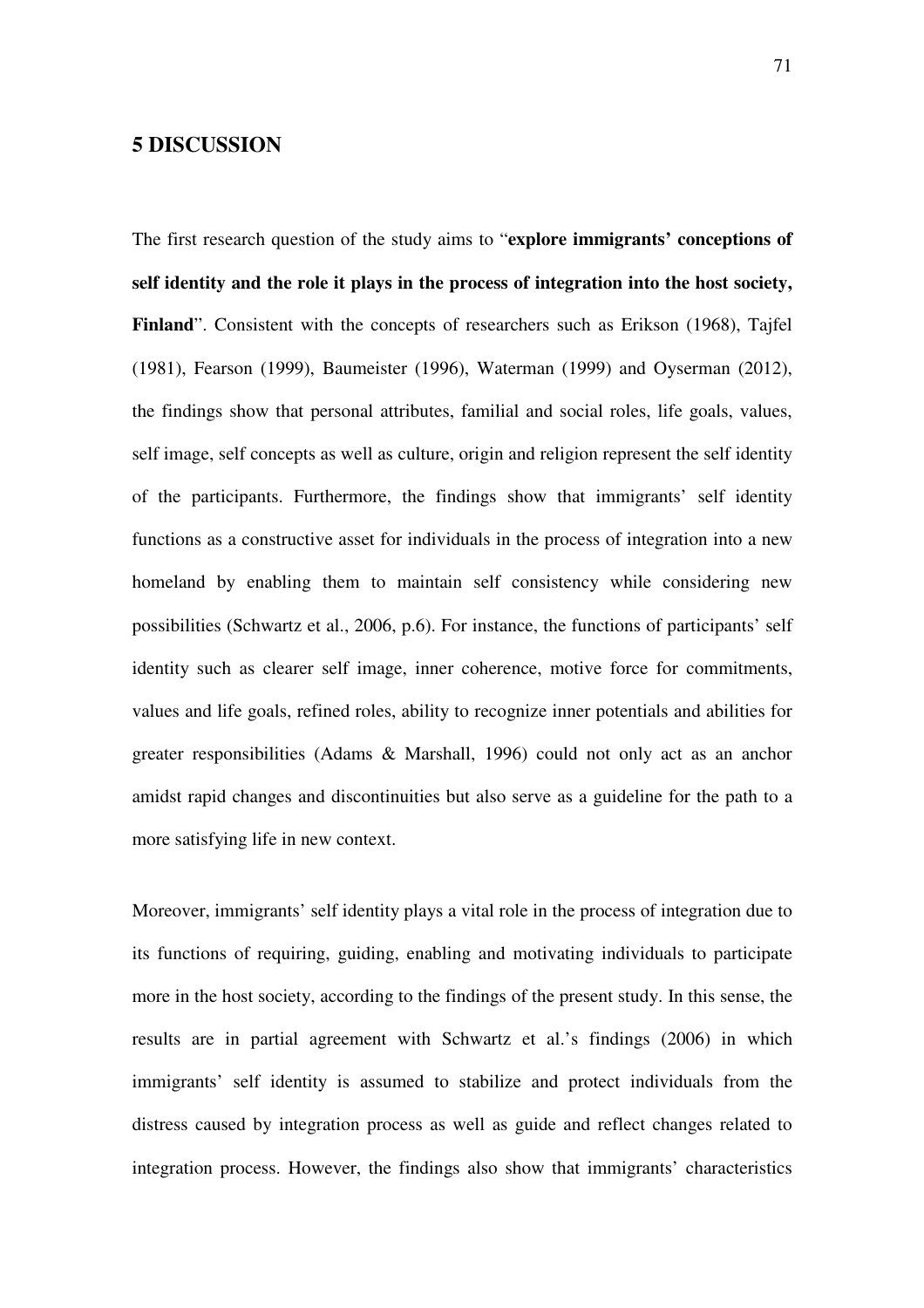# 5 DISCUSSION

The first research question of the study aims to "**explore immigrants' conceptions of self identity and the role it plays in the process of integration into the host society, Finland**". Consistent with the concepts of researchers such as Erikson (1968), Tajfel (1981), Fearson (1999), Baumeister (1996), Waterman (1999) and Oyserman (2012), the findings show that personal attributes, familial and social roles, life goals, values, self image, self concepts as well as culture, origin and religion represent the self identity of the participants. Furthermore, the findings show that immigrants' self identity functions as a constructive asset for individuals in the process of integration into a new homeland by enabling them to maintain self consistency while considering new possibilities (Schwartz et al., 2006, p.6). For instance, the functions of participants' self identity such as clearer self image, inner coherence, motive force for commitments, values and life goals, refined roles, ability to recognize inner potentials and abilities for greater responsibilities (Adams & Marshall, 1996) could not only act as an anchor amidst rapid changes and discontinuities but also serve as a guideline for the path to a more satisfying life in new context.

Moreover, immigrants' self identity plays a vital role in the process of integration due to its functions of requiring, guiding, enabling and motivating individuals to participate more in the host society, according to the findings of the present study. In this sense, the results are in partial agreement with Schwartz et al.'s findings (2006) in which immigrants' self identity is assumed to stabilize and protect individuals from the distress caused by integration process as well as guide and reflect changes related to integration process. However, the findings also show that immigrants' characteristics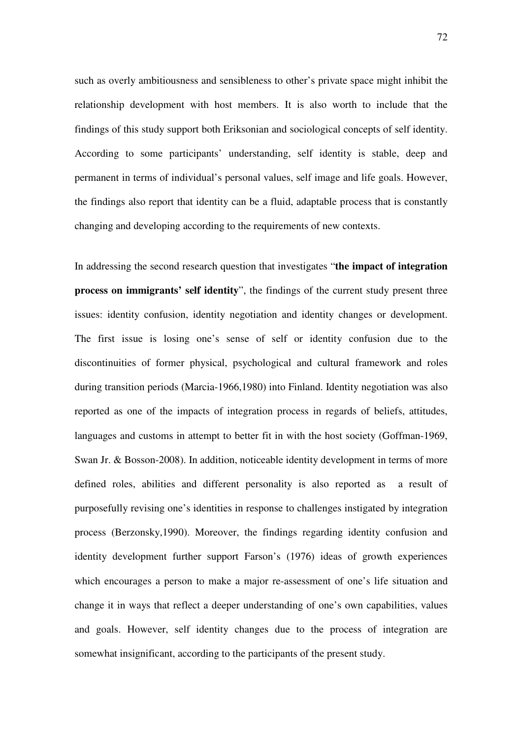such as overly ambitiousness and sensibleness to other's private space might inhibit the relationship development with host members. It is also worth to include that the findings of this study support both Eriksonian and sociological concepts of self identity. According to some participants' understanding, self identity is stable, deep and permanent in terms of individual's personal values, self image and life goals. However, the findings also report that identity can be a fluid, adaptable process that is constantly changing and developing according to the requirements of new contexts.

In addressing the second research question that investigates "**the impact of integration process on immigrants' self identity**", the findings of the current study present three issues: identity confusion, identity negotiation and identity changes or development. The first issue is losing one's sense of self or identity confusion due to the discontinuities of former physical, psychological and cultural framework and roles during transition periods (Marcia-1966,1980) into Finland. Identity negotiation was also reported as one of the impacts of integration process in regards of beliefs, attitudes, languages and customs in attempt to better fit in with the host society (Goffman-1969, Swan Jr. & Bosson-2008). In addition, noticeable identity development in terms of more defined roles, abilities and different personality is also reported as a result of purposefully revising one's identities in response to challenges instigated by integration process (Berzonsky,1990). Moreover, the findings regarding identity confusion and identity development further support Farson's (1976) ideas of growth experiences which encourages a person to make a major re-assessment of one's life situation and change it in ways that reflect a deeper understanding of one's own capabilities, values and goals. However, self identity changes due to the process of integration are somewhat insignificant, according to the participants of the present study.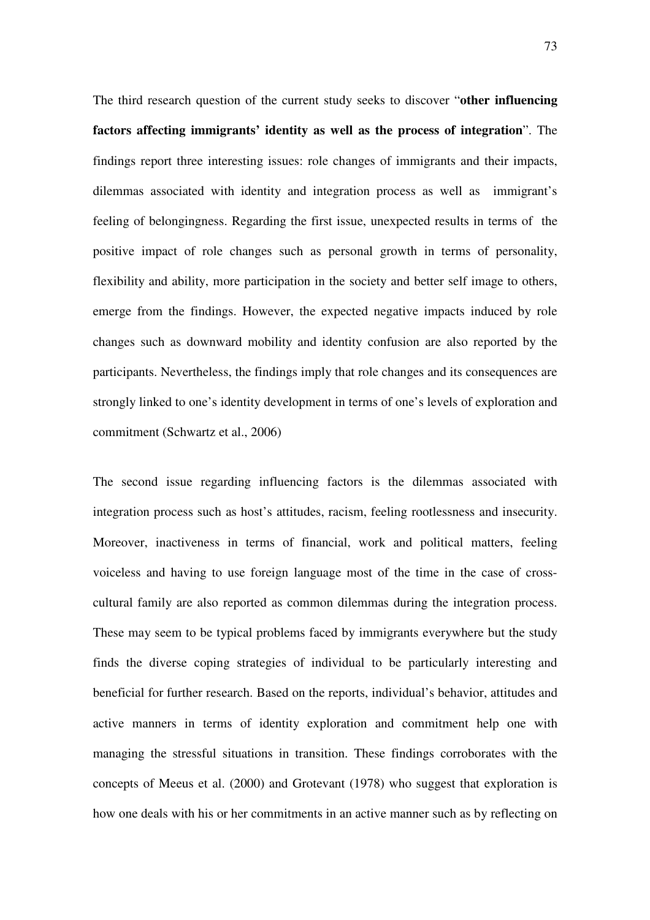The third research question of the current study seeks to discover "**other influencing factors affecting immigrants' identity as well as the process of integration**". The findings report three interesting issues: role changes of immigrants and their impacts, dilemmas associated with identity and integration process as well as immigrant's feeling of belongingness. Regarding the first issue, unexpected results in terms of the positive impact of role changes such as personal growth in terms of personality, flexibility and ability, more participation in the society and better self image to others, emerge from the findings. However, the expected negative impacts induced by role changes such as downward mobility and identity confusion are also reported by the participants. Nevertheless, the findings imply that role changes and its consequences are strongly linked to one's identity development in terms of one's levels of exploration and commitment (Schwartz et al., 2006)

The second issue regarding influencing factors is the dilemmas associated with integration process such as host's attitudes, racism, feeling rootlessness and insecurity. Moreover, inactiveness in terms of financial, work and political matters, feeling voiceless and having to use foreign language most of the time in the case of cross-cultural family are also reported as common dilemmas during the integration process. These may seem to be typical problems faced by immigrants everywhere but the study finds the diverse coping strategies of individual to be particularly interesting and beneficial for further research. Based on the reports, individual's behavior, attitudes and active manners in terms of identity exploration and commitment help one with managing the stressful situations in transition. These findings corroborates with the concepts of Meeus et al. (2000) and Grotevant (1978) who suggest that exploration is how one deals with his or her commitments in an active manner such as by reflecting on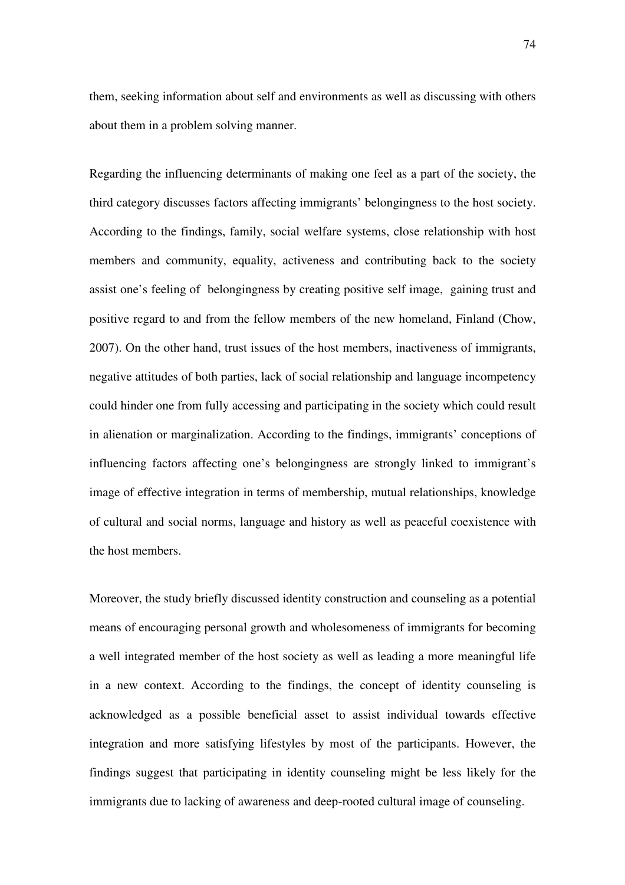them, seeking information about self and environments as well as discussing with others about them in a problem solving manner.

Regarding the influencing determinants of making one feel as a part of the society, the third category discusses factors affecting immigrants' belongingness to the host society. According to the findings, family, social welfare systems, close relationship with host members and community, equality, activeness and contributing back to the society assist one's feeling of belongingness by creating positive self image, gaining trust and positive regard to and from the fellow members of the new homeland, Finland (Chow, 2007). On the other hand, trust issues of the host members, inactiveness of immigrants, negative attitudes of both parties, lack of social relationship and language incompetency could hinder one from fully accessing and participating in the society which could result in alienation or marginalization. According to the findings, immigrants' conceptions of influencing factors affecting one's belongingness are strongly linked to immigrant's image of effective integration in terms of membership, mutual relationships, knowledge of cultural and social norms, language and history as well as peaceful coexistence with the host members.

Moreover, the study briefly discussed identity construction and counseling as a potential means of encouraging personal growth and wholesomeness of immigrants for becoming a well integrated member of the host society as well as leading a more meaningful life in a new context. According to the findings, the concept of identity counseling is acknowledged as a possible beneficial asset to assist individual towards effective integration and more satisfying lifestyles by most of the participants. However, the findings suggest that participating in identity counseling might be less likely for the immigrants due to lacking of awareness and deep-rooted cultural image of counseling.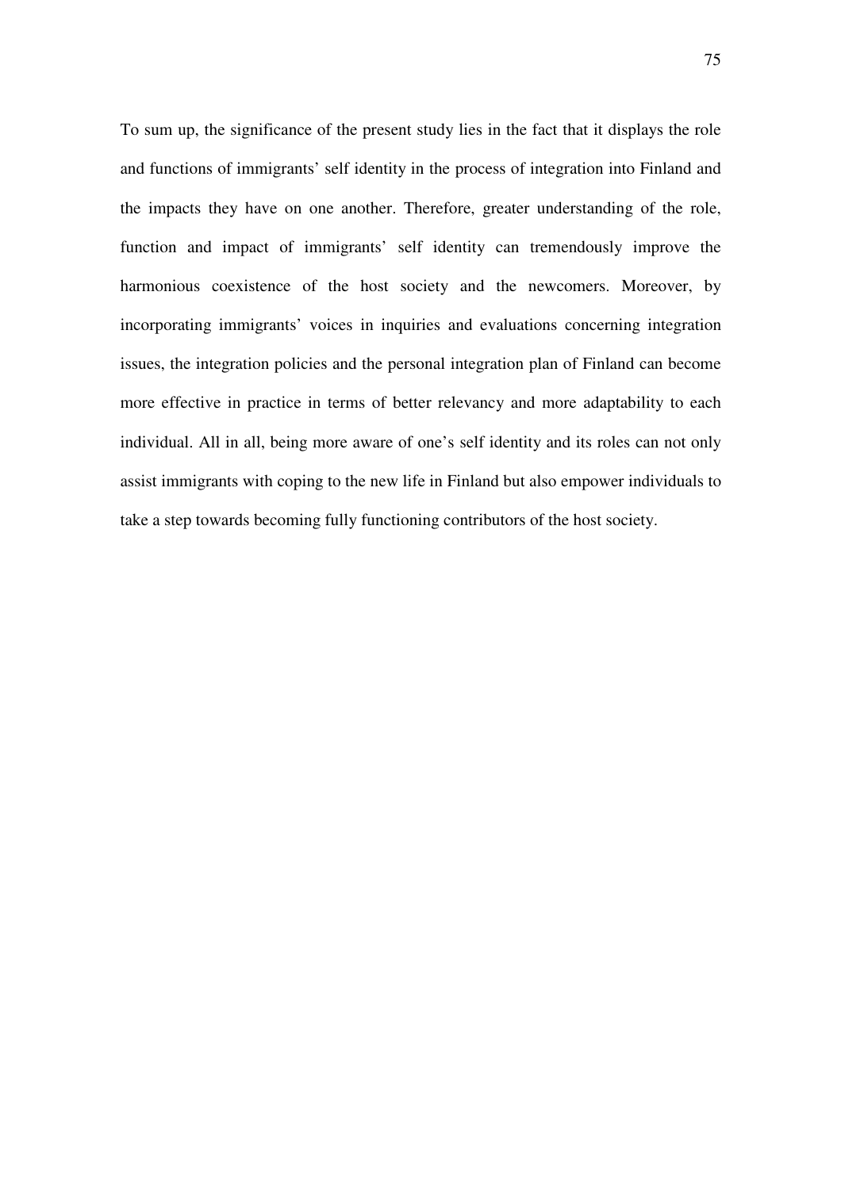To sum up, the significance of the present study lies in the fact that it displays the role and functions of immigrants' self identity in the process of integration into Finland and the impacts they have on one another. Therefore, greater understanding of the role, function and impact of immigrants' self identity can tremendously improve the harmonious coexistence of the host society and the newcomers. Moreover, by incorporating immigrants' voices in inquiries and evaluations concerning integration issues, the integration policies and the personal integration plan of Finland can become more effective in practice in terms of better relevancy and more adaptability to each individual. All in all, being more aware of one's self identity and its roles can not only assist immigrants with coping to the new life in Finland but also empower individuals to take a step towards becoming fully functioning contributors of the host society.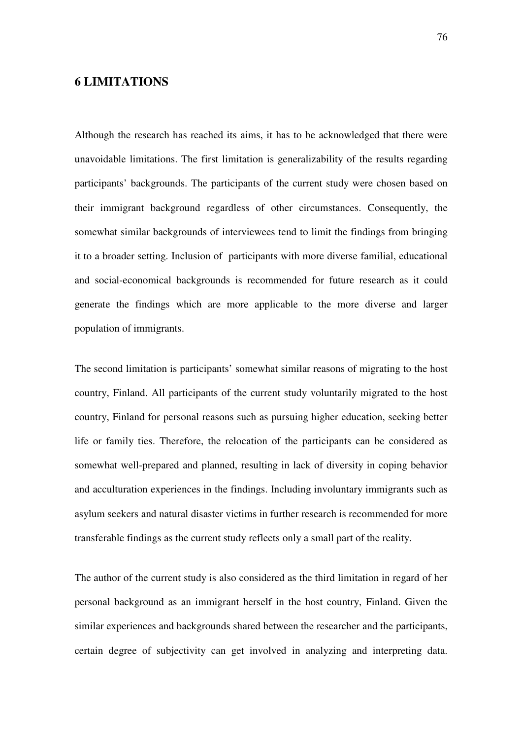# 6 LIMITATIONS

Although the research has reached its aims, it has to be acknowledged that there were unavoidable limitations. The first limitation is generalizability of the results regarding participants' backgrounds. The participants of the current study were chosen based on their immigrant background regardless of other circumstances. Consequently, the somewhat similar backgrounds of interviewees tend to limit the findings from bringing it to a broader setting. Inclusion of participants with more diverse familial, educational and social-economical backgrounds is recommended for future research as it could generate the findings which are more applicable to the more diverse and larger population of immigrants.

The second limitation is participants' somewhat similar reasons of migrating to the host country, Finland. All participants of the current study voluntarily migrated to the host country, Finland for personal reasons such as pursuing higher education, seeking better life or family ties. Therefore, the relocation of the participants can be considered as somewhat well-prepared and planned, resulting in lack of diversity in coping behavior and acculturation experiences in the findings. Including involuntary immigrants such as asylum seekers and natural disaster victims in further research is recommended for more transferable findings as the current study reflects only a small part of the reality.

The author of the current study is also considered as the third limitation in regard of her personal background as an immigrant herself in the host country, Finland. Given the similar experiences and backgrounds shared between the researcher and the participants, certain degree of subjectivity can get involved in analyzing and interpreting data.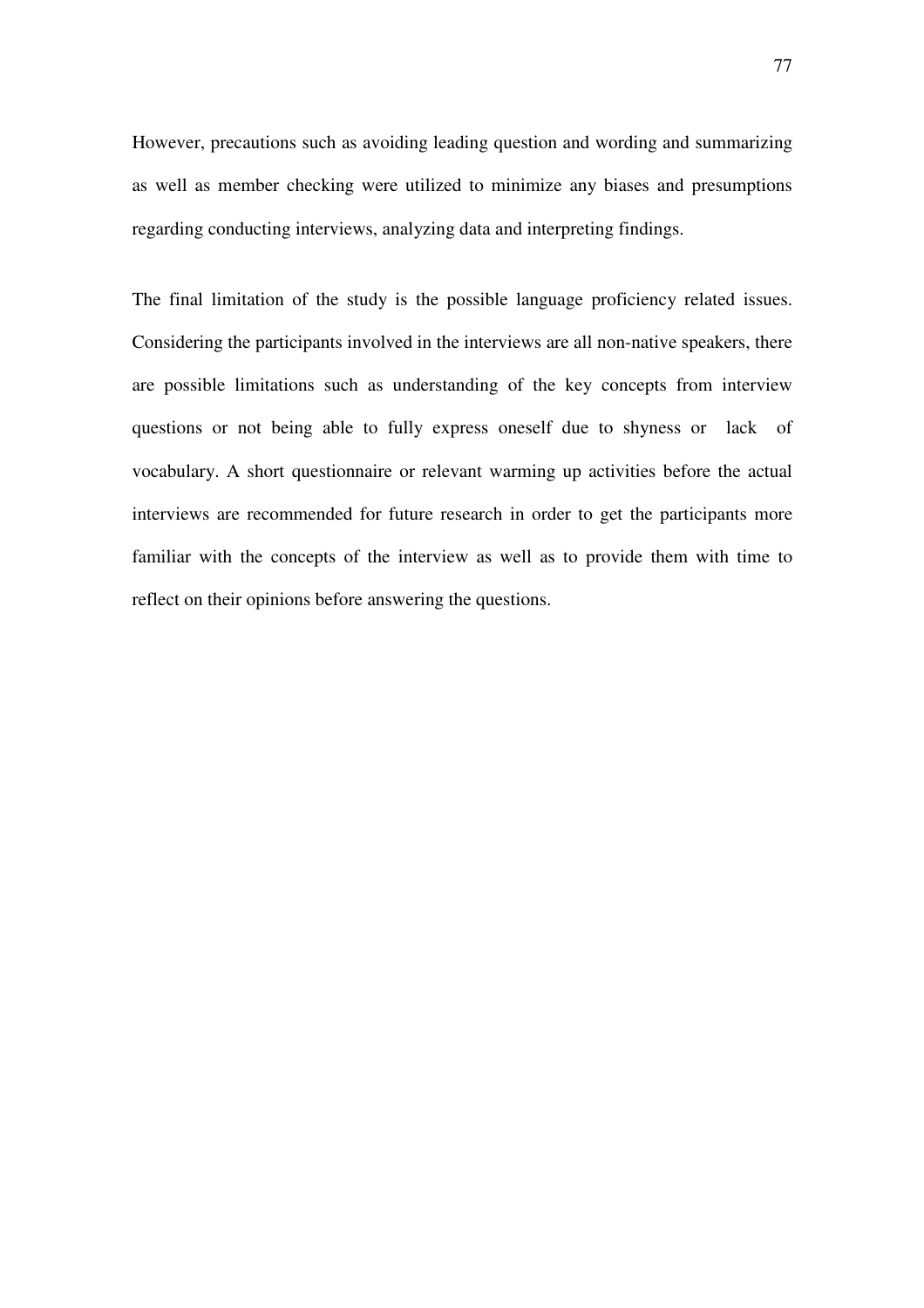However, precautions such as avoiding leading question and wording and summarizing as well as member checking were utilized to minimize any biases and presumptions regarding conducting interviews, analyzing data and interpreting findings.

The final limitation of the study is the possible language proficiency related issues. Considering the participants involved in the interviews are all non-native speakers, there are possible limitations such as understanding of the key concepts from interview questions or not being able to fully express oneself due to shyness or lack of vocabulary. A short questionnaire or relevant warming up activities before the actual interviews are recommended for future research in order to get the participants more familiar with the concepts of the interview as well as to provide them with time to reflect on their opinions before answering the questions.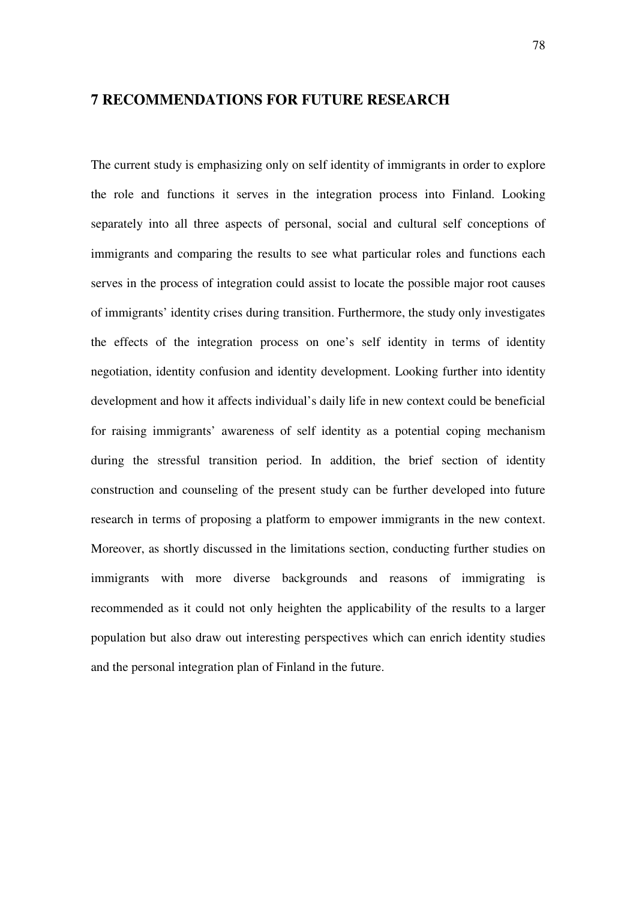## 7 RECOMMENDATIONS FOR FUTURE RESEARCH

The current study is emphasizing only on self identity of immigrants in order to explore the role and functions it serves in the integration process into Finland. Looking separately into all three aspects of personal, social and cultural self conceptions of immigrants and comparing the results to see what particular roles and functions each serves in the process of integration could assist to locate the possible major root causes of immigrants' identity crises during transition. Furthermore, the study only investigates the effects of the integration process on one's self identity in terms of identity negotiation, identity confusion and identity development. Looking further into identity development and how it affects individual's daily life in new context could be beneficial for raising immigrants' awareness of self identity as a potential coping mechanism during the stressful transition period. In addition, the brief section of identity construction and counseling of the present study can be further developed into future research in terms of proposing a platform to empower immigrants in the new context. Moreover, as shortly discussed in the limitations section, conducting further studies on immigrants with more diverse backgrounds and reasons of immigrating is recommended as it could not only heighten the applicability of the results to a larger population but also draw out interesting perspectives which can enrich identity studies and the personal integration plan of Finland in the future.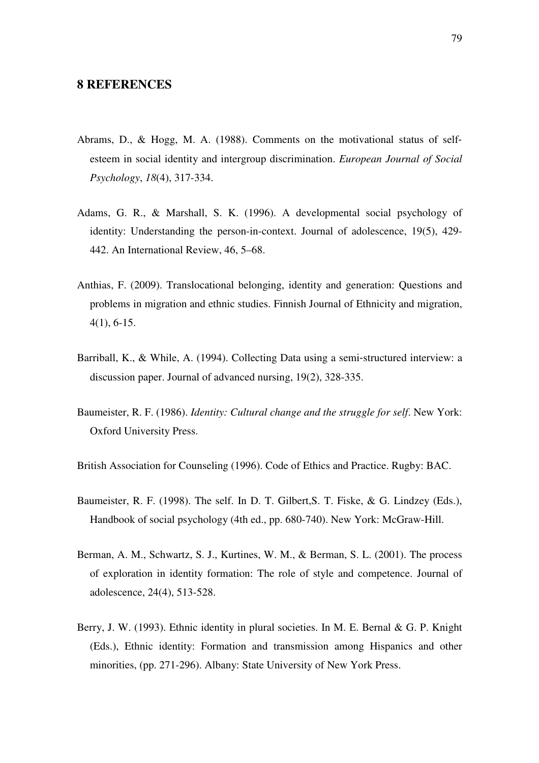# 8 REFERENCES

Abrams, D., & Hogg, M. A. (1988). Comments on the motivational status of self-esteem in social identity and intergroup discrimination. *European Journal of Social Psychology*, *18*(4), 317-334.

Adams, G. R., & Marshall, S. K. (1996). A developmental social psychology of identity: Understanding the person-in-context. Journal of adolescence, 19(5), 429-442. An International Review, 46, 5–68.

Anthias, F. (2009). Translocational belonging, identity and generation: Questions and problems in migration and ethnic studies. Finnish Journal of Ethnicity and migration, 4(1), 6-15.

Barriball, K., & While, A. (1994). Collecting Data using a semi-structured interview: a discussion paper. Journal of advanced nursing, 19(2), 328-335.

Baumeister, R. F. (1986). *Identity: Cultural change and the struggle for self*. New York: Oxford University Press.

British Association for Counseling (1996). Code of Ethics and Practice. Rugby: BAC.

Baumeister, R. F. (1998). The self. In D. T. Gilbert,S. T. Fiske, & G. Lindzey (Eds.), Handbook of social psychology (4th ed., pp. 680-740). New York: McGraw-Hill.

Berman, A. M., Schwartz, S. J., Kurtines, W. M., & Berman, S. L. (2001). The process of exploration in identity formation: The role of style and competence. Journal of adolescence, 24(4), 513-528.

Berry, J. W. (1993). Ethnic identity in plural societies. In M. E. Bernal & G. P. Knight (Eds.), Ethnic identity: Formation and transmission among Hispanics and other minorities, (pp. 271-296). Albany: State University of New York Press.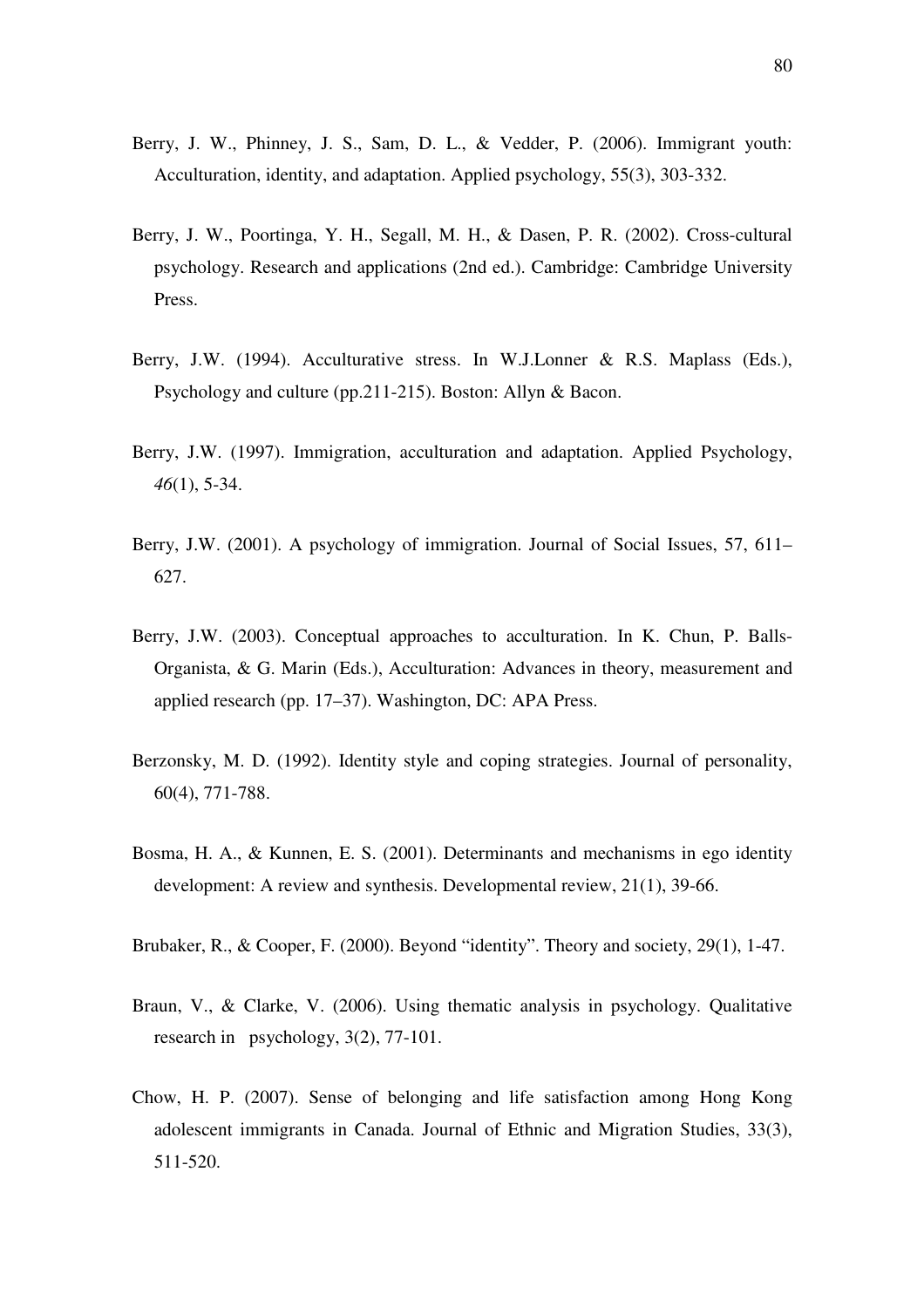Berry, J. W., Phinney, J. S., Sam, D. L., & Vedder, P. (2006). Immigrant youth: Acculturation, identity, and adaptation. Applied psychology, 55(3), 303-332.

Berry, J. W., Poortinga, Y. H., Segall, M. H., & Dasen, P. R. (2002). Cross-cultural psychology. Research and applications (2nd ed.). Cambridge: Cambridge University Press.

Berry, J.W. (1994). Acculturative stress. In W.J.Lonner & R.S. Maplass (Eds.), Psychology and culture (pp.211-215). Boston: Allyn & Bacon.

Berry, J.W. (1997). Immigration, acculturation and adaptation. Applied Psychology, *46*(1), 5-34.

Berry, J.W. (2001). A psychology of immigration. Journal of Social Issues, 57, 611–627.

Berry, J.W. (2003). Conceptual approaches to acculturation. In K. Chun, P. Balls-Organista, & G. Marin (Eds.), Acculturation: Advances in theory, measurement and applied research (pp. 17–37). Washington, DC: APA Press.

Berzonsky, M. D. (1992). Identity style and coping strategies. Journal of personality, 60(4), 771-788.

Bosma, H. A., & Kunnen, E. S. (2001). Determinants and mechanisms in ego identity development: A review and synthesis. Developmental review, 21(1), 39-66.

Brubaker, R., & Cooper, F. (2000). Beyond "identity". Theory and society, 29(1), 1-47.

Braun, V., & Clarke, V. (2006). Using thematic analysis in psychology. Qualitative research in psychology, 3(2), 77-101.

Chow, H. P. (2007). Sense of belonging and life satisfaction among Hong Kong adolescent immigrants in Canada. Journal of Ethnic and Migration Studies, 33(3), 511-520.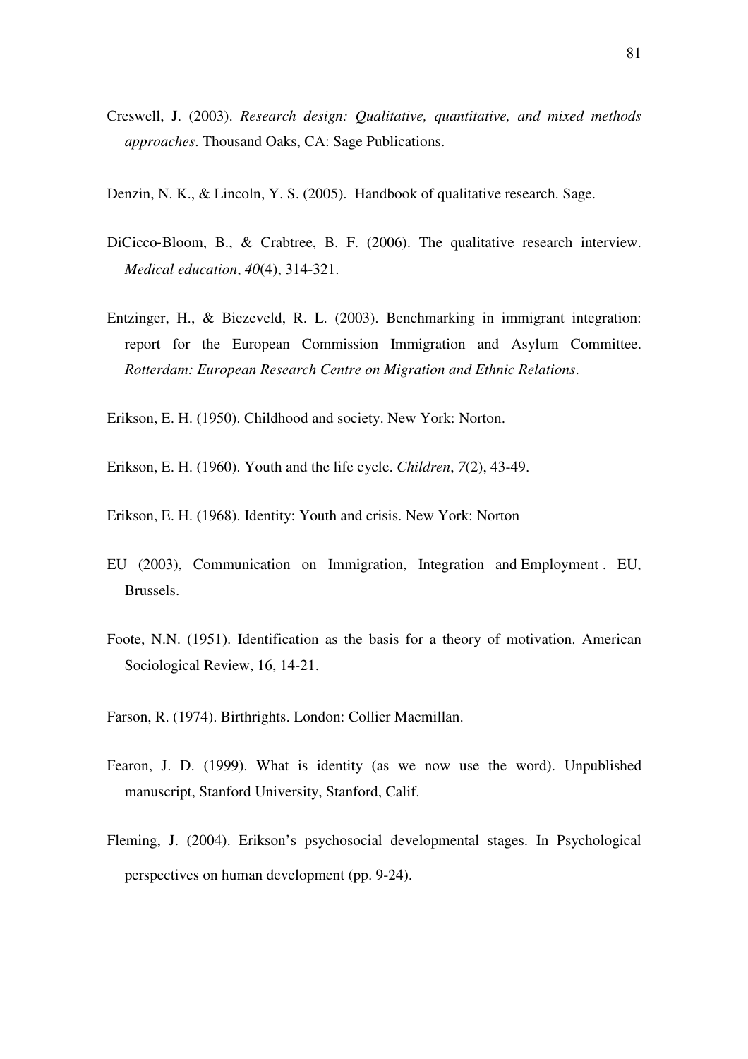Creswell, J. (2003). *Research design: Qualitative, quantitative, and mixed methods approaches*. Thousand Oaks, CA: Sage Publications.

Denzin, N. K., & Lincoln, Y. S. (2005). Handbook of qualitative research. Sage.

DiCicco-Bloom, B., & Crabtree, B. F. (2006). The qualitative research interview. *Medical education*, *40*(4), 314-321.

Entzinger, H., & Biezeveld, R. L. (2003). Benchmarking in immigrant integration: report for the European Commission Immigration and Asylum Committee. *Rotterdam: European Research Centre on Migration and Ethnic Relations*.

Erikson, E. H. (1950). Childhood and society. New York: Norton.

Erikson, E. H. (1960). Youth and the life cycle. *Children*, *7*(2), 43-49.

Erikson, E. H. (1968). Identity: Youth and crisis. New York: Norton

EU (2003), Communication on Immigration, Integration and Employment . EU, Brussels.

Foote, N.N. (1951). Identification as the basis for a theory of motivation. American Sociological Review, 16, 14-21.

Farson, R. (1974). Birthrights. London: Collier Macmillan.

Fearon, J. D. (1999). What is identity (as we now use the word). Unpublished manuscript, Stanford University, Stanford, Calif.

Fleming, J. (2004). Erikson's psychosocial developmental stages. In Psychological perspectives on human development (pp. 9-24).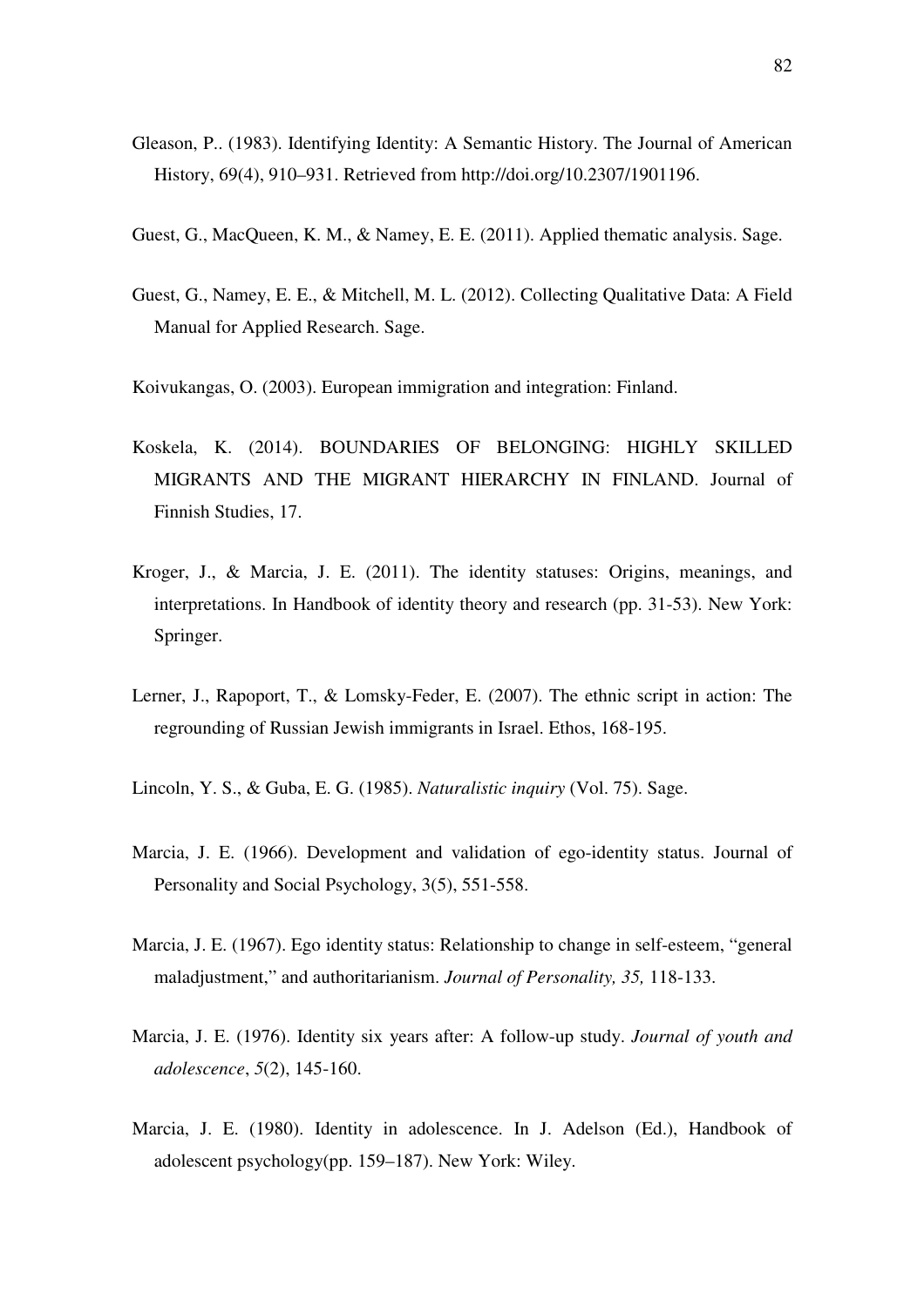Gleason, P.. (1983). Identifying Identity: A Semantic History. The Journal of American History, 69(4), 910–931. Retrieved from http://doi.org/10.2307/1901196.

Guest, G., MacQueen, K. M., & Namey, E. E. (2011). Applied thematic analysis. Sage.

Guest, G., Namey, E. E., & Mitchell, M. L. (2012). Collecting Qualitative Data: A Field Manual for Applied Research. Sage.

Koivukangas, O. (2003). European immigration and integration: Finland.

Koskela, K. (2014). BOUNDARIES OF BELONGING: HIGHLY SKILLED MIGRANTS AND THE MIGRANT HIERARCHY IN FINLAND. Journal of Finnish Studies, 17.

Kroger, J., & Marcia, J. E. (2011). The identity statuses: Origins, meanings, and interpretations. In Handbook of identity theory and research (pp. 31-53). New York: Springer.

Lerner, J., Rapoport, T., & Lomsky-Feder, E. (2007). The ethnic script in action: The regrounding of Russian Jewish immigrants in Israel. Ethos, 168-195.

Lincoln, Y. S., & Guba, E. G. (1985). *Naturalistic inquiry* (Vol. 75). Sage.

Marcia, J. E. (1966). Development and validation of ego-identity status. Journal of Personality and Social Psychology, 3(5), 551-558.

Marcia, J. E. (1967). Ego identity status: Relationship to change in self-esteem, "general maladjustment," and authoritarianism. *Journal of Personality, 35,* 118-133.

Marcia, J. E. (1976). Identity six years after: A follow-up study. *Journal of youth and adolescence*, *5*(2), 145-160.

Marcia, J. E. (1980). Identity in adolescence. In J. Adelson (Ed.), Handbook of adolescent psychology(pp. 159–187). New York: Wiley.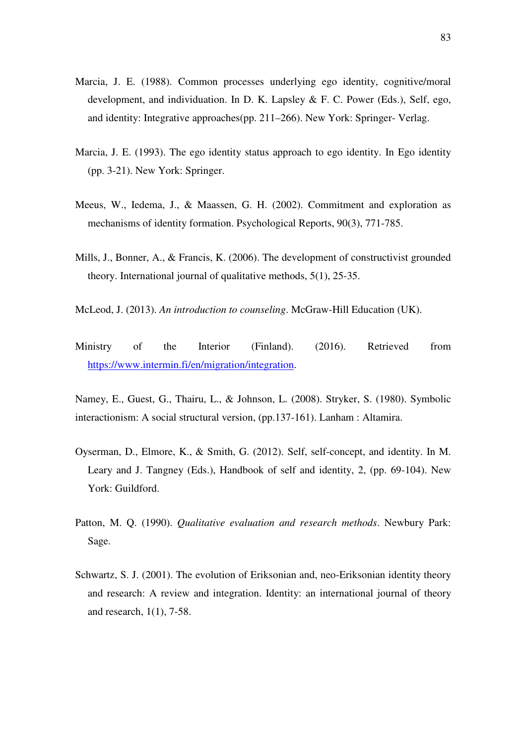Marcia, J. E. (1988). Common processes underlying ego identity, cognitive/moral development, and individuation. In D. K. Lapsley & F. C. Power (Eds.), Self, ego, and identity: Integrative approaches(pp. 211–266). New York: Springer- Verlag.

Marcia, J. E. (1993). The ego identity status approach to ego identity. In Ego identity (pp. 3-21). New York: Springer.

Meeus, W., Iedema, J., & Maassen, G. H. (2002). Commitment and exploration as mechanisms of identity formation. Psychological Reports, 90(3), 771-785.

Mills, J., Bonner, A., & Francis, K. (2006). The development of constructivist grounded theory. International journal of qualitative methods, 5(1), 25-35.

McLeod, J. (2013). *An introduction to counseling*. McGraw-Hill Education (UK).

Ministry of the Interior (Finland). (2016). Retrieved from [https://www.intermin.fi/en/migration/integration](https://www.intermin.fi/en/migration/integration).

Namey, E., Guest, G., Thairu, L., & Johnson, L. (2008). Stryker, S. (1980). Symbolic interactionism: A social structural version, (pp.137-161). Lanham : Altamira.

Oyserman, D., Elmore, K., & Smith, G. (2012). Self, self-concept, and identity. In M. Leary and J. Tangney (Eds.), Handbook of self and identity, 2, (pp. 69-104). New York: Guildford.

Patton, M. Q. (1990). *Qualitative evaluation and research methods*. Newbury Park: Sage.

Schwartz, S. J. (2001). The evolution of Eriksonian and, neo-Eriksonian identity theory and research: A review and integration. Identity: an international journal of theory and research, 1(1), 7-58.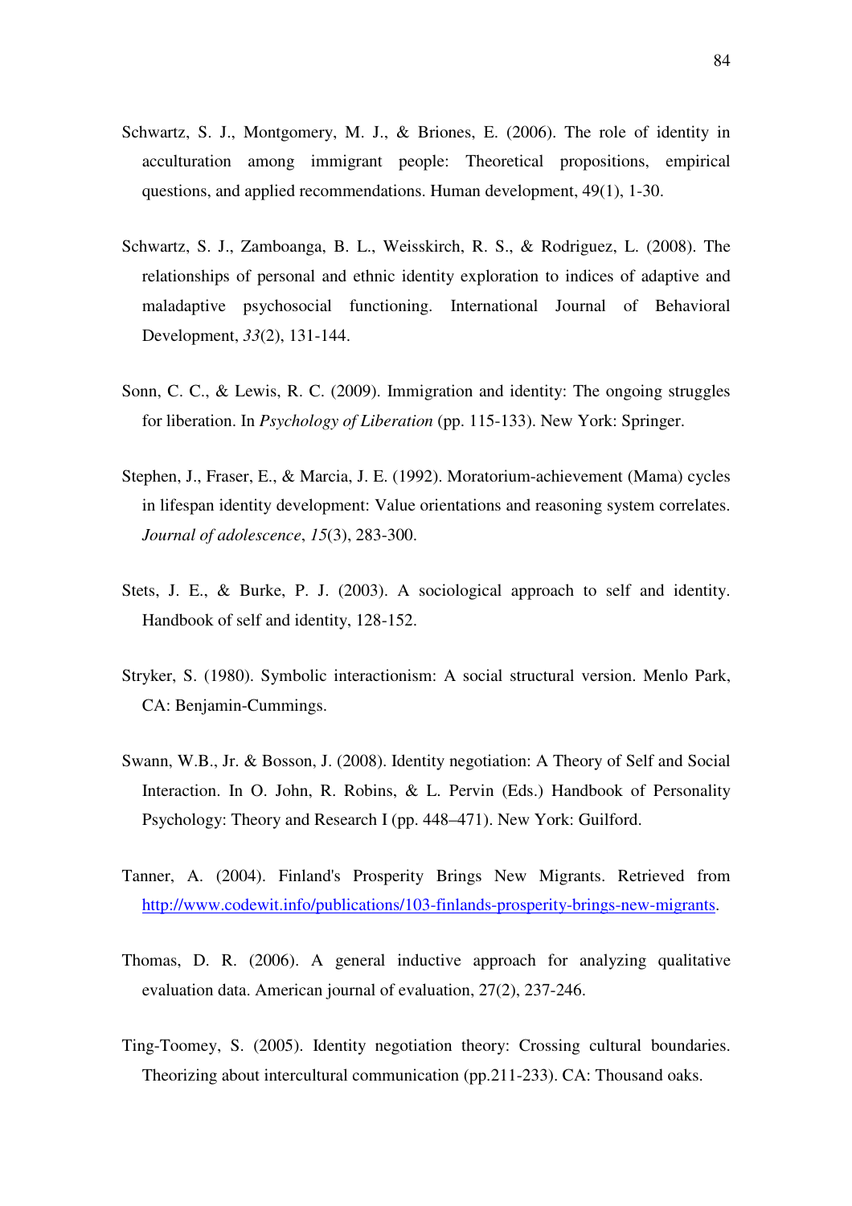Schwartz, S. J., Montgomery, M. J., & Briones, E. (2006). The role of identity in acculturation among immigrant people: Theoretical propositions, empirical questions, and applied recommendations. Human development, 49(1), 1-30.

Schwartz, S. J., Zamboanga, B. L., Weisskirch, R. S., & Rodriguez, L. (2008). The relationships of personal and ethnic identity exploration to indices of adaptive and maladaptive psychosocial functioning. International Journal of Behavioral Development, *33*(2), 131-144.

Sonn, C. C., & Lewis, R. C. (2009). Immigration and identity: The ongoing struggles for liberation. In *Psychology of Liberation* (pp. 115-133). New York: Springer.

Stephen, J., Fraser, E., & Marcia, J. E. (1992). Moratorium-achievement (Mama) cycles in lifespan identity development: Value orientations and reasoning system correlates. *Journal of adolescence*, *15*(3), 283-300.

Stets, J. E., & Burke, P. J. (2003). A sociological approach to self and identity. Handbook of self and identity, 128-152.

Stryker, S. (1980). Symbolic interactionism: A social structural version. Menlo Park, CA: Benjamin-Cummings.

Swann, W.B., Jr. & Bosson, J. (2008). Identity negotiation: A Theory of Self and Social Interaction. In O. John, R. Robins, & L. Pervin (Eds.) Handbook of Personality Psychology: Theory and Research I (pp. 448–471). New York: Guilford.

Tanner, A. (2004). Finland's Prosperity Brings New Migrants. Retrieved from http://www.codewit.info/publications/103-finlands-prosperity-brings-new-migrants.

Thomas, D. R. (2006). A general inductive approach for analyzing qualitative evaluation data. American journal of evaluation, 27(2), 237-246.

Ting-Toomey, S. (2005). Identity negotiation theory: Crossing cultural boundaries. Theorizing about intercultural communication (pp.211-233). CA: Thousand oaks.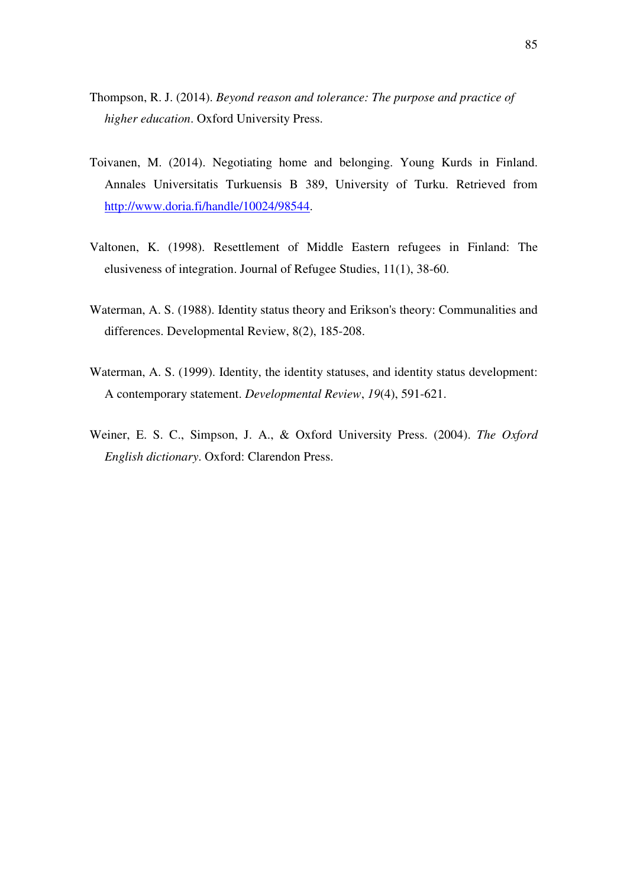Thompson, R. J. (2014). *Beyond reason and tolerance: The purpose and practice of higher education*. Oxford University Press.

Toivanen, M. (2014). Negotiating home and belonging. Young Kurds in Finland. Annales Universitatis Turkuensis B 389, University of Turku. Retrieved from http://www.doria.fi/handle/10024/98544.

Valtonen, K. (1998). Resettlement of Middle Eastern refugees in Finland: The elusiveness of integration. Journal of Refugee Studies, 11(1), 38-60.

Waterman, A. S. (1988). Identity status theory and Erikson's theory: Communalities and differences. Developmental Review, 8(2), 185-208.

Waterman, A. S. (1999). Identity, the identity statuses, and identity status development: A contemporary statement. *Developmental Review*, *19*(4), 591-621.

Weiner, E. S. C., Simpson, J. A., & Oxford University Press. (2004). *The Oxford English dictionary*. Oxford: Clarendon Press.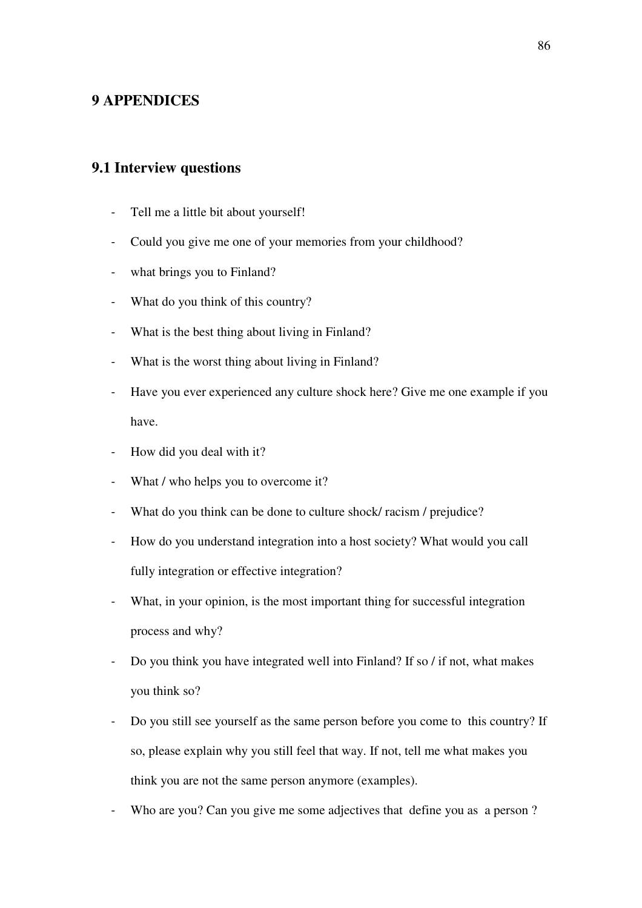# 9 APPENDICES

## 9.1 Interview questions

- Tell me a little bit about yourself!
- Could you give me one of your memories from your childhood?
- what brings you to Finland?
- What do you think of this country?
- What is the best thing about living in Finland?
- What is the worst thing about living in Finland?
- Have you ever experienced any culture shock here? Give me one example if you have.
- How did you deal with it?
- What / who helps you to overcome it?
- What do you think can be done to culture shock/ racism / prejudice?
- How do you understand integration into a host society? What would you call fully integration or effective integration?
- What, in your opinion, is the most important thing for successful integration process and why?
- Do you think you have integrated well into Finland? If so / if not, what makes you think so?
- Do you still see yourself as the same person before you come to this country? If so, please explain why you still feel that way. If not, tell me what makes you think you are not the same person anymore (examples).
- Who are you? Can you give me some adjectives that define you as a person ?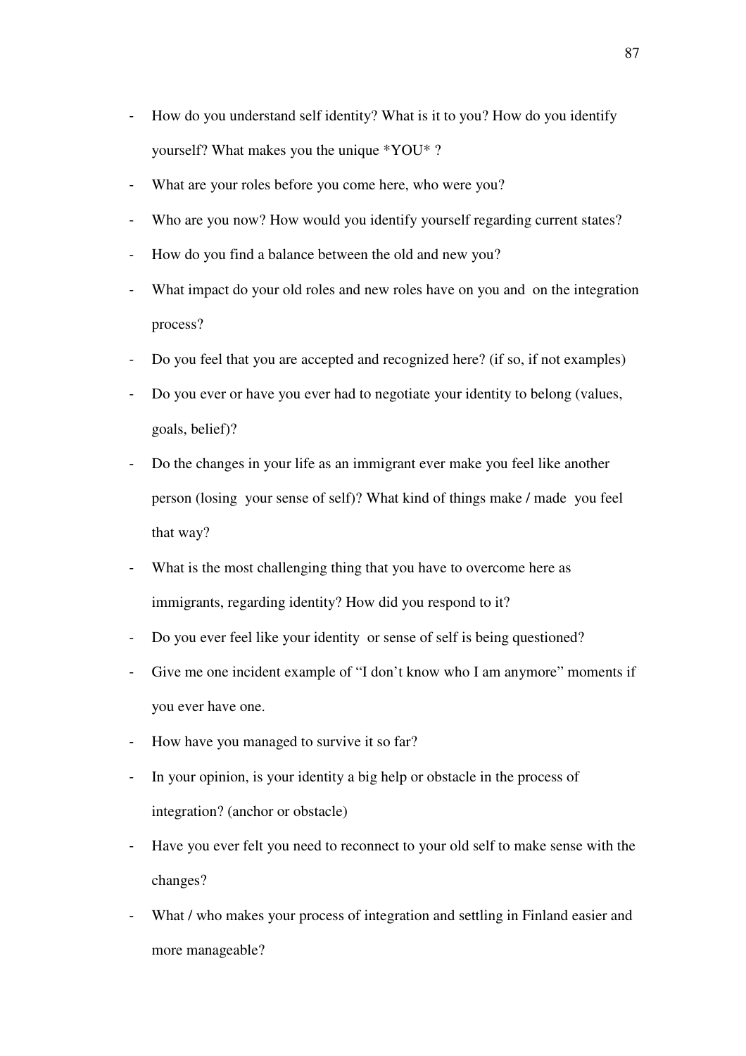- How do you understand self identity? What is it to you? How do you identify yourself? What makes you the unique *YOU* ?
- What are your roles before you come here, who were you?
- Who are you now? How would you identify yourself regarding current states?
- How do you find a balance between the old and new you?
- What impact do your old roles and new roles have on you and on the integration process?
- Do you feel that you are accepted and recognized here? (if so, if not examples)
- Do you ever or have you ever had to negotiate your identity to belong (values, goals, belief)?
- Do the changes in your life as an immigrant ever make you feel like another person (losing your sense of self)? What kind of things make / made you feel that way?
- What is the most challenging thing that you have to overcome here as immigrants, regarding identity? How did you respond to it?
- Do you ever feel like your identity or sense of self is being questioned?
- Give me one incident example of "I don't know who I am anymore" moments if you ever have one.
- How have you managed to survive it so far?
- In your opinion, is your identity a big help or obstacle in the process of integration? (anchor or obstacle)
- Have you ever felt you need to reconnect to your old self to make sense with the changes?
- What / who makes your process of integration and settling in Finland easier and more manageable?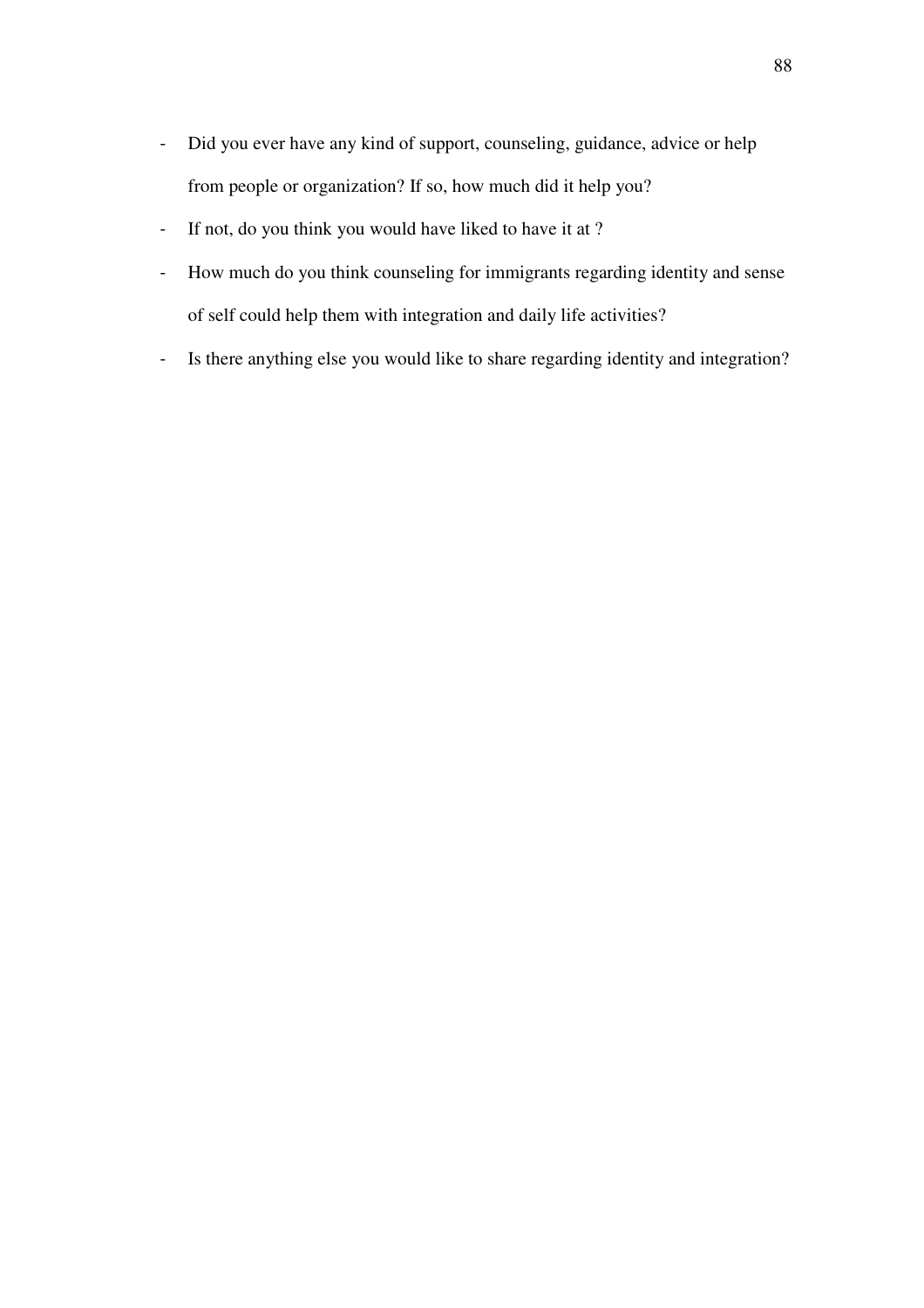- Did you ever have any kind of support, counseling, guidance, advice or help from people or organization? If so, how much did it help you?
- If not, do you think you would have liked to have it at ?
- How much do you think counseling for immigrants regarding identity and sense of self could help them with integration and daily life activities?
- Is there anything else you would like to share regarding identity and integration?